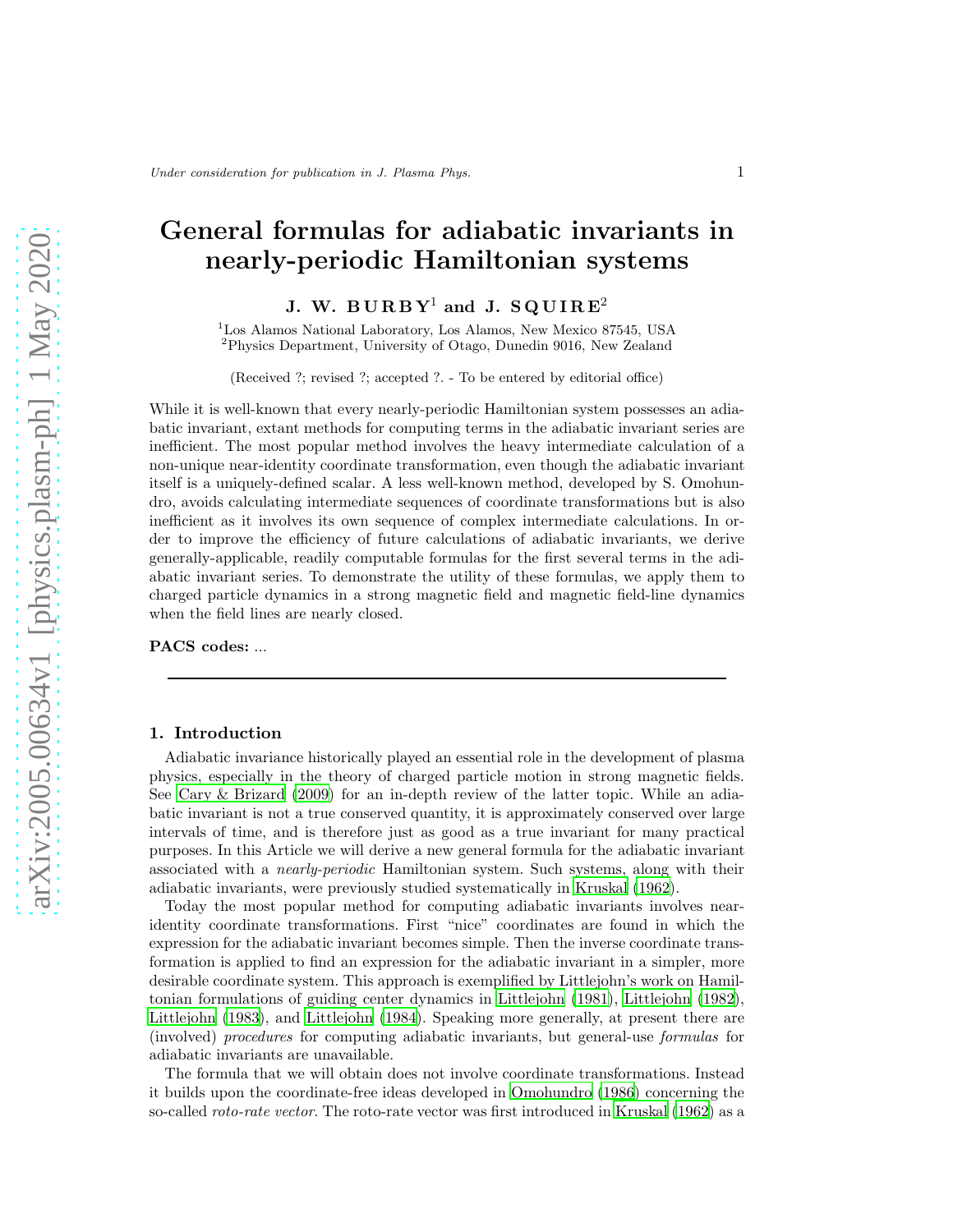# General formulas for adiabatic invariants in nearly-periodic Hamiltonian systems

**J. W. BURBY**[1] **and J. SQUIRE**[2]

[1]Los Alamos National Laboratory, Los Alamos, New Mexico 87545, USA
[2]Physics Department, University of Otago, Dunedin 9016, New Zealand

(Received ?; revised ?; accepted ?. - To be entered by editorial office)

While it is well-known that every nearly-periodic Hamiltonian system possesses an adiabatic invariant, extant methods for computing terms in the adiabatic invariant series are inefficient. The most popular method involves the heavy intermediate calculation of a non-unique near-identity coordinate transformation, even though the adiabatic invariant itself is a uniquely-defined scalar. A less well-known method, developed by S. Omohundro, avoids calculating intermediate sequences of coordinate transformations but is also inefficient as it involves its own sequence of complex intermediate calculations. In order to improve the efficiency of future calculations of adiabatic invariants, we derive generally-applicable, readily computable formulas for the first several terms in the adiabatic invariant series. To demonstrate the utility of these formulas, we apply them to charged particle dynamics in a strong magnetic field and magnetic field-line dynamics when the field lines are nearly closed.

**PACS codes:** ...

## 1. Introduction

Adiabatic invariance historically played an essential role in the development of plasma physics, especially in the theory of charged particle motion in strong magnetic fields. See Cary & Brizard (2009) for an in-depth review of the latter topic. While an adiabatic invariant is not a true conserved quantity, it is approximately conserved over large intervals of time, and is therefore just as good as a true invariant for many practical purposes. In this Article we will derive a new general formula for the adiabatic invariant associated with a *nearly-periodic* Hamiltonian system. Such systems, along with their adiabatic invariants, were previously studied systematically in Kruskal (1962).

Today the most popular method for computing adiabatic invariants involves near-identity coordinate transformations. First "nice" coordinates are found in which the expression for the adiabatic invariant becomes simple. Then the inverse coordinate transformation is applied to find an expression for the adiabatic invariant in a simpler, more desirable coordinate system. This approach is exemplified by Littlejohn's work on Hamiltonian formulations of guiding center dynamics in Littlejohn (1981), Littlejohn (1982), Littlejohn (1983), and Littlejohn (1984). Speaking more generally, at present there are (involved) *procedures* for computing adiabatic invariants, but general-use *formulas* for adiabatic invariants are unavailable.

The formula that we will obtain does not involve coordinate transformations. Instead it builds upon the coordinate-free ideas developed in Omohundro (1986) concerning the so-called *roto-rate vector*. The roto-rate vector was first introduced in Kruskal (1962) as a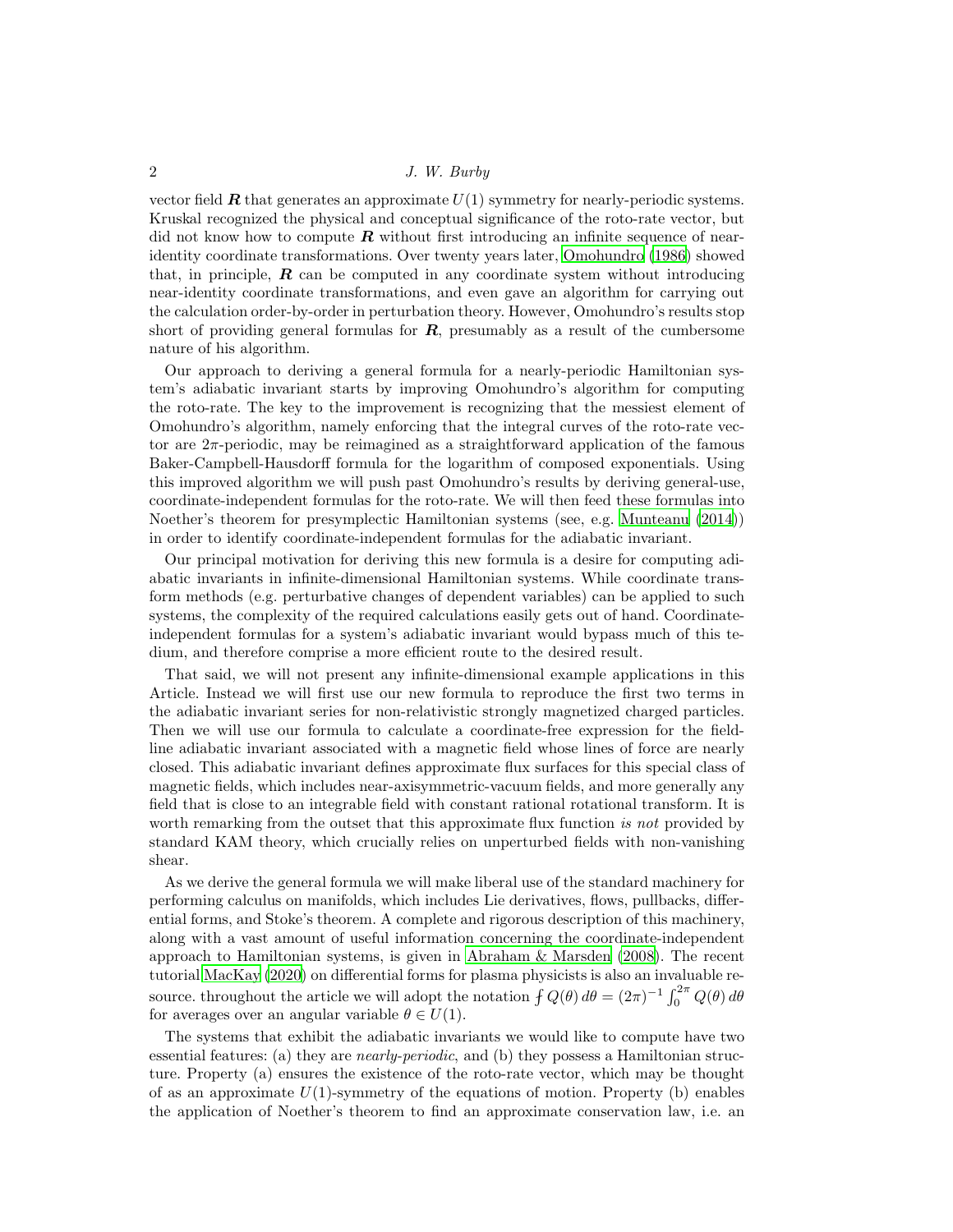vector field $\boldsymbol{R}$ that generates an approximate $U(1)$ symmetry for nearly-periodic systems. Kruskal recognized the physical and conceptual significance of the roto-rate vector, but did not know how to compute $\boldsymbol{R}$ without first introducing an infinite sequence of near-identity coordinate transformations. Over twenty years later, Omohundro (1986) showed that, in principle, $\boldsymbol{R}$ can be computed in any coordinate system without introducing near-identity coordinate transformations, and even gave an algorithm for carrying out the calculation order-by-order in perturbation theory. However, Omohundro's results stop short of providing general formulas for $\boldsymbol{R}$, presumably as a result of the cumbersome nature of his algorithm.

Our approach to deriving a general formula for a nearly-periodic Hamiltonian system's adiabatic invariant starts by improving Omohundro's algorithm for computing the roto-rate. The key to the improvement is recognizing that the messiest element of Omohundro's algorithm, namely enforcing that the integral curves of the roto-rate vector are $2\pi$-periodic, may be reimagined as a straightforward application of the famous Baker-Campbell-Hausdorff formula for the logarithm of composed exponentials. Using this improved algorithm we will push past Omohundro's results by deriving general-use, coordinate-independent formulas for the roto-rate. We will then feed these formulas into Noether's theorem for presymplectic Hamiltonian systems (see, e.g. Munteanu (2014)) in order to identify coordinate-independent formulas for the adiabatic invariant.

Our principal motivation for deriving this new formula is a desire for computing adiabatic invariants in infinite-dimensional Hamiltonian systems. While coordinate transform methods (e.g. perturbative changes of dependent variables) can be applied to such systems, the complexity of the required calculations easily gets out of hand. Coordinate-independent formulas for a system's adiabatic invariant would bypass much of this tedium, and therefore comprise a more efficient route to the desired result.

That said, we will not present any infinite-dimensional example applications in this Article. Instead we will first use our new formula to reproduce the first two terms in the adiabatic invariant series for non-relativistic strongly magnetized charged particles. Then we will use our formula to calculate a coordinate-free expression for the field-line adiabatic invariant associated with a magnetic field whose lines of force are nearly closed. This adiabatic invariant defines approximate flux surfaces for this special class of magnetic fields, which includes near-axisymmetric-vacuum fields, and more generally any field that is close to an integrable field with constant rational rotational transform. It is worth remarking from the outset that this approximate flux function *is not* provided by standard KAM theory, which crucially relies on unperturbed fields with non-vanishing shear.

As we derive the general formula we will make liberal use of the standard machinery for performing calculus on manifolds, which includes Lie derivatives, flows, pullbacks, differential forms, and Stoke's theorem. A complete and rigorous description of this machinery, along with a vast amount of useful information concerning the coordinate-independent approach to Hamiltonian systems, is given in Abraham & Marsden (2008). The recent tutorial MacKay (2020) on differential forms for plasma physicists is also an invaluable resource. throughout the article we will adopt the notation $\fint Q(\theta)\,d\theta = (2\pi)^{-1}\int_0^{2\pi} Q(\theta)\,d\theta$ for averages over an angular variable $\theta \in U(1)$.

The systems that exhibit the adiabatic invariants we would like to compute have two essential features: (a) they are *nearly-periodic*, and (b) they possess a Hamiltonian structure. Property (a) ensures the existence of the roto-rate vector, which may be thought of as an approximate $U(1)$-symmetry of the equations of motion. Property (b) enables the application of Noether's theorem to find an approximate conservation law, i.e. an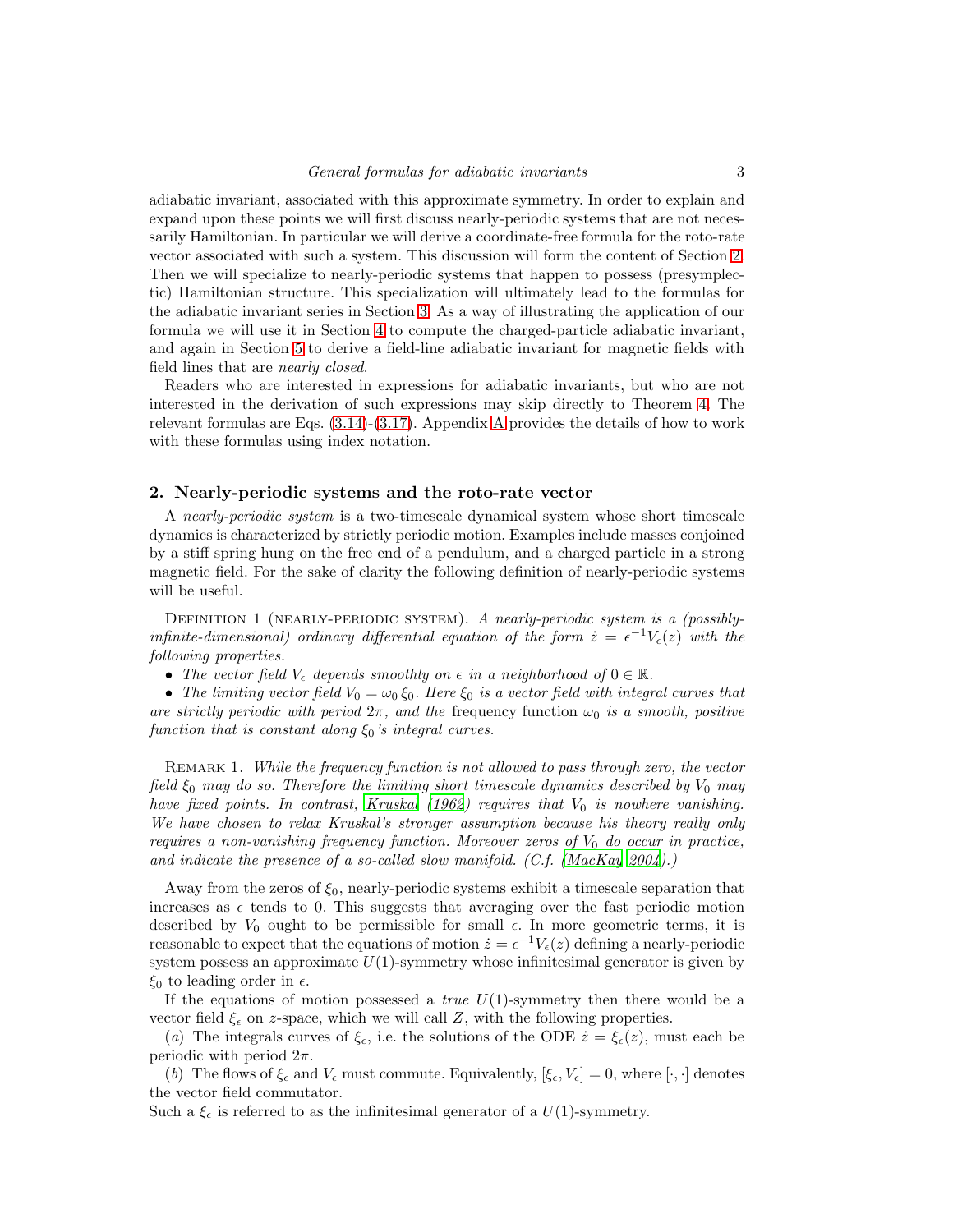adiabatic invariant, associated with this approximate symmetry. In order to explain and expand upon these points we will first discuss nearly-periodic systems that are not necessarily Hamiltonian. In particular we will derive a coordinate-free formula for the roto-rate vector associated with such a system. This discussion will form the content of Section 2. Then we will specialize to nearly-periodic systems that happen to possess (presymplectic) Hamiltonian structure. This specialization will ultimately lead to the formulas for the adiabatic invariant series in Section 3. As a way of illustrating the application of our formula we will use it in Section 4 to compute the charged-particle adiabatic invariant, and again in Section 5 to derive a field-line adiabatic invariant for magnetic fields with field lines that are *nearly closed*.

Readers who are interested in expressions for adiabatic invariants, but who are not interested in the derivation of such expressions may skip directly to Theorem 4. The relevant formulas are Eqs. (3.14)-(3.17). Appendix A provides the details of how to work with these formulas using index notation.

## 2. Nearly-periodic systems and the roto-rate vector

A *nearly-periodic system* is a two-timescale dynamical system whose short timescale dynamics is characterized by strictly periodic motion. Examples include masses conjoined by a stiff spring hung on the free end of a pendulum, and a charged particle in a strong magnetic field. For the sake of clarity the following definition of nearly-periodic systems will be useful.

Definition 1 (nearly-periodic system). *A nearly-periodic system is a (possibly-infinite-dimensional) ordinary differential equation of the form $\dot{z} = \epsilon^{-1} V_\epsilon(z)$ with the following properties.*

- *The vector field $V_\epsilon$ depends smoothly on $\epsilon$ in a neighborhood of $0 \in \mathbb{R}$.*
- *The limiting vector field $V_0 = \omega_0 \, \xi_0$. Here $\xi_0$ is a vector field with integral curves that are strictly periodic with period $2\pi$, and the* frequency function *$\omega_0$ is a smooth, positive function that is constant along $\xi_0$'s integral curves.*

Remark 1. *While the frequency function is not allowed to pass through zero, the vector field $\xi_0$ may do so. Therefore the limiting short timescale dynamics described by $V_0$ may have fixed points. In contrast, Kruskal (1962) requires that $V_0$ is nowhere vanishing. We have chosen to relax Kruskal's stronger assumption because his theory really only requires a non-vanishing frequency function. Moreover zeros of $V_0$ do occur in practice, and indicate the presence of a so-called slow manifold. (C.f. (MacKay 2004).)*

Away from the zeros of $\xi_0$, nearly-periodic systems exhibit a timescale separation that increases as $\epsilon$ tends to 0. This suggests that averaging over the fast periodic motion described by $V_0$ ought to be permissible for small $\epsilon$. In more geometric terms, it is reasonable to expect that the equations of motion $\dot{z} = \epsilon^{-1} V_\epsilon(z)$ defining a nearly-periodic system possess an approximate $U(1)$-symmetry whose infinitesimal generator is given by $\xi_0$ to leading order in $\epsilon$.

If the equations of motion possessed a *true* $U(1)$-symmetry then there would be a vector field $\xi_\epsilon$ on $z$-space, which we will call $Z$, with the following properties.

($a$) The integrals curves of $\xi_\epsilon$, i.e. the solutions of the ODE $\dot{z} = \xi_\epsilon(z)$, must each be periodic with period $2\pi$.

($b$) The flows of $\xi_\epsilon$ and $V_\epsilon$ must commute. Equivalently, $[\xi_\epsilon, V_\epsilon] = 0$, where $[\cdot, \cdot]$ denotes the vector field commutator.

Such a $\xi_\epsilon$ is referred to as the infinitesimal generator of a $U(1)$-symmetry.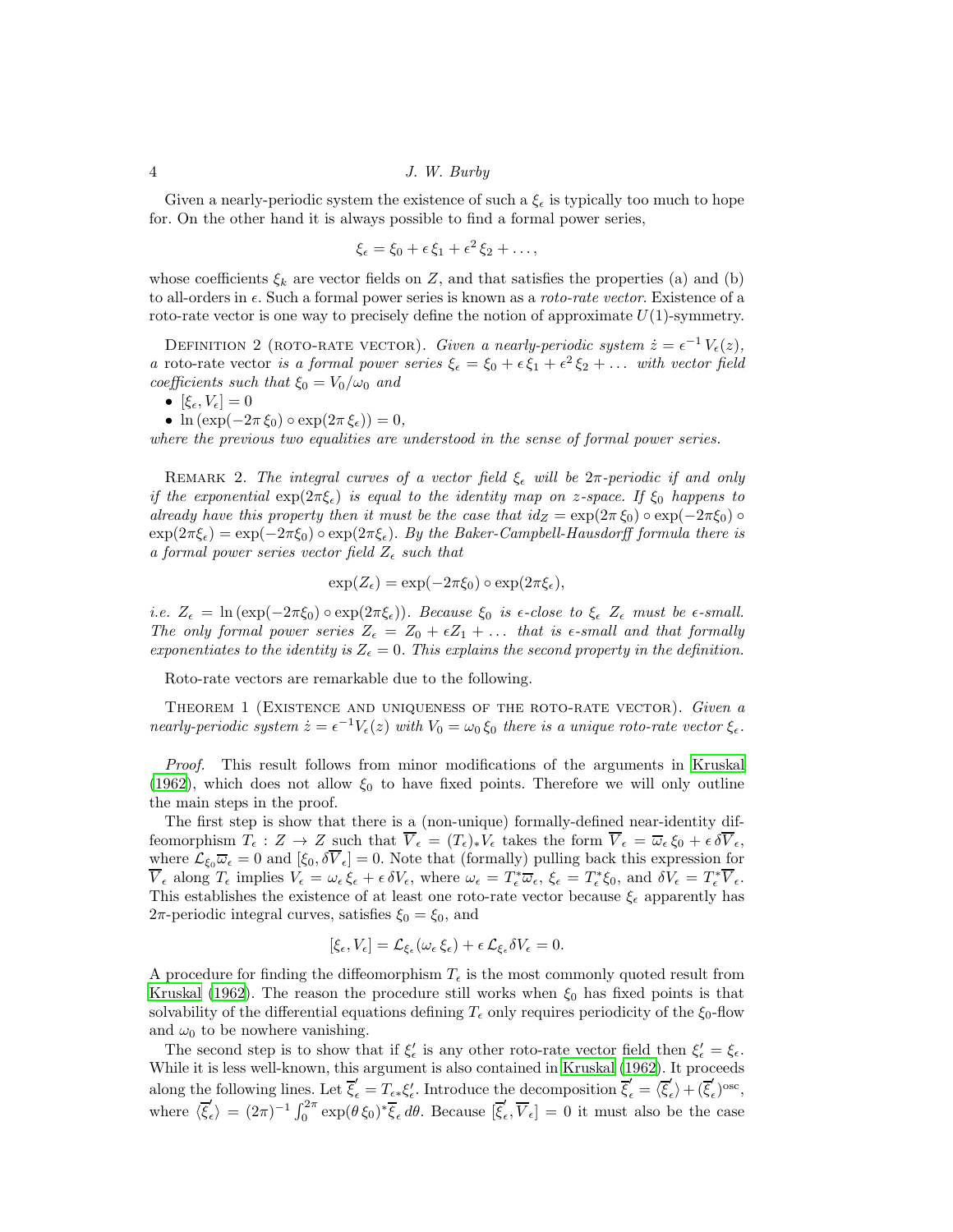Given a nearly-periodic system the existence of such a $\xi_\epsilon$ is typically too much to hope for. On the other hand it is always possible to find a formal power series,

$$\xi_\epsilon = \xi_0 + \epsilon\,\xi_1 + \epsilon^2\,\xi_2 + \dots,$$

whose coefficients $\xi_k$ are vector fields on $Z$, and that satisfies the properties (a) and (b) to all-orders in $\epsilon$. Such a formal power series is known as a *roto-rate vector*. Existence of a roto-rate vector is one way to precisely define the notion of approximate $U(1)$-symmetry.

Definition 2 (roto-rate vector). *Given a nearly-periodic system $\dot{z} = \epsilon^{-1}\,V_\epsilon(z)$, a* roto-rate vector *is a formal power series $\xi_\epsilon = \xi_0 + \epsilon\,\xi_1 + \epsilon^2\,\xi_2 + \dots$ with vector field coefficients such that $\xi_0 = V_0/\omega_0$ and*

- $[\xi_\epsilon, V_\epsilon] = 0$
- $\ln\left(\exp(-2\pi\,\xi_0)\circ\exp(2\pi\,\xi_\epsilon)\right) = 0,$

*where the previous two equalities are understood in the sense of formal power series.*

Remark 2. *The integral curves of a vector field $\xi_\epsilon$ will be $2\pi$-periodic if and only if the exponential $\exp(2\pi\xi_\epsilon)$ is equal to the identity map on $z$-space. If $\xi_0$ happens to already have this property then it must be the case that $id_Z = \exp(2\pi\,\xi_0)\circ\exp(-2\pi\xi_0)\circ\exp(2\pi\xi_\epsilon) = \exp(-2\pi\xi_0)\circ\exp(2\pi\xi_\epsilon)$. By the Baker-Campbell-Hausdorff formula there is a formal power series vector field $Z_\epsilon$ such that*

$$\exp(Z_\epsilon) = \exp(-2\pi\xi_0)\circ\exp(2\pi\xi_\epsilon),$$

*i.e. $Z_\epsilon = \ln\left(\exp(-2\pi\xi_0)\circ\exp(2\pi\xi_\epsilon)\right)$. Because $\xi_0$ is $\epsilon$-close to $\xi_\epsilon$ $Z_\epsilon$ must be $\epsilon$-small. The only formal power series $Z_\epsilon = Z_0 + \epsilon Z_1 + \dots$ that is $\epsilon$-small and that formally exponentiates to the identity is $Z_\epsilon = 0$. This explains the second property in the definition.*

Roto-rate vectors are remarkable due to the following.

Theorem 1 (Existence and uniqueness of the roto-rate vector). *Given a nearly-periodic system $\dot{z} = \epsilon^{-1}V_\epsilon(z)$ with $V_0 = \omega_0\,\xi_0$ there is a unique roto-rate vector $\xi_\epsilon$.*

*Proof.* This result follows from minor modifications of the arguments in Kruskal (1962), which does not allow $\xi_0$ to have fixed points. Therefore we will only outline the main steps in the proof.

The first step is show that there is a (non-unique) formally-defined near-identity diffeomorphism $T_\epsilon : Z \to Z$ such that $\overline{V}_\epsilon = (T_\epsilon)_* V_\epsilon$ takes the form $\overline{V}_\epsilon = \overline{\omega}_\epsilon\,\xi_0 + \epsilon\,\delta\overline{V}_\epsilon$, where $\mathcal{L}_{\xi_0}\overline{\omega}_\epsilon = 0$ and $[\xi_0, \delta\overline{V}_\epsilon] = 0$. Note that (formally) pulling back this expression for $\overline{V}_\epsilon$ along $T_\epsilon$ implies $V_\epsilon = \omega_\epsilon\,\xi_\epsilon + \epsilon\,\delta V_\epsilon$, where $\omega_\epsilon = T_\epsilon^*\overline{\omega}_\epsilon$, $\xi_\epsilon = T_\epsilon^*\xi_0$, and $\delta V_\epsilon = T_\epsilon^*\overline{V}_\epsilon$. This establishes the existence of at least one roto-rate vector because $\xi_\epsilon$ apparently has $2\pi$-periodic integral curves, satisfies $\xi_0 = \xi_0$, and

$$[\xi_\epsilon, V_\epsilon] = \mathcal{L}_{\xi_\epsilon}(\omega_\epsilon\,\xi_\epsilon) + \epsilon\,\mathcal{L}_{\xi_\epsilon}\delta V_\epsilon = 0.$$

A procedure for finding the diffeomorphism $T_\epsilon$ is the most commonly quoted result from Kruskal (1962). The reason the procedure still works when $\xi_0$ has fixed points is that solvability of the differential equations defining $T_\epsilon$ only requires periodicity of the $\xi_0$-flow and $\omega_0$ to be nowhere vanishing.

The second step is to show that if $\xi_\epsilon'$ is any other roto-rate vector field then $\xi_\epsilon' = \xi_\epsilon$. While it is less well-known, this argument is also contained in Kruskal (1962). It proceeds along the following lines. Let $\overline{\xi}_\epsilon' = T_{\epsilon *}\xi_\epsilon'$. Introduce the decomposition $\overline{\xi}_\epsilon' = \langle\overline{\xi}_\epsilon'\rangle + (\overline{\xi}_\epsilon')^{\text{osc}}$, where $\langle\overline{\xi}_\epsilon'\rangle = (2\pi)^{-1}\int_0^{2\pi}\exp(\theta\,\xi_0)^*\overline{\xi}_\epsilon'\,d\theta$. Because $[\overline{\xi}_\epsilon', \overline{V}_\epsilon] = 0$ it must also be the case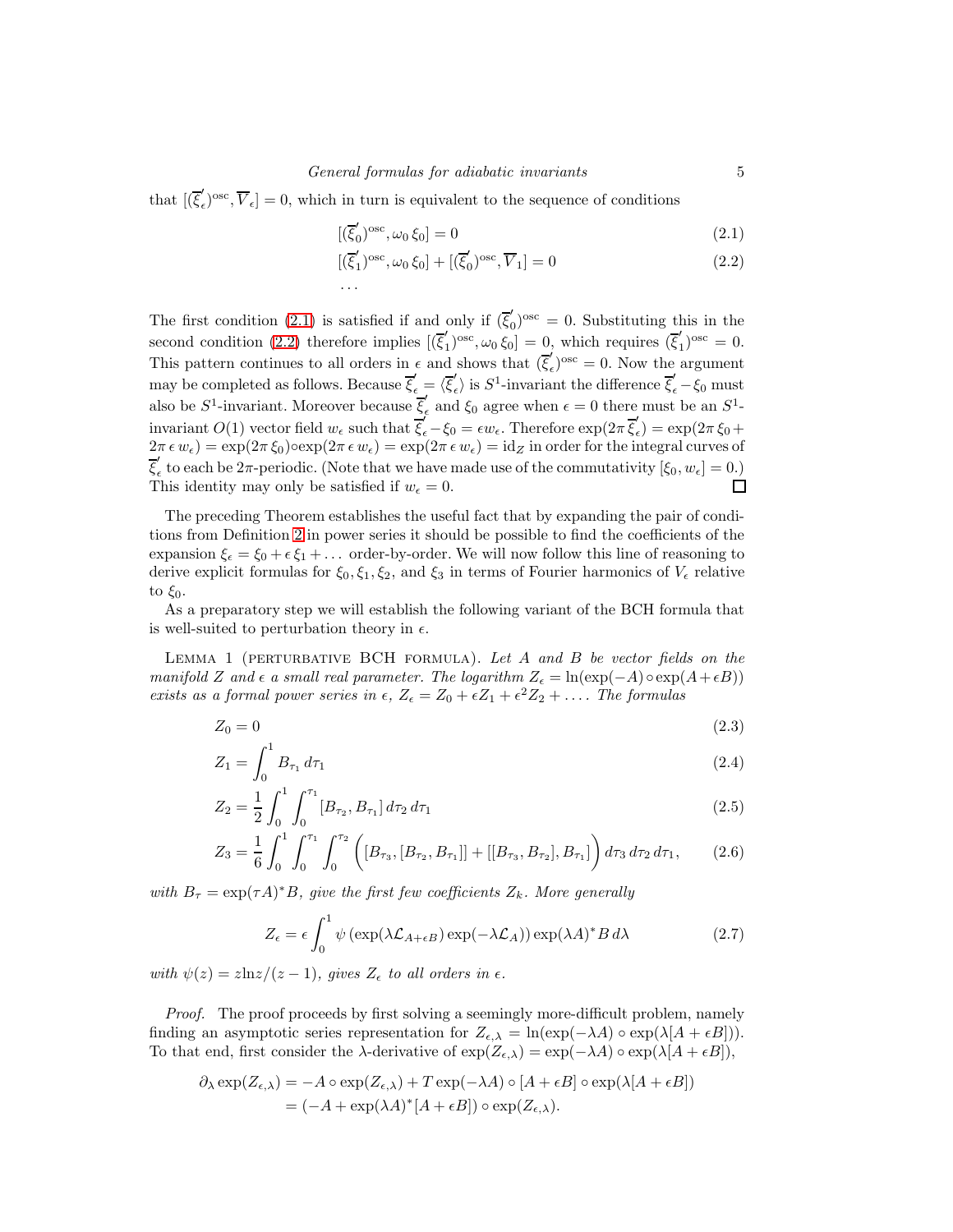that $[(\overline{\xi}_\epsilon^{'})^{\rm osc}, \overline{V}_\epsilon] = 0$, which in turn is equivalent to the sequence of conditions

$$[(\overline{\xi}_0^{'})^{\rm osc}, \omega_0\, \xi_0] = 0 \tag{2.1}$$

$$[(\overline{\xi}_1^{'})^{\rm osc}, \omega_0\, \xi_0] + [(\overline{\xi}_0^{'})^{\rm osc}, \overline{V}_1] = 0 \tag{2.2}$$

$$\dots$$

The first condition (2.1) is satisfied if and only if $(\overline{\xi}_0^{'})^{\rm osc} = 0$. Substituting this in the second condition (2.2) therefore implies $[(\overline{\xi}_1^{'})^{\rm osc}, \omega_0\, \xi_0] = 0$, which requires $(\overline{\xi}_1^{'})^{\rm osc} = 0$. This pattern continues to all orders in $\epsilon$ and shows that $(\overline{\xi}_\epsilon^{'})^{\rm osc} = 0$. Now the argument may be completed as follows. Because $\overline{\xi}_\epsilon^{'} = \langle \overline{\xi}_\epsilon^{'} \rangle$ is $S^1$-invariant the difference $\overline{\xi}_\epsilon^{'} - \xi_0$ must also be $S^1$-invariant. Moreover because $\overline{\xi}_\epsilon^{'}$ and $\xi_0$ agree when $\epsilon = 0$ there must be an $S^1$-invariant $O(1)$ vector field $w_\epsilon$ such that $\overline{\xi}_\epsilon^{'} - \xi_0 = \epsilon w_\epsilon$. Therefore $\exp(2\pi\, \overline{\xi}_\epsilon^{'}) = \exp(2\pi\, \xi_0 + 2\pi\, \epsilon\, w_\epsilon) = \exp(2\pi\, \xi_0) \circ \exp(2\pi\, \epsilon\, w_\epsilon) = \exp(2\pi\, \epsilon\, w_\epsilon) = {\rm id}_Z$ in order for the integral curves of $\overline{\xi}_\epsilon^{'}$ to each be $2\pi$-periodic. (Note that we have made use of the commutativity $[\xi_0, w_\epsilon] = 0$.) This identity may only be satisfied if $w_\epsilon = 0$. $\square$

The preceding Theorem establishes the useful fact that by expanding the pair of conditions from Definition 2 in power series it should be possible to find the coefficients of the expansion $\xi_\epsilon = \xi_0 + \epsilon\, \xi_1 + \dots$ order-by-order. We will now follow this line of reasoning to derive explicit formulas for $\xi_0, \xi_1, \xi_2$, and $\xi_3$ in terms of Fourier harmonics of $V_\epsilon$ relative to $\xi_0$.

As a preparatory step we will establish the following variant of the BCH formula that is well-suited to perturbation theory in $\epsilon$.

Lemma 1 (perturbative BCH formula). *Let $A$ and $B$ be vector fields on the manifold $Z$ and $\epsilon$ a small real parameter. The logarithm $Z_\epsilon = \ln(\exp(-A) \circ \exp(A + \epsilon B))$ exists as a formal power series in $\epsilon$, $Z_\epsilon = Z_0 + \epsilon Z_1 + \epsilon^2 Z_2 + \dots$. The formulas*

$$Z_0 = 0 \tag{2.3}$$

$$Z_1 = \int_0^1 B_{\tau_1}\, d\tau_1 \tag{2.4}$$

$$Z_2 = \frac{1}{2} \int_0^1 \int_0^{\tau_1} [B_{\tau_2}, B_{\tau_1}]\, d\tau_2\, d\tau_1 \tag{2.5}$$

$$Z_3 = \frac{1}{6} \int_0^1 \int_0^{\tau_1} \int_0^{\tau_2} \Big( [B_{\tau_3}, [B_{\tau_2}, B_{\tau_1}]] + [[B_{\tau_3}, B_{\tau_2}], B_{\tau_1}] \Big)\, d\tau_3\, d\tau_2\, d\tau_1, \tag{2.6}$$

*with $B_\tau = \exp(\tau A)^* B$, give the first few coefficients $Z_k$. More generally*

$$Z_\epsilon = \epsilon \int_0^1 \psi \left( \exp(\lambda \mathcal{L}_{A+\epsilon B}) \exp(-\lambda \mathcal{L}_A) \right) \exp(\lambda A)^* B\, d\lambda \tag{2.7}$$

*with $\psi(z) = z \ln z/(z-1)$, gives $Z_\epsilon$ to all orders in $\epsilon$.*

*Proof.* The proof proceeds by first solving a seemingly more-difficult problem, namely finding an asymptotic series representation for $Z_{\epsilon,\lambda} = \ln(\exp(-\lambda A) \circ \exp(\lambda[A + \epsilon B]))$. To that end, first consider the $\lambda$-derivative of $\exp(Z_{\epsilon,\lambda}) = \exp(-\lambda A) \circ \exp(\lambda[A + \epsilon B])$,

$$\begin{aligned}
\partial_\lambda \exp(Z_{\epsilon,\lambda}) &= -A \circ \exp(Z_{\epsilon,\lambda}) + T \exp(-\lambda A) \circ [A + \epsilon B] \circ \exp(\lambda[A + \epsilon B]) \\
&= (-A + \exp(\lambda A)^* [A + \epsilon B]) \circ \exp(Z_{\epsilon,\lambda}).
\end{aligned}$$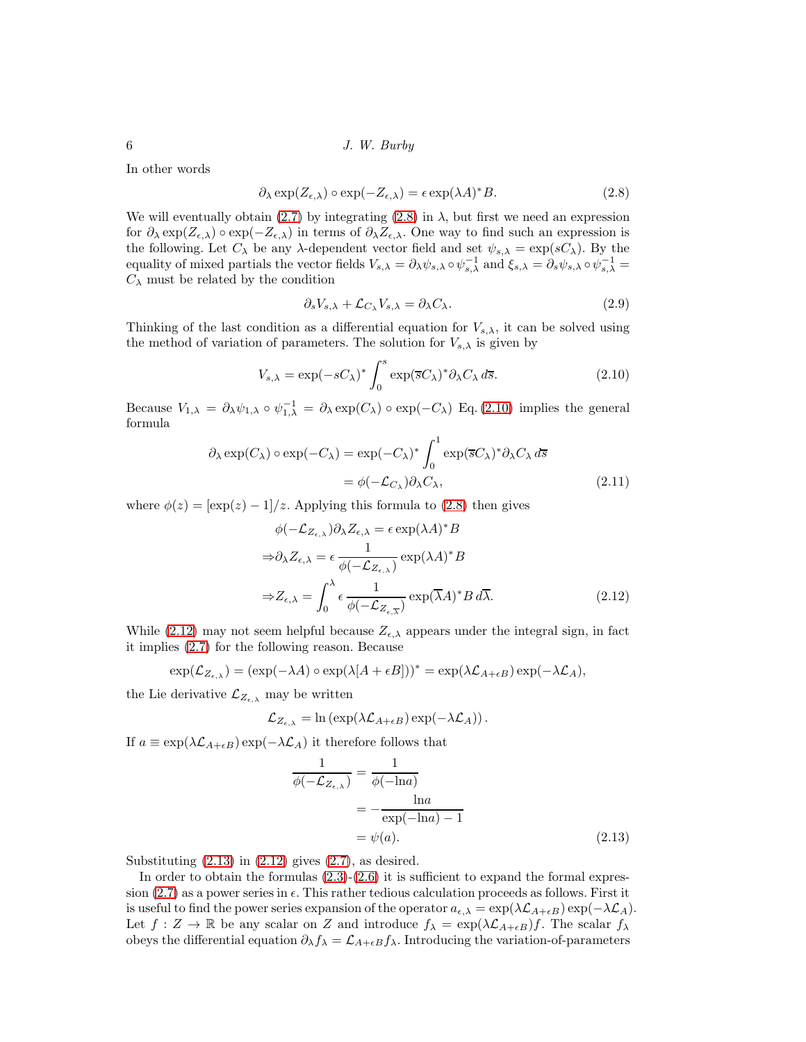In other words

$$\partial_\lambda \exp(Z_{\epsilon,\lambda}) \circ \exp(-Z_{\epsilon,\lambda}) = \epsilon \exp(\lambda A)^* B. \tag{2.8}$$

We will eventually obtain (2.7) by integrating (2.8) in $\lambda$, but first we need an expression for $\partial_\lambda \exp(Z_{\epsilon,\lambda}) \circ \exp(-Z_{\epsilon,\lambda})$ in terms of $\partial_\lambda Z_{\epsilon,\lambda}$. One way to find such an expression is the following. Let $C_\lambda$ be any $\lambda$-dependent vector field and set $\psi_{s,\lambda} = \exp(sC_\lambda)$. By the equality of mixed partials the vector fields $V_{s,\lambda} = \partial_\lambda \psi_{s,\lambda} \circ \psi_{s,\lambda}^{-1}$ and $\xi_{s,\lambda} = \partial_s \psi_{s,\lambda} \circ \psi_{s,\lambda}^{-1} = C_\lambda$ must be related by the condition

$$\partial_s V_{s,\lambda} + \mathcal{L}_{C_\lambda} V_{s,\lambda} = \partial_\lambda C_\lambda. \tag{2.9}$$

Thinking of the last condition as a differential equation for $V_{s,\lambda}$, it can be solved using the method of variation of parameters. The solution for $V_{s,\lambda}$ is given by

$$V_{s,\lambda} = \exp(-sC_\lambda)^* \int_0^s \exp(\overline{s} C_\lambda)^* \partial_\lambda C_\lambda \, d\overline{s}. \tag{2.10}$$

Because $V_{1,\lambda} = \partial_\lambda \psi_{1,\lambda} \circ \psi_{1,\lambda}^{-1} = \partial_\lambda \exp(C_\lambda) \circ \exp(-C_\lambda)$ Eq. (2.10) implies the general formula

$$\begin{aligned} \partial_\lambda \exp(C_\lambda) \circ \exp(-C_\lambda) &= \exp(-C_\lambda)^* \int_0^1 \exp(\overline{s} C_\lambda)^* \partial_\lambda C_\lambda \, d\overline{s} \\ &= \phi(-\mathcal{L}_{C_\lambda}) \partial_\lambda C_\lambda, \end{aligned} \tag{2.11}$$

where $\phi(z) = [\exp(z) - 1]/z$. Applying this formula to (2.8) then gives

$$\begin{aligned} &\phi(-\mathcal{L}_{Z_{\epsilon,\lambda}}) \partial_\lambda Z_{\epsilon,\lambda} = \epsilon \exp(\lambda A)^* B \\ \Rightarrow &\partial_\lambda Z_{\epsilon,\lambda} = \epsilon \frac{1}{\phi(-\mathcal{L}_{Z_{\epsilon,\lambda}})} \exp(\lambda A)^* B \\ \Rightarrow &Z_{\epsilon,\lambda} = \int_0^\lambda \epsilon \frac{1}{\phi(-\mathcal{L}_{Z_{\epsilon,\overline{\lambda}}})} \exp(\overline{\lambda} A)^* B \, d\overline{\lambda}. \end{aligned} \tag{2.12}$$

While (2.12) may not seem helpful because $Z_{\epsilon,\lambda}$ appears under the integral sign, in fact it implies (2.7) for the following reason. Because

$$\exp(\mathcal{L}_{Z_{\epsilon,\lambda}}) = (\exp(-\lambda A) \circ \exp(\lambda[A + \epsilon B]))^* = \exp(\lambda \mathcal{L}_{A+\epsilon B}) \exp(-\lambda \mathcal{L}_A),$$

the Lie derivative $\mathcal{L}_{Z_{\epsilon,\lambda}}$ may be written

$$\mathcal{L}_{Z_{\epsilon,\lambda}} = \ln\left(\exp(\lambda \mathcal{L}_{A+\epsilon B}) \exp(-\lambda \mathcal{L}_A)\right).$$

If $a \equiv \exp(\lambda \mathcal{L}_{A+\epsilon B}) \exp(-\lambda \mathcal{L}_A)$ it therefore follows that

$$\begin{aligned} \frac{1}{\phi(-\mathcal{L}_{Z_{\epsilon,\lambda}})} &= \frac{1}{\phi(-\ln a)} \\ &= -\frac{\ln a}{\exp(-\ln a) - 1} \\ &= \psi(a). \end{aligned} \tag{2.13}$$

Substituting (2.13) in (2.12) gives (2.7), as desired.

In order to obtain the formulas (2.3)-(2.6) it is sufficient to expand the formal expression (2.7) as a power series in $\epsilon$. This rather tedious calculation proceeds as follows. First it is useful to find the power series expansion of the operator $a_{\epsilon,\lambda} = \exp(\lambda \mathcal{L}_{A+\epsilon B}) \exp(-\lambda \mathcal{L}_A)$. Let $f : Z \to \mathbb{R}$ be any scalar on $Z$ and introduce $f_\lambda = \exp(\lambda \mathcal{L}_{A+\epsilon B}) f$. The scalar $f_\lambda$ obeys the differential equation $\partial_\lambda f_\lambda = \mathcal{L}_{A+\epsilon B} f_\lambda$. Introducing the variation-of-parameters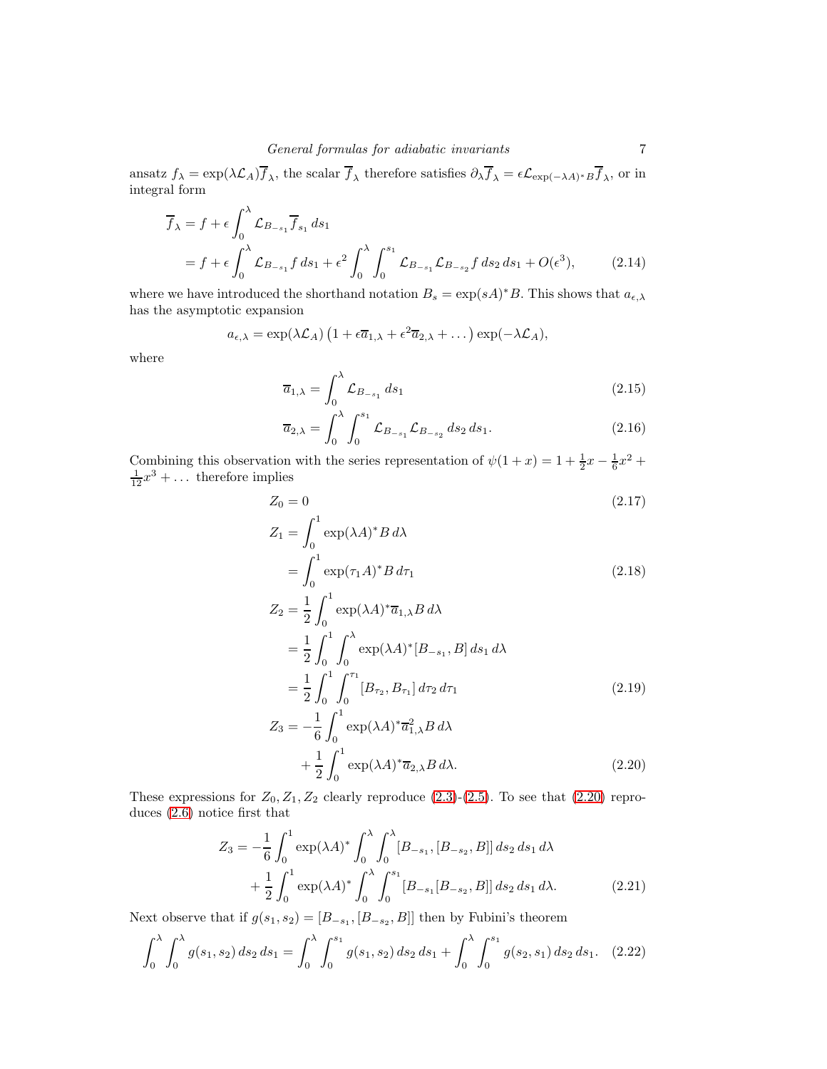ansatz $f_\lambda = \exp(\lambda\mathcal{L}_A)\overline{f}_\lambda$, the scalar $\overline{f}_\lambda$ therefore satisfies $\partial_\lambda \overline{f}_\lambda = \epsilon\mathcal{L}_{\exp(-\lambda A)^*B}\overline{f}_\lambda$, or in integral form

$$
\begin{aligned}
\overline{f}_\lambda &= f + \epsilon\int_0^\lambda \mathcal{L}_{B_{-s_1}}\overline{f}_{s_1}\,ds_1 \\
&= f + \epsilon\int_0^\lambda \mathcal{L}_{B_{-s_1}} f\,ds_1 + \epsilon^2\int_0^\lambda\int_0^{s_1}\mathcal{L}_{B_{-s_1}}\mathcal{L}_{B_{-s_2}} f\,ds_2\,ds_1 + O(\epsilon^3), \qquad (2.14)
\end{aligned}
$$

where we have introduced the shorthand notation $B_s = \exp(sA)^*B$. This shows that $a_{\epsilon,\lambda}$ has the asymptotic expansion

$$
a_{\epsilon,\lambda} = \exp(\lambda\mathcal{L}_A)\left(1 + \epsilon\overline{a}_{1,\lambda} + \epsilon^2\overline{a}_{2,\lambda} + \dots\right)\exp(-\lambda\mathcal{L}_A),
$$

where

$$
\overline{a}_{1,\lambda} = \int_0^\lambda \mathcal{L}_{B_{-s_1}}\,ds_1 \qquad (2.15)
$$

$$
\overline{a}_{2,\lambda} = \int_0^\lambda\int_0^{s_1}\mathcal{L}_{B_{-s_1}}\mathcal{L}_{B_{-s_2}}\,ds_2\,ds_1. \qquad (2.16)
$$

Combining this observation with the series representation of $\psi(1+x) = 1 + \frac{1}{2}x - \frac{1}{6}x^2 + \frac{1}{12}x^3 + \dots$ therefore implies

$$
Z_0 = 0 \qquad (2.17)
$$

$$
\begin{aligned}
Z_1 &= \int_0^1 \exp(\lambda A)^*B\,d\lambda \\
&= \int_0^1 \exp(\tau_1 A)^*B\,d\tau_1 \qquad (2.18)
\end{aligned}
$$

$$
\begin{aligned}
Z_2 &= \frac{1}{2}\int_0^1 \exp(\lambda A)^*\overline{a}_{1,\lambda}B\,d\lambda \\
&= \frac{1}{2}\int_0^1\int_0^\lambda \exp(\lambda A)^*[B_{-s_1},B]\,ds_1\,d\lambda \\
&= \frac{1}{2}\int_0^1\int_0^{\tau_1}[B_{\tau_2},B_{\tau_1}]\,d\tau_2\,d\tau_1 \qquad (2.19)
\end{aligned}
$$

$$
\begin{aligned}
Z_3 &= -\frac{1}{6}\int_0^1 \exp(\lambda A)^*\overline{a}_{1,\lambda}^2 B\,d\lambda \\
&\quad + \frac{1}{2}\int_0^1 \exp(\lambda A)^*\overline{a}_{2,\lambda}B\,d\lambda. \qquad (2.20)
\end{aligned}
$$

These expressions for $Z_0, Z_1, Z_2$ clearly reproduce (2.3)-(2.5). To see that (2.20) reproduces (2.6) notice first that

$$
\begin{aligned}
Z_3 = &-\frac{1}{6}\int_0^1 \exp(\lambda A)^*\int_0^\lambda\int_0^\lambda [B_{-s_1},[B_{-s_2},B]]\,ds_2\,ds_1\,d\lambda \\
&+ \frac{1}{2}\int_0^1 \exp(\lambda A)^*\int_0^\lambda\int_0^{s_1}[B_{-s_1}[B_{-s_2},B]]\,ds_2\,ds_1\,d\lambda. \qquad (2.21)
\end{aligned}
$$

Next observe that if $g(s_1,s_2) = [B_{-s_1},[B_{-s_2},B]]$ then by Fubini's theorem

$$
\int_0^\lambda\int_0^\lambda g(s_1,s_2)\,ds_2\,ds_1 = \int_0^\lambda\int_0^{s_1} g(s_1,s_2)\,ds_2\,ds_1 + \int_0^\lambda\int_0^{s_1} g(s_2,s_1)\,ds_2\,ds_1. \qquad (2.22)
$$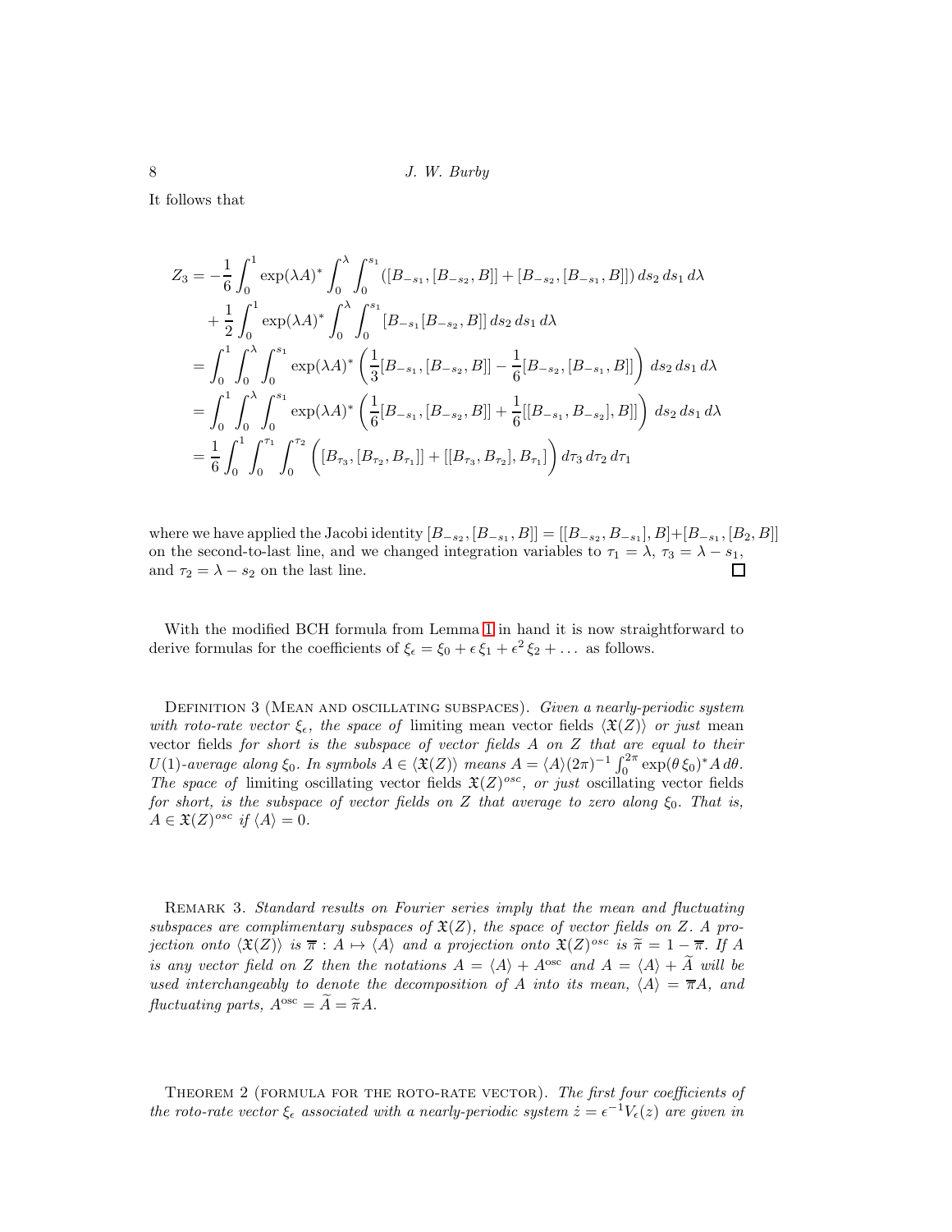It follows that

$$
\begin{aligned}
Z_3 &= -\frac{1}{6}\int_0^1 \exp(\lambda A)^* \int_0^\lambda \int_0^{s_1} \left([B_{-s_1},[B_{-s_2},B]] + [B_{-s_2},[B_{-s_1},B]]\right) ds_2\, ds_1\, d\lambda \\
&\quad + \frac{1}{2}\int_0^1 \exp(\lambda A)^* \int_0^\lambda \int_0^{s_1} [B_{-s_1}[B_{-s_2},B]]\, ds_2\, ds_1\, d\lambda \\
&= \int_0^1 \int_0^\lambda \int_0^{s_1} \exp(\lambda A)^* \left(\frac{1}{3}[B_{-s_1},[B_{-s_2},B]] - \frac{1}{6}[B_{-s_2},[B_{-s_1},B]]\right) ds_2\, ds_1\, d\lambda \\
&= \int_0^1 \int_0^\lambda \int_0^{s_1} \exp(\lambda A)^* \left(\frac{1}{6}[B_{-s_1},[B_{-s_2},B]] + \frac{1}{6}[[B_{-s_1},B_{-s_2}],B]\right) ds_2\, ds_1\, d\lambda \\
&= \frac{1}{6}\int_0^1 \int_0^{\tau_1} \int_0^{\tau_2} \left([B_{\tau_3},[B_{\tau_2},B_{\tau_1}]] + [[B_{\tau_3},B_{\tau_2}],B_{\tau_1}]\right) d\tau_3\, d\tau_2\, d\tau_1
\end{aligned}
$$

where we have applied the Jacobi identity $[B_{-s_2},[B_{-s_1},B]] = [[B_{-s_2},B_{-s_1}],B] + [B_{-s_1},[B_2,B]]$ on the second-to-last line, and we changed integration variables to $\tau_1 = \lambda$, $\tau_3 = \lambda - s_1$, and $\tau_2 = \lambda - s_2$ on the last line. □

With the modified BCH formula from Lemma 1 in hand it is now straightforward to derive formulas for the coefficients of $\xi_\epsilon = \xi_0 + \epsilon\,\xi_1 + \epsilon^2\,\xi_2 + \ldots$ as follows.

Definition 3 (Mean and oscillating subspaces). *Given a nearly-periodic system with roto-rate vector $\xi_\epsilon$, the space of* limiting mean vector fields *$\langle\mathfrak{X}(Z)\rangle$ or just* mean vector fields *for short is the subspace of vector fields $A$ on $Z$ that are equal to their $U(1)$-average along $\xi_0$. In symbols $A \in \langle\mathfrak{X}(Z)\rangle$ means $A = \langle A\rangle (2\pi)^{-1}\int_0^{2\pi} \exp(\theta\,\xi_0)^* A\, d\theta$. The space of* limiting oscillating vector fields *$\mathfrak{X}(Z)^{osc}$, or just* oscillating vector fields *for short, is the subspace of vector fields on $Z$ that average to zero along $\xi_0$. That is, $A \in \mathfrak{X}(Z)^{osc}$ if $\langle A\rangle = 0$.*

Remark 3. *Standard results on Fourier series imply that the mean and fluctuating subspaces are complimentary subspaces of $\mathfrak{X}(Z)$, the space of vector fields on $Z$. A projection onto $\langle\mathfrak{X}(Z)\rangle$ is $\overline{\pi} : A \mapsto \langle A\rangle$ and a projection onto $\mathfrak{X}(Z)^{osc}$ is $\widetilde{\pi} = 1 - \overline{\pi}$. If $A$ is any vector field on $Z$ then the notations $A = \langle A\rangle + A^{\rm osc}$ and $A = \langle A\rangle + \widetilde{A}$ will be used interchangeably to denote the decomposition of $A$ into its mean, $\langle A\rangle = \overline{\pi}A$, and fluctuating parts, $A^{\rm osc} = \widetilde{A} = \widetilde{\pi}A$.*

Theorem 2 (formula for the roto-rate vector). *The first four coefficients of the roto-rate vector $\xi_\epsilon$ associated with a nearly-periodic system $\dot{z} = \epsilon^{-1}V_\epsilon(z)$ are given in*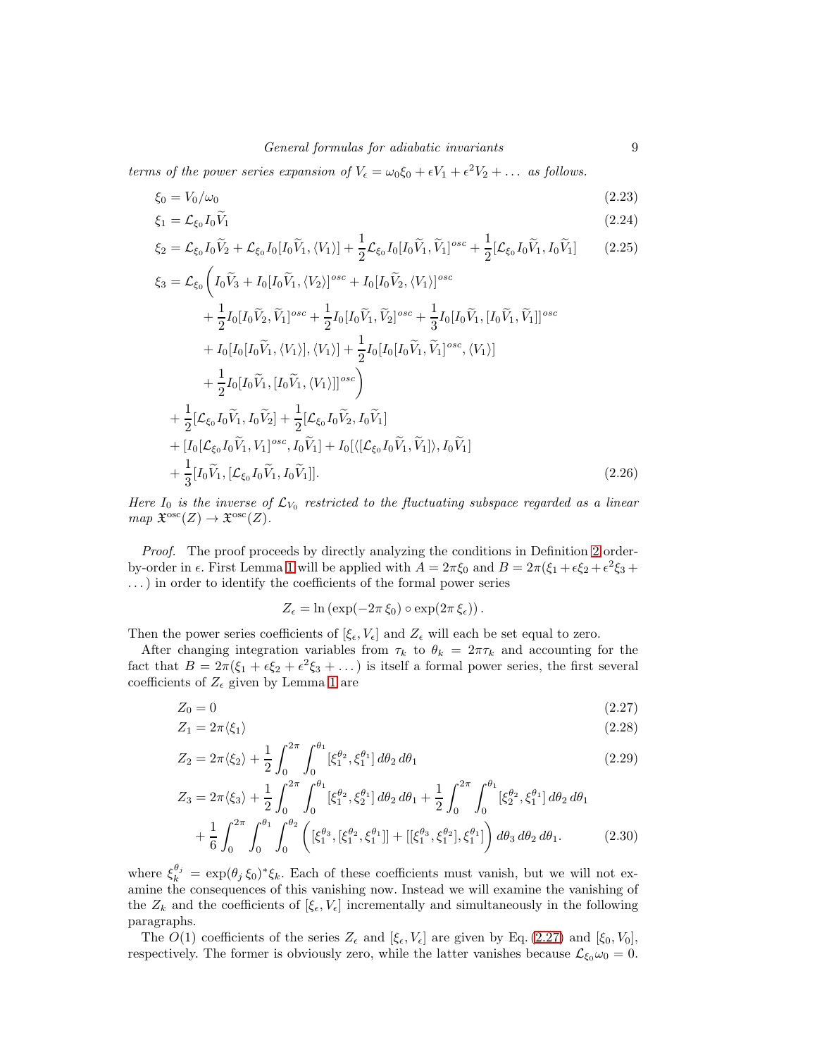*terms of the power series expansion of $V_\epsilon = \omega_0\xi_0 + \epsilon V_1 + \epsilon^2 V_2 + \dots$ as follows.*

$$\xi_0 = V_0/\omega_0 \tag{2.23}$$

$$\xi_1 = \mathcal{L}_{\xi_0} I_0 \widetilde{V}_1 \tag{2.24}$$

$$\xi_2 = \mathcal{L}_{\xi_0} I_0 \widetilde{V}_2 + \mathcal{L}_{\xi_0} I_0 [I_0\widetilde{V}_1, \langle V_1\rangle] + \frac{1}{2}\mathcal{L}_{\xi_0} I_0 [I_0\widetilde{V}_1, \widetilde{V}_1]^{osc} + \frac{1}{2}[\mathcal{L}_{\xi_0} I_0 \widetilde{V}_1, I_0\widetilde{V}_1] \tag{2.25}$$

$$\begin{aligned}
\xi_3 = \mathcal{L}_{\xi_0}\bigg( & I_0\widetilde{V}_3 + I_0[I_0\widetilde{V}_1, \langle V_2\rangle]^{osc} + I_0[I_0\widetilde{V}_2, \langle V_1\rangle]^{osc} \\
& + \frac{1}{2} I_0[I_0\widetilde{V}_2, \widetilde{V}_1]^{osc} + \frac{1}{2} I_0[I_0\widetilde{V}_1, \widetilde{V}_2]^{osc} + \frac{1}{3} I_0[I_0\widetilde{V}_1, [I_0\widetilde{V}_1, \widetilde{V}_1]]^{osc} \\
& + I_0[I_0[I_0\widetilde{V}_1, \langle V_1\rangle], \langle V_1\rangle] + \frac{1}{2} I_0[I_0[I_0\widetilde{V}_1, \widetilde{V}_1]^{osc}, \langle V_1\rangle] \\
& + \frac{1}{2} I_0[I_0\widetilde{V}_1, [I_0\widetilde{V}_1, \langle V_1\rangle]]^{osc}\bigg) \\
& + \frac{1}{2}[\mathcal{L}_{\xi_0} I_0\widetilde{V}_1, I_0\widetilde{V}_2] + \frac{1}{2}[\mathcal{L}_{\xi_0} I_0\widetilde{V}_2, I_0\widetilde{V}_1] \\
& + [I_0[\mathcal{L}_{\xi_0} I_0\widetilde{V}_1, V_1]^{osc}, I_0\widetilde{V}_1] + I_0[\langle[\mathcal{L}_{\xi_0} I_0\widetilde{V}_1, \widetilde{V}_1]\rangle, I_0\widetilde{V}_1] \\
& + \frac{1}{3}[I_0\widetilde{V}_1, [\mathcal{L}_{\xi_0} I_0\widetilde{V}_1, I_0\widetilde{V}_1]].
\end{aligned} \tag{2.26}$$

*Here $I_0$ is the inverse of $\mathcal{L}_{V_0}$ restricted to the fluctuating subspace regarded as a linear map $\mathfrak{X}^{\rm osc}(Z) \to \mathfrak{X}^{\rm osc}(Z)$.*

*Proof.* The proof proceeds by directly analyzing the conditions in Definition 2 order-by-order in $\epsilon$. First Lemma 1 will be applied with $A = 2\pi\xi_0$ and $B = 2\pi(\xi_1 + \epsilon\xi_2 + \epsilon^2\xi_3 + \dots)$ in order to identify the coefficients of the formal power series

$$Z_\epsilon = \ln\left(\exp(-2\pi\,\xi_0)\circ\exp(2\pi\,\xi_\epsilon)\right).$$

Then the power series coefficients of $[\xi_\epsilon, V_\epsilon]$ and $Z_\epsilon$ will each be set equal to zero.

After changing integration variables from $\tau_k$ to $\theta_k = 2\pi\tau_k$ and accounting for the fact that $B = 2\pi(\xi_1 + \epsilon\xi_2 + \epsilon^2\xi_3 + \dots)$ is itself a formal power series, the first several coefficients of $Z_\epsilon$ given by Lemma 1 are

$$Z_0 = 0 \tag{2.27}$$

$$Z_1 = 2\pi\langle\xi_1\rangle \tag{2.28}$$

$$Z_2 = 2\pi\langle\xi_2\rangle + \frac{1}{2}\int_0^{2\pi}\int_0^{\theta_1}[\xi_1^{\theta_2}, \xi_1^{\theta_1}]\,d\theta_2\,d\theta_1 \tag{2.29}$$

$$\begin{aligned}
Z_3 = {} & 2\pi\langle\xi_3\rangle + \frac{1}{2}\int_0^{2\pi}\int_0^{\theta_1}[\xi_1^{\theta_2}, \xi_2^{\theta_1}]\,d\theta_2\,d\theta_1 + \frac{1}{2}\int_0^{2\pi}\int_0^{\theta_1}[\xi_2^{\theta_2}, \xi_1^{\theta_1}]\,d\theta_2\,d\theta_1 \\
& + \frac{1}{6}\int_0^{2\pi}\int_0^{\theta_1}\int_0^{\theta_2}\left([\xi_1^{\theta_3}, [\xi_1^{\theta_2}, \xi_1^{\theta_1}]] + [[\xi_1^{\theta_3}, \xi_1^{\theta_2}], \xi_1^{\theta_1}]\right)d\theta_3\,d\theta_2\,d\theta_1.
\end{aligned} \tag{2.30}$$

where $\xi_k^{\theta_j} = \exp(\theta_j\,\xi_0)^*\xi_k$. Each of these coefficients must vanish, but we will not examine the consequences of this vanishing now. Instead we will examine the vanishing of the $Z_k$ and the coefficients of $[\xi_\epsilon, V_\epsilon]$ incrementally and simultaneously in the following paragraphs.

The $O(1)$ coefficients of the series $Z_\epsilon$ and $[\xi_\epsilon, V_\epsilon]$ are given by Eq. (2.27) and $[\xi_0, V_0]$, respectively. The former is obviously zero, while the latter vanishes because $\mathcal{L}_{\xi_0}\omega_0 = 0$.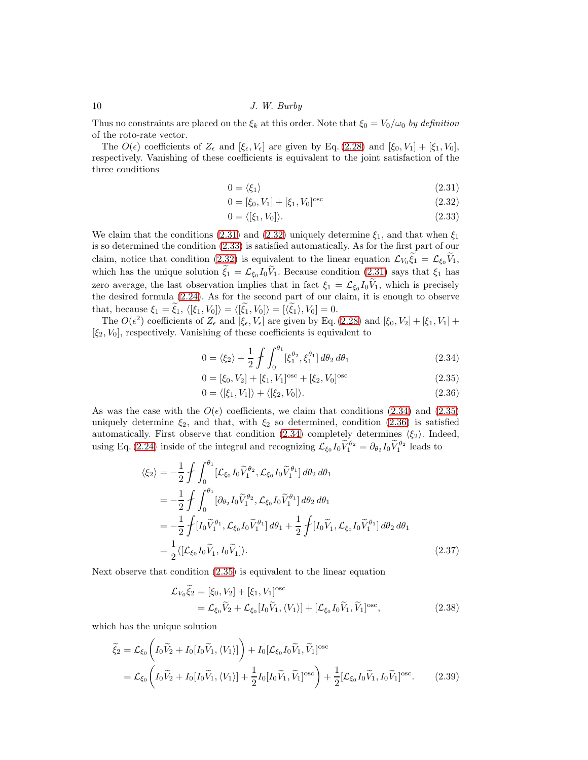Thus no constraints are placed on the $\xi_k$ at this order. Note that $\xi_0 = V_0/\omega_0$ *by definition* of the roto-rate vector.

The $O(\epsilon)$ coefficients of $Z_\epsilon$ and $[\xi_\epsilon, V_\epsilon]$ are given by Eq. (2.28) and $[\xi_0, V_1] + [\xi_1, V_0]$, respectively. Vanishing of these coefficients is equivalent to the joint satisfaction of the three conditions

$$0 = \langle \xi_1 \rangle \tag{2.31}$$

$$0 = [\xi_0, V_1] + [\xi_1, V_0]^{\text{osc}} \tag{2.32}$$

$$0 = \langle [\xi_1, V_0] \rangle. \tag{2.33}$$

We claim that the conditions (2.31) and (2.32) uniquely determine $\xi_1$, and that when $\xi_1$ is so determined the condition (2.33) is satisfied automatically. As for the first part of our claim, notice that condition (2.32) is equivalent to the linear equation $\mathcal{L}_{V_0}\widetilde{\xi}_1 = \mathcal{L}_{\xi_0}\widetilde{V}_1$, which has the unique solution $\widetilde{\xi}_1 = \mathcal{L}_{\xi_0} I_0 \widetilde{V}_1$. Because condition (2.31) says that $\xi_1$ has zero average, the last observation implies that in fact $\xi_1 = \mathcal{L}_{\xi_0} I_0 \widetilde{V}_1$, which is precisely the desired formula (2.24). As for the second part of our claim, it is enough to observe that, because $\xi_1 = \widetilde{\xi}_1$, $\langle [\xi_1, V_0] \rangle = \langle [\widetilde{\xi}_1, V_0] \rangle = [\langle \widetilde{\xi}_1 \rangle, V_0] = 0$.

The $O(\epsilon^2)$ coefficients of $Z_\epsilon$ and $[\xi_\epsilon, V_\epsilon]$ are given by Eq. (2.28) and $[\xi_0, V_2] + [\xi_1, V_1] + [\xi_2, V_0]$, respectively. Vanishing of these coefficients is equivalent to

$$0 = \langle \xi_2 \rangle + \frac{1}{2} \fint \int_0^{\theta_1} [\xi_1^{\theta_2}, \xi_1^{\theta_1}] \, d\theta_2 \, d\theta_1 \tag{2.34}$$

$$0 = [\xi_0, V_2] + [\xi_1, V_1]^{\text{osc}} + [\xi_2, V_0]^{\text{osc}} \tag{2.35}$$

$$0 = \langle [\xi_1, V_1] \rangle + \langle [\xi_2, V_0] \rangle. \tag{2.36}$$

As was the case with the $O(\epsilon)$ coefficients, we claim that conditions (2.34) and (2.35) uniquely determine $\xi_2$, and that, with $\xi_2$ so determined, condition (2.36) is satisfied automatically. First observe that condition (2.34) completely determines $\langle \xi_2 \rangle$. Indeed, using Eq. (2.24) inside of the integral and recognizing $\mathcal{L}_{\xi_0} I_0 \widetilde{V}_1^{\theta_2} = \partial_{\theta_2} I_0 \widetilde{V}_1^{\theta_2}$ leads to

$$\begin{aligned}
\langle \xi_2 \rangle &= -\frac{1}{2} \fint \int_0^{\theta_1} [\mathcal{L}_{\xi_0} I_0 \widetilde{V}_1^{\theta_2}, \mathcal{L}_{\xi_0} I_0 \widetilde{V}_1^{\theta_1}] \, d\theta_2 \, d\theta_1 \\
&= -\frac{1}{2} \fint \int_0^{\theta_1} [\partial_{\theta_2} I_0 \widetilde{V}_1^{\theta_2}, \mathcal{L}_{\xi_0} I_0 \widetilde{V}_1^{\theta_1}] \, d\theta_2 \, d\theta_1 \\
&= -\frac{1}{2} \fint [I_0 \widetilde{V}_1^{\theta_1}, \mathcal{L}_{\xi_0} I_0 \widetilde{V}_1^{\theta_1}] \, d\theta_1 + \frac{1}{2} \fint [I_0 \widetilde{V}_1, \mathcal{L}_{\xi_0} I_0 \widetilde{V}_1^{\theta_1}] \, d\theta_2 \, d\theta_1 \\
&= \frac{1}{2} \langle [\mathcal{L}_{\xi_0} I_0 \widetilde{V}_1, I_0 \widetilde{V}_1] \rangle.
\end{aligned} \tag{2.37}$$

Next observe that condition (2.35) is equivalent to the linear equation

$$\begin{aligned}
\mathcal{L}_{V_0} \widetilde{\xi}_2 &= [\xi_0, V_2] + [\xi_1, V_1]^{\text{osc}} \\
&= \mathcal{L}_{\xi_0} \widetilde{V}_2 + \mathcal{L}_{\xi_0} [I_0 \widetilde{V}_1, \langle V_1 \rangle] + [\mathcal{L}_{\xi_0} I_0 \widetilde{V}_1, \widetilde{V}_1]^{\text{osc}},
\end{aligned} \tag{2.38}$$

which has the unique solution

$$\begin{aligned}
\widetilde{\xi}_2 &= \mathcal{L}_{\xi_0} \left( I_0 \widetilde{V}_2 + I_0 [I_0 \widetilde{V}_1, \langle V_1 \rangle] \right) + I_0 [\mathcal{L}_{\xi_0} I_0 \widetilde{V}_1, \widetilde{V}_1]^{\text{osc}} \\
&= \mathcal{L}_{\xi_0} \left( I_0 \widetilde{V}_2 + I_0 [I_0 \widetilde{V}_1, \langle V_1 \rangle] + \frac{1}{2} I_0 [I_0 \widetilde{V}_1, \widetilde{V}_1]^{\text{osc}} \right) + \frac{1}{2} [\mathcal{L}_{\xi_0} I_0 \widetilde{V}_1, I_0 \widetilde{V}_1]^{\text{osc}}.
\end{aligned} \tag{2.39}$$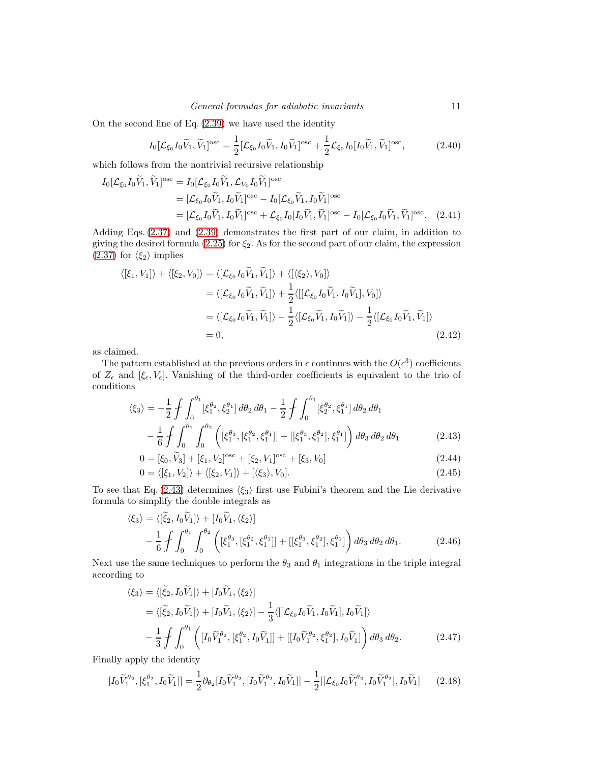On the second line of Eq. (2.39) we have used the identity

$$I_0[\mathcal{L}_{\xi_0} I_0 \widetilde{V}_1, \widetilde{V}_1]^{\text{osc}} = \frac{1}{2}[\mathcal{L}_{\xi_0} I_0 \widetilde{V}_1, I_0 \widetilde{V}_1]^{\text{osc}} + \frac{1}{2}\mathcal{L}_{\xi_0} I_0 [I_0 \widetilde{V}_1, \widetilde{V}_1]^{\text{osc}}, \tag{2.40}$$

which follows from the nontrivial recursive relationship

$$\begin{aligned}
I_0[\mathcal{L}_{\xi_0} I_0 \widetilde{V}_1, \widetilde{V}_1]^{\text{osc}} &= I_0[\mathcal{L}_{\xi_0} I_0 \widetilde{V}_1, \mathcal{L}_{V_0} I_0 \widetilde{V}_1]^{\text{osc}} \\
&= [\mathcal{L}_{\xi_0} I_0 \widetilde{V}_1, I_0 \widetilde{V}_1]^{\text{osc}} - I_0[\mathcal{L}_{\xi_0} \widetilde{V}_1, I_0 \widetilde{V}_1]^{\text{osc}} \\
&= [\mathcal{L}_{\xi_0} I_0 \widetilde{V}_1, I_0 \widetilde{V}_1]^{\text{osc}} + \mathcal{L}_{\xi_0} I_0 [I_0 \widetilde{V}_1, \widetilde{V}_1]^{\text{osc}} - I_0[\mathcal{L}_{\xi_0} I_0 \widetilde{V}_1, \widetilde{V}_1]^{\text{osc}}.
\end{aligned} \tag{2.41}$$

Adding Eqs. (2.37) and (2.39) demonstrates the first part of our claim, in addition to giving the desired formula (2.25) for $\xi_2$. As for the second part of our claim, the expression (2.37) for $\langle \xi_2 \rangle$ implies

$$\begin{aligned}
\langle [\xi_1, V_1] \rangle + \langle [\xi_2, V_0] \rangle &= \langle [\mathcal{L}_{\xi_0} I_0 \widetilde{V}_1, \widetilde{V}_1] \rangle + \langle [\langle \xi_2 \rangle, V_0] \rangle \\
&= \langle [\mathcal{L}_{\xi_0} I_0 \widetilde{V}_1, \widetilde{V}_1] \rangle + \frac{1}{2}\langle [[\mathcal{L}_{\xi_0} I_0 \widetilde{V}_1, I_0 \widetilde{V}_1], V_0] \rangle \\
&= \langle [\mathcal{L}_{\xi_0} I_0 \widetilde{V}_1, \widetilde{V}_1] \rangle - \frac{1}{2}\langle [\mathcal{L}_{\xi_0} \widetilde{V}_1, I_0 \widetilde{V}_1] \rangle - \frac{1}{2}\langle [\mathcal{L}_{\xi_0} I_0 \widetilde{V}_1, \widetilde{V}_1] \rangle \\
&= 0,
\end{aligned} \tag{2.42}$$

as claimed.

The pattern established at the previous orders in $\epsilon$ continues with the $O(\epsilon^3)$ coefficients of $Z_\epsilon$ and $[\xi_\epsilon, V_\epsilon]$. Vanishing of the third-order coefficients is equivalent to the trio of conditions

$$\begin{aligned}
\langle \xi_3 \rangle = &-\frac{1}{2} ⨍ \int_0^{\theta_1} [\xi_1^{\theta_2}, \xi_2^{\theta_1}]\, d\theta_2\, d\theta_1 - \frac{1}{2} ⨍ \int_0^{\theta_1} [\xi_2^{\theta_2}, \xi_1^{\theta_1}]\, d\theta_2\, d\theta_1 \\
&- \frac{1}{6} ⨍ \int_0^{\theta_1} \int_0^{\theta_2} \left( [\xi_1^{\theta_3}, [\xi_1^{\theta_2}, \xi_1^{\theta_1}]] + [[\xi_1^{\theta_3}, \xi_1^{\theta_2}], \xi_1^{\theta_1}] \right) d\theta_3\, d\theta_2\, d\theta_1
\end{aligned} \tag{2.43}$$

$$0 = [\xi_0, \widetilde{V}_3] + [\xi_1, V_2]^{\text{osc}} + [\xi_2, V_1]^{\text{osc}} + [\xi_3, V_0] \tag{2.44}$$

$$0 = \langle [\xi_1, V_2] \rangle + \langle [\xi_2, V_1] \rangle + [\langle \xi_3 \rangle, V_0]. \tag{2.45}$$

To see that Eq. (2.43) determines $\langle \xi_3 \rangle$ first use Fubini's theorem and the Lie derivative formula to simplify the double integrals as

$$\begin{aligned}
\langle \xi_3 \rangle = &\langle [\widetilde{\xi}_2, I_0 \widetilde{V}_1] \rangle + [I_0 \widetilde{V}_1, \langle \xi_2 \rangle] \\
&- \frac{1}{6} ⨍ \int_0^{\theta_1} \int_0^{\theta_2} \left( [\xi_1^{\theta_3}, [\xi_1^{\theta_2}, \xi_1^{\theta_1}]] + [[\xi_1^{\theta_3}, \xi_1^{\theta_2}], \xi_1^{\theta_1}] \right) d\theta_3\, d\theta_2\, d\theta_1.
\end{aligned} \tag{2.46}$$

Next use the same techniques to perform the $\theta_3$ and $\theta_1$ integrations in the triple integral according to

$$\begin{aligned}
\langle \xi_3 \rangle &= \langle [\widetilde{\xi}_2, I_0 \widetilde{V}_1] \rangle + [I_0 \widetilde{V}_1, \langle \xi_2 \rangle] \\
&= \langle [\widetilde{\xi}_2, I_0 \widetilde{V}_1] \rangle + [I_0 \widetilde{V}_1, \langle \xi_2 \rangle] - \frac{1}{3}\langle [[\mathcal{L}_{\xi_0} I_0 \widetilde{V}_1, I_0 \widetilde{V}_1], I_0 \widetilde{V}_1] \rangle \\
&\quad - \frac{1}{3} ⨍ \int_0^{\theta_1} \left( [I_0 \widetilde{V}_1^{\theta_2}, [\xi_1^{\theta_2}, I_0 \widetilde{V}_1]] + [[I_0 \widetilde{V}_1^{\theta_2}, \xi_1^{\theta_2}], I_0 \widetilde{V}_1] \right) d\theta_3\, d\theta_2.
\end{aligned} \tag{2.47}$$

Finally apply the identity

$$[I_0 \widetilde{V}_1^{\theta_2}, [\xi_1^{\theta_2}, I_0 \widetilde{V}_1]] = \frac{1}{2}\partial_{\theta_2}[I_0 \widetilde{V}_1^{\theta_2}, [I_0 \widetilde{V}_1^{\theta_2}, I_0 \widetilde{V}_1]] - \frac{1}{2}[[\mathcal{L}_{\xi_0} I_0 \widetilde{V}_1^{\theta_2}, I_0 \widetilde{V}_1^{\theta_2}], I_0 \widetilde{V}_1] \tag{2.48}$$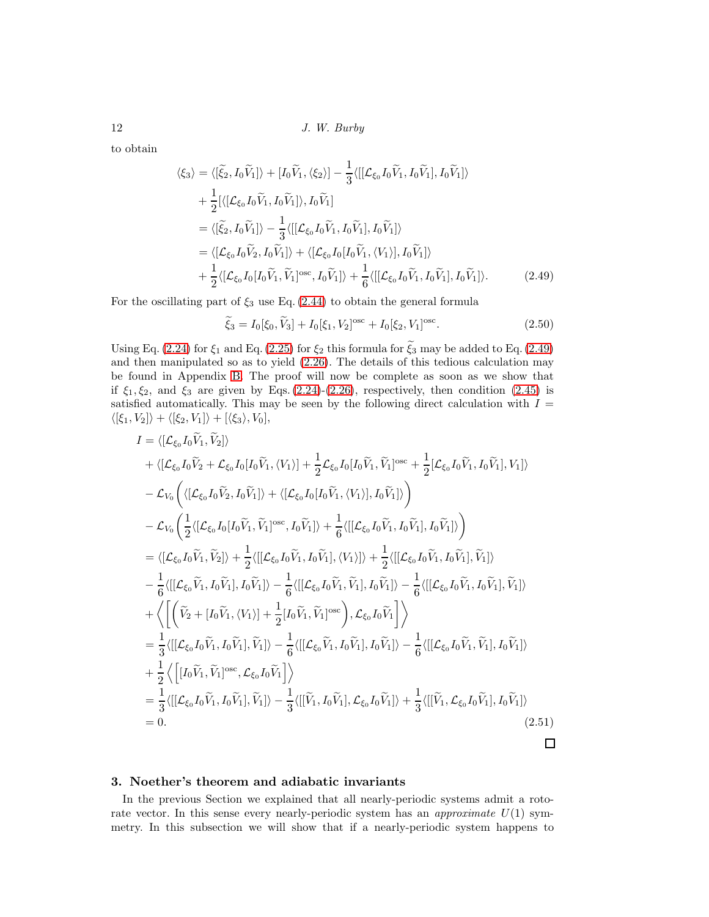to obtain

$$
\begin{aligned}
\langle \xi_3 \rangle &= \langle [\widetilde{\xi}_2, I_0 \widetilde{V}_1] \rangle + [I_0 \widetilde{V}_1, \langle \xi_2 \rangle] - \frac{1}{3} \langle [[\mathcal{L}_{\xi_0} I_0 \widetilde{V}_1, I_0 \widetilde{V}_1], I_0 \widetilde{V}_1] \rangle \\
&\quad + \frac{1}{2} [\langle [\mathcal{L}_{\xi_0} I_0 \widetilde{V}_1, I_0 \widetilde{V}_1] \rangle, I_0 \widetilde{V}_1] \\
&= \langle [\widetilde{\xi}_2, I_0 \widetilde{V}_1] \rangle - \frac{1}{3} \langle [[\mathcal{L}_{\xi_0} I_0 \widetilde{V}_1, I_0 \widetilde{V}_1], I_0 \widetilde{V}_1] \rangle \\
&= \langle [\mathcal{L}_{\xi_0} I_0 \widetilde{V}_2, I_0 \widetilde{V}_1] \rangle + \langle [\mathcal{L}_{\xi_0} I_0 [I_0 \widetilde{V}_1, \langle V_1 \rangle], I_0 \widetilde{V}_1] \rangle \\
&\quad + \frac{1}{2} \langle [\mathcal{L}_{\xi_0} I_0 [I_0 \widetilde{V}_1, \widetilde{V}_1]^{\text{osc}}, I_0 \widetilde{V}_1] \rangle + \frac{1}{6} \langle [[\mathcal{L}_{\xi_0} I_0 \widetilde{V}_1, I_0 \widetilde{V}_1], I_0 \widetilde{V}_1] \rangle. \qquad (2.49)
\end{aligned}
$$

For the oscillating part of $\xi_3$ use Eq. (2.44) to obtain the general formula

$$
\widetilde{\xi}_3 = I_0[\xi_0, \widetilde{V}_3] + I_0[\xi_1, V_2]^{\text{osc}} + I_0[\xi_2, V_1]^{\text{osc}}. \qquad (2.50)
$$

Using Eq. (2.24) for $\xi_1$ and Eq. (2.25) for $\xi_2$ this formula for $\widetilde{\xi}_3$ may be added to Eq. (2.49) and then manipulated so as to yield (2.26). The details of this tedious calculation may be found in Appendix B. The proof will now be complete as soon as we show that if $\xi_1, \xi_2$, and $\xi_3$ are given by Eqs. (2.24)-(2.26), respectively, then condition (2.45) is satisfied automatically. This may be seen by the following direct calculation with $I = \langle [\xi_1, V_2] \rangle + \langle [\xi_2, V_1] \rangle + [\langle \xi_3 \rangle, V_0]$,

$$
\begin{aligned}
I &= \langle [\mathcal{L}_{\xi_0} I_0 \widetilde{V}_1, \widetilde{V}_2] \rangle \\
&\quad + \langle [\mathcal{L}_{\xi_0} I_0 \widetilde{V}_2 + \mathcal{L}_{\xi_0} I_0 [I_0 \widetilde{V}_1, \langle V_1 \rangle] + \frac{1}{2} \mathcal{L}_{\xi_0} I_0 [I_0 \widetilde{V}_1, \widetilde{V}_1]^{\text{osc}} + \frac{1}{2} [\mathcal{L}_{\xi_0} I_0 \widetilde{V}_1, I_0 \widetilde{V}_1], V_1] \rangle \\
&\quad - \mathcal{L}_{V_0} \left( \langle [\mathcal{L}_{\xi_0} I_0 \widetilde{V}_2, I_0 \widetilde{V}_1] \rangle + \langle [\mathcal{L}_{\xi_0} I_0 [I_0 \widetilde{V}_1, \langle V_1 \rangle], I_0 \widetilde{V}_1] \rangle \right) \\
&\quad - \mathcal{L}_{V_0} \left( \frac{1}{2} \langle [\mathcal{L}_{\xi_0} I_0 [I_0 \widetilde{V}_1, \widetilde{V}_1]^{\text{osc}}, I_0 \widetilde{V}_1] \rangle + \frac{1}{6} \langle [[\mathcal{L}_{\xi_0} I_0 \widetilde{V}_1, I_0 \widetilde{V}_1], I_0 \widetilde{V}_1] \rangle \right) \\
&= \langle [\mathcal{L}_{\xi_0} I_0 \widetilde{V}_1, \widetilde{V}_2] \rangle + \frac{1}{2} \langle [[\mathcal{L}_{\xi_0} I_0 \widetilde{V}_1, I_0 \widetilde{V}_1], \langle V_1 \rangle] \rangle + \frac{1}{2} \langle [[\mathcal{L}_{\xi_0} I_0 \widetilde{V}_1, I_0 \widetilde{V}_1], \widetilde{V}_1] \rangle \\
&\quad - \frac{1}{6} \langle [[\mathcal{L}_{\xi_0} \widetilde{V}_1, I_0 \widetilde{V}_1], I_0 \widetilde{V}_1] \rangle - \frac{1}{6} \langle [[\mathcal{L}_{\xi_0} I_0 \widetilde{V}_1, \widetilde{V}_1], I_0 \widetilde{V}_1] \rangle - \frac{1}{6} \langle [[\mathcal{L}_{\xi_0} I_0 \widetilde{V}_1, I_0 \widetilde{V}_1], \widetilde{V}_1] \rangle \\
&\quad + \left\langle \left[ \left( \widetilde{V}_2 + [I_0 \widetilde{V}_1, \langle V_1 \rangle] + \frac{1}{2} [I_0 \widetilde{V}_1, \widetilde{V}_1]^{\text{osc}} \right), \mathcal{L}_{\xi_0} I_0 \widetilde{V}_1 \right] \right\rangle \\
&= \frac{1}{3} \langle [[\mathcal{L}_{\xi_0} I_0 \widetilde{V}_1, I_0 \widetilde{V}_1], \widetilde{V}_1] \rangle - \frac{1}{6} \langle [[\mathcal{L}_{\xi_0} \widetilde{V}_1, I_0 \widetilde{V}_1], I_0 \widetilde{V}_1] \rangle - \frac{1}{6} \langle [[\mathcal{L}_{\xi_0} I_0 \widetilde{V}_1, \widetilde{V}_1], I_0 \widetilde{V}_1] \rangle \\
&\quad + \frac{1}{2} \left\langle \left[ [I_0 \widetilde{V}_1, \widetilde{V}_1]^{\text{osc}}, \mathcal{L}_{\xi_0} I_0 \widetilde{V}_1 \right] \right\rangle \\
&= \frac{1}{3} \langle [[\mathcal{L}_{\xi_0} I_0 \widetilde{V}_1, I_0 \widetilde{V}_1], \widetilde{V}_1] \rangle - \frac{1}{3} \langle [[\widetilde{V}_1, I_0 \widetilde{V}_1], \mathcal{L}_{\xi_0} I_0 \widetilde{V}_1] \rangle + \frac{1}{3} \langle [[\widetilde{V}_1, \mathcal{L}_{\xi_0} I_0 \widetilde{V}_1], I_0 \widetilde{V}_1] \rangle \\
&= 0. \qquad (2.51)
\end{aligned}
$$

□

## 3. Noether's theorem and adiabatic invariants

In the previous Section we explained that all nearly-periodic systems admit a roto-rate vector. In this sense every nearly-periodic system has an *approximate* $U(1)$ symmetry. In this subsection we will show that if a nearly-periodic system happens to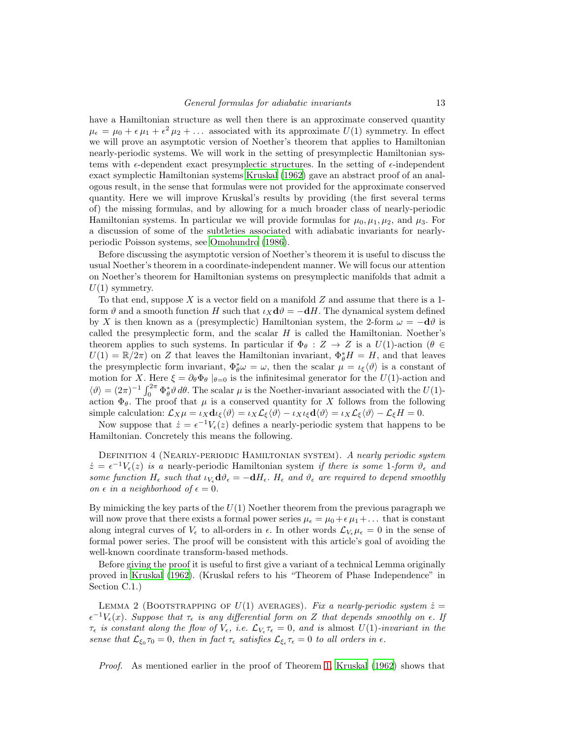have a Hamiltonian structure as well then there is an approximate conserved quantity $\mu_\epsilon = \mu_0 + \epsilon\,\mu_1 + \epsilon^2\,\mu_2 + \ldots$ associated with its approximate $U(1)$ symmetry. In effect we will prove an asymptotic version of Noether's theorem that applies to Hamiltonian nearly-periodic systems. We will work in the setting of presymplectic Hamiltonian systems with $\epsilon$-dependent exact presymplectic structures. In the setting of $\epsilon$-independent exact symplectic Hamiltonian systems Kruskal (1962) gave an abstract proof of an analogous result, in the sense that formulas were not provided for the approximate conserved quantity. Here we will improve Kruskal's results by providing (the first several terms of) the missing formulas, and by allowing for a much broader class of nearly-periodic Hamiltonian systems. In particular we will provide formulas for $\mu_0, \mu_1, \mu_2$, and $\mu_3$. For a discussion of some of the subtleties associated with adiabatic invariants for nearly-periodic Poisson systems, see Omohundro (1986).

Before discussing the asymptotic version of Noether's theorem it is useful to discuss the usual Noether's theorem in a coordinate-independent manner. We will focus our attention on Noether's theorem for Hamiltonian systems on presymplectic manifolds that admit a $U(1)$ symmetry.

To that end, suppose $X$ is a vector field on a manifold $Z$ and assume that there is a 1-form $\vartheta$ and a smooth function $H$ such that $\iota_X \mathbf{d}\vartheta = -\mathbf{d}H$. The dynamical system defined by $X$ is then known as a (presymplectic) Hamiltonian system, the 2-form $\omega = -\mathbf{d}\vartheta$ is called the presymplectic form, and the scalar $H$ is called the Hamiltonian. Noether's theorem applies to such systems. In particular if $\Phi_\theta : Z \to Z$ is a $U(1)$-action ($\theta \in U(1) = \mathbb{R}/2\pi$) on $Z$ that leaves the Hamiltonian invariant, $\Phi_\theta^* H = H$, and that leaves the presymplectic form invariant, $\Phi_\theta^*\omega = \omega$, then the scalar $\mu = \iota_\xi\langle\vartheta\rangle$ is a constant of motion for $X$. Here $\xi = \partial_\theta \Phi_\theta \mid_{\theta=0}$ is the infinitesimal generator for the $U(1)$-action and $\langle\vartheta\rangle = (2\pi)^{-1}\int_0^{2\pi} \Phi_\theta^*\vartheta\, d\theta$. The scalar $\mu$ is the Noether-invariant associated with the $U(1)$-action $\Phi_\theta$. The proof that $\mu$ is a conserved quantity for $X$ follows from the following simple calculation: $\mathcal{L}_X \mu = \iota_X \mathbf{d}\iota_\xi\langle\vartheta\rangle = \iota_X \mathcal{L}_\xi\langle\vartheta\rangle - \iota_X\iota_\xi \mathbf{d}\langle\vartheta\rangle = \iota_X\mathcal{L}_\xi\langle\vartheta\rangle - \mathcal{L}_\xi H = 0$.

Now suppose that $\dot{z} = \epsilon^{-1} V_\epsilon(z)$ defines a nearly-periodic system that happens to be Hamiltonian. Concretely this means the following.

Definition 4 (Nearly-periodic Hamiltonian system). *A nearly periodic system $\dot{z} = \epsilon^{-1} V_\epsilon(z)$ is a* nearly-periodic Hamiltonian system *if there is some 1-form $\vartheta_\epsilon$ and some function $H_\epsilon$ such that $\iota_{V_\epsilon}\mathbf{d}\vartheta_\epsilon = -\mathbf{d}H_\epsilon$. $H_\epsilon$ and $\vartheta_\epsilon$ are required to depend smoothly on $\epsilon$ in a neighborhood of $\epsilon = 0$.*

By mimicking the key parts of the $U(1)$ Noether theorem from the previous paragraph we will now prove that there exists a formal power series $\mu_\epsilon = \mu_0 + \epsilon\,\mu_1 + \ldots$ that is constant along integral curves of $V_\epsilon$ to all-orders in $\epsilon$. In other words $\mathcal{L}_{V_\epsilon}\mu_\epsilon = 0$ in the sense of formal power series. The proof will be consistent with this article's goal of avoiding the well-known coordinate transform-based methods.

Before giving the proof it is useful to first give a variant of a technical Lemma originally proved in Kruskal (1962). (Kruskal refers to his "Theorem of Phase Independence" in Section C.1.)

Lemma 2 (Bootstrapping of $U(1)$ averages). *Fix a nearly-periodic system $\dot{z} = \epsilon^{-1} V_\epsilon(x)$. Suppose that $\tau_\epsilon$ is any differential form on $Z$ that depends smoothly on $\epsilon$. If $\tau_\epsilon$ is constant along the flow of $V_\epsilon$, i.e. $\mathcal{L}_{V_\epsilon}\tau_\epsilon = 0$, and is* almost *$U(1)$-invariant in the sense that $\mathcal{L}_{\xi_0}\tau_0 = 0$, then in fact $\tau_\epsilon$ satisfies $\mathcal{L}_{\xi_\epsilon}\tau_\epsilon = 0$ to all orders in $\epsilon$.*

*Proof.* As mentioned earlier in the proof of Theorem 1, Kruskal (1962) shows that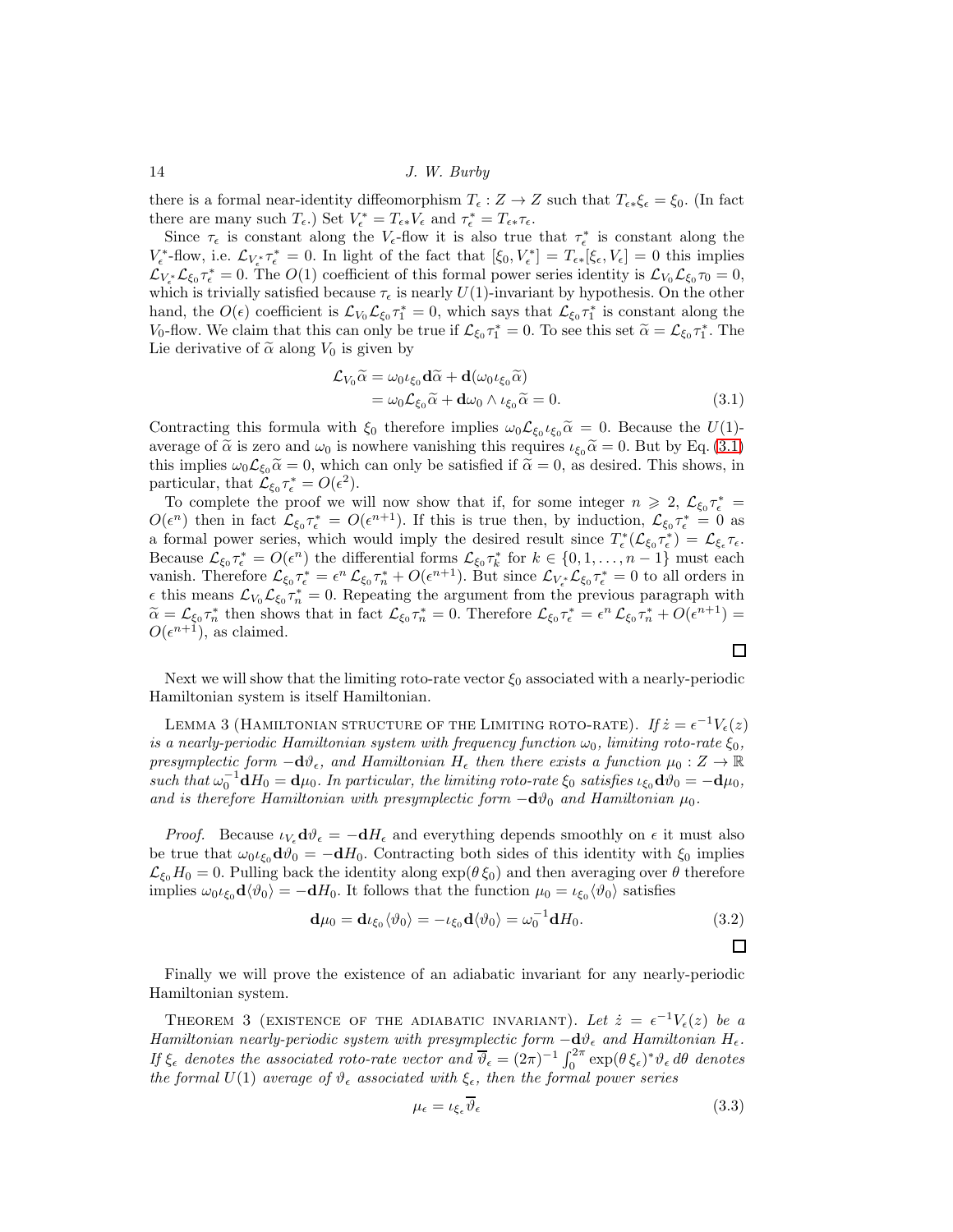there is a formal near-identity diffeomorphism $T_\epsilon : Z \to Z$ such that $T_{\epsilon*}\xi_\epsilon = \xi_0$. (In fact there are many such $T_\epsilon$.) Set $V_\epsilon^* = T_{\epsilon*}V_\epsilon$ and $\tau_\epsilon^* = T_{\epsilon*}\tau_\epsilon$.

Since $\tau_\epsilon$ is constant along the $V_\epsilon$-flow it is also true that $\tau_\epsilon^*$ is constant along the $V_\epsilon^*$-flow, i.e. $\mathcal{L}_{V_\epsilon^*}\tau_\epsilon^* = 0$. In light of the fact that $[\xi_0, V_\epsilon^*] = T_{\epsilon*}[\xi_\epsilon, V_\epsilon] = 0$ this implies $\mathcal{L}_{V_\epsilon^*}\mathcal{L}_{\xi_0}\tau_\epsilon^* = 0$. The $O(1)$ coefficient of this formal power series identity is $\mathcal{L}_{V_0}\mathcal{L}_{\xi_0}\tau_0 = 0$, which is trivially satisfied because $\tau_\epsilon$ is nearly $U(1)$-invariant by hypothesis. On the other hand, the $O(\epsilon)$ coefficient is $\mathcal{L}_{V_0}\mathcal{L}_{\xi_0}\tau_1^* = 0$, which says that $\mathcal{L}_{\xi_0}\tau_1^*$ is constant along the $V_0$-flow. We claim that this can only be true if $\mathcal{L}_{\xi_0}\tau_1^* = 0$. To see this set $\widetilde{\alpha} = \mathcal{L}_{\xi_0}\tau_1^*$. The Lie derivative of $\widetilde{\alpha}$ along $V_0$ is given by

$$
\begin{aligned}
\mathcal{L}_{V_0}\widetilde{\alpha} &= \omega_0 \iota_{\xi_0}\mathbf{d}\widetilde{\alpha} + \mathbf{d}(\omega_0 \iota_{\xi_0}\widetilde{\alpha}) \\
&= \omega_0 \mathcal{L}_{\xi_0}\widetilde{\alpha} + \mathbf{d}\omega_0 \wedge \iota_{\xi_0}\widetilde{\alpha} = 0.
\end{aligned} \tag{3.1}
$$

Contracting this formula with $\xi_0$ therefore implies $\omega_0 \mathcal{L}_{\xi_0}\iota_{\xi_0}\widetilde{\alpha} = 0$. Because the $U(1)$-average of $\widetilde{\alpha}$ is zero and $\omega_0$ is nowhere vanishing this requires $\iota_{\xi_0}\widetilde{\alpha} = 0$. But by Eq. (3.1) this implies $\omega_0\mathcal{L}_{\xi_0}\widetilde{\alpha} = 0$, which can only be satisfied if $\widetilde{\alpha} = 0$, as desired. This shows, in particular, that $\mathcal{L}_{\xi_0}\tau_\epsilon^* = O(\epsilon^2)$.

To complete the proof we will now show that if, for some integer $n \geqslant 2$, $\mathcal{L}_{\xi_0}\tau_\epsilon^* = O(\epsilon^n)$ then in fact $\mathcal{L}_{\xi_0}\tau_\epsilon^* = O(\epsilon^{n+1})$. If this is true then, by induction, $\mathcal{L}_{\xi_0}\tau_\epsilon^* = 0$ as a formal power series, which would imply the desired result since $T_\epsilon^*(\mathcal{L}_{\xi_0}\tau_\epsilon^*) = \mathcal{L}_{\xi_\epsilon}\tau_\epsilon$. Because $\mathcal{L}_{\xi_0}\tau_\epsilon^* = O(\epsilon^n)$ the differential forms $\mathcal{L}_{\xi_0}\tau_k^*$ for $k \in \{0, 1, \dots, n-1\}$ must each vanish. Therefore $\mathcal{L}_{\xi_0}\tau_\epsilon^* = \epsilon^n \mathcal{L}_{\xi_0}\tau_n^* + O(\epsilon^{n+1})$. But since $\mathcal{L}_{V_\epsilon^*}\mathcal{L}_{\xi_0}\tau_\epsilon^* = 0$ to all orders in $\epsilon$ this means $\mathcal{L}_{V_0}\mathcal{L}_{\xi_0}\tau_n^* = 0$. Repeating the argument from the previous paragraph with $\widetilde{\alpha} = \mathcal{L}_{\xi_0}\tau_n^*$ then shows that in fact $\mathcal{L}_{\xi_0}\tau_n^* = 0$. Therefore $\mathcal{L}_{\xi_0}\tau_\epsilon^* = \epsilon^n\mathcal{L}_{\xi_0}\tau_n^* + O(\epsilon^{n+1}) = O(\epsilon^{n+1})$, as claimed. □

Next we will show that the limiting roto-rate vector $\xi_0$ associated with a nearly-periodic Hamiltonian system is itself Hamiltonian.

Lemma 3 (Hamiltonian structure of the Limiting roto-rate). *If $\dot{z} = \epsilon^{-1}V_\epsilon(z)$ is a nearly-periodic Hamiltonian system with frequency function $\omega_0$, limiting roto-rate $\xi_0$, presymplectic form $-\mathbf{d}\vartheta_\epsilon$, and Hamiltonian $H_\epsilon$ then there exists a function $\mu_0 : Z \to \mathbb{R}$ such that $\omega_0^{-1}\mathbf{d}H_0 = \mathbf{d}\mu_0$. In particular, the limiting roto-rate $\xi_0$ satisfies $\iota_{\xi_0}\mathbf{d}\vartheta_0 = -\mathbf{d}\mu_0$, and is therefore Hamiltonian with presymplectic form $-\mathbf{d}\vartheta_0$ and Hamiltonian $\mu_0$.*

*Proof.* Because $\iota_{V_\epsilon}\mathbf{d}\vartheta_\epsilon = -\mathbf{d}H_\epsilon$ and everything depends smoothly on $\epsilon$ it must also be true that $\omega_0\iota_{\xi_0}\mathbf{d}\vartheta_0 = -\mathbf{d}H_0$. Contracting both sides of this identity with $\xi_0$ implies $\mathcal{L}_{\xi_0}H_0 = 0$. Pulling back the identity along $\exp(\theta\,\xi_0)$ and then averaging over $\theta$ therefore implies $\omega_0\iota_{\xi_0}\mathbf{d}\langle\vartheta_0\rangle = -\mathbf{d}H_0$. It follows that the function $\mu_0 = \iota_{\xi_0}\langle\vartheta_0\rangle$ satisfies

$$
\mathbf{d}\mu_0 = \mathbf{d}\iota_{\xi_0}\langle\vartheta_0\rangle = -\iota_{\xi_0}\mathbf{d}\langle\vartheta_0\rangle = \omega_0^{-1}\mathbf{d}H_0. \tag{3.2}
$$

□

Finally we will prove the existence of an adiabatic invariant for any nearly-periodic Hamiltonian system.

Theorem 3 (existence of the adiabatic invariant). *Let $\dot{z} = \epsilon^{-1}V_\epsilon(z)$ be a Hamiltonian nearly-periodic system with presymplectic form $-\mathbf{d}\vartheta_\epsilon$ and Hamiltonian $H_\epsilon$. If $\xi_\epsilon$ denotes the associated roto-rate vector and $\overline{\vartheta}_\epsilon = (2\pi)^{-1}\int_0^{2\pi}\exp(\theta\,\xi_\epsilon)^*\vartheta_\epsilon\,d\theta$ denotes the formal $U(1)$ average of $\vartheta_\epsilon$ associated with $\xi_\epsilon$, then the formal power series*

$$
\mu_\epsilon = \iota_{\xi_\epsilon}\overline{\vartheta}_\epsilon \tag{3.3}
$$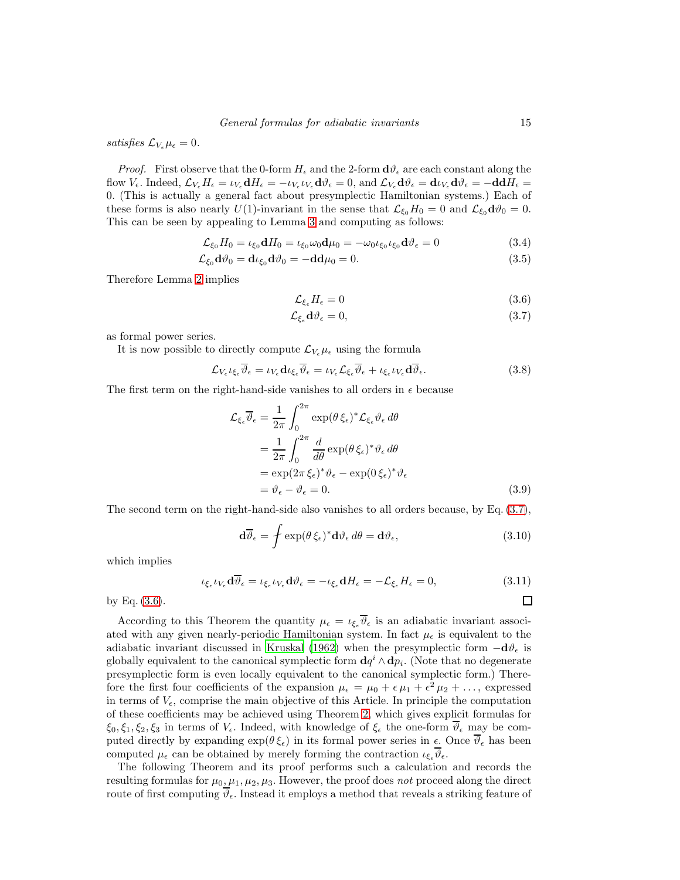*satisfies* $\mathcal{L}_{V_\epsilon}\mu_\epsilon = 0$.

*Proof.* First observe that the 0-form $H_\epsilon$ and the 2-form $\mathbf{d}\vartheta_\epsilon$ are each constant along the flow $V_\epsilon$. Indeed, $\mathcal{L}_{V_\epsilon} H_\epsilon = \iota_{V_\epsilon}\mathbf{d}H_\epsilon = -\iota_{V_\epsilon}\iota_{V_\epsilon}\mathbf{d}\vartheta_\epsilon = 0$, and $\mathcal{L}_{V_\epsilon}\mathbf{d}\vartheta_\epsilon = \mathbf{d}\iota_{V_\epsilon}\mathbf{d}\vartheta_\epsilon = -\mathbf{d}\mathbf{d}H_\epsilon = 0$. (This is actually a general fact about presymplectic Hamiltonian systems.) Each of these forms is also nearly $U(1)$-invariant in the sense that $\mathcal{L}_{\xi_0}H_0 = 0$ and $\mathcal{L}_{\xi_0}\mathbf{d}\vartheta_0 = 0$. This can be seen by appealing to Lemma 3 and computing as follows:

$$\mathcal{L}_{\xi_0}H_0 = \iota_{\xi_0}\mathbf{d}H_0 = \iota_{\xi_0}\omega_0\mathbf{d}\mu_0 = -\omega_0\iota_{\xi_0}\iota_{\xi_0}\mathbf{d}\vartheta_\epsilon = 0 \tag{3.4}$$

$$\mathcal{L}_{\xi_0}\mathbf{d}\vartheta_0 = \mathbf{d}\iota_{\xi_0}\mathbf{d}\vartheta_0 = -\mathbf{d}\mathbf{d}\mu_0 = 0. \tag{3.5}$$

Therefore Lemma 2 implies

$$\mathcal{L}_{\xi_\epsilon}H_\epsilon = 0 \tag{3.6}$$

$$\mathcal{L}_{\xi_\epsilon}\mathbf{d}\vartheta_\epsilon = 0, \tag{3.7}$$

as formal power series.

It is now possible to directly compute $\mathcal{L}_{V_\epsilon}\mu_\epsilon$ using the formula

$$\mathcal{L}_{V_\epsilon}\iota_{\xi_\epsilon}\overline{\vartheta}_\epsilon = \iota_{V_\epsilon}\mathbf{d}\iota_{\xi_\epsilon}\overline{\vartheta}_\epsilon = \iota_{V_\epsilon}\mathcal{L}_{\xi_\epsilon}\overline{\vartheta}_\epsilon + \iota_{\xi_\epsilon}\iota_{V_\epsilon}\mathbf{d}\overline{\vartheta}_\epsilon. \tag{3.8}$$

The first term on the right-hand-side vanishes to all orders in $\epsilon$ because

$$\begin{aligned}
\mathcal{L}_{\xi_\epsilon}\overline{\vartheta}_\epsilon &= \frac{1}{2\pi}\int_0^{2\pi}\exp(\theta\,\xi_\epsilon)^*\mathcal{L}_{\xi_\epsilon}\vartheta_\epsilon\,d\theta \\
&= \frac{1}{2\pi}\int_0^{2\pi}\frac{d}{d\theta}\exp(\theta\,\xi_\epsilon)^*\vartheta_\epsilon\,d\theta \\
&= \exp(2\pi\,\xi_\epsilon)^*\vartheta_\epsilon - \exp(0\,\xi_\epsilon)^*\vartheta_\epsilon \\
&= \vartheta_\epsilon - \vartheta_\epsilon = 0.
\end{aligned} \tag{3.9}$$

The second term on the right-hand-side also vanishes to all orders because, by Eq. (3.7),

$$\mathbf{d}\overline{\vartheta}_\epsilon = ⨍ \exp(\theta\,\xi_\epsilon)^*\mathbf{d}\vartheta_\epsilon\,d\theta = \mathbf{d}\vartheta_\epsilon, \tag{3.10}$$

which implies

$$\iota_{\xi_\epsilon}\iota_{V_\epsilon}\mathbf{d}\overline{\vartheta}_\epsilon = \iota_{\xi_\epsilon}\iota_{V_\epsilon}\mathbf{d}\vartheta_\epsilon = -\iota_{\xi_\epsilon}\mathbf{d}H_\epsilon = -\mathcal{L}_{\xi_\epsilon}H_\epsilon = 0, \tag{3.11}$$

by Eq. (3.6). □

According to this Theorem the quantity $\mu_\epsilon = \iota_{\xi_\epsilon}\overline{\vartheta}_\epsilon$ is an adiabatic invariant associated with any given nearly-periodic Hamiltonian system. In fact $\mu_\epsilon$ is equivalent to the adiabatic invariant discussed in Kruskal (1962) when the presymplectic form $-\mathbf{d}\vartheta_\epsilon$ is globally equivalent to the canonical symplectic form $\mathbf{d}q^i \wedge \mathbf{d}p_i$. (Note that no degenerate presymplectic form is even locally equivalent to the canonical symplectic form.) Therefore the first four coefficients of the expansion $\mu_\epsilon = \mu_0 + \epsilon\,\mu_1 + \epsilon^2\,\mu_2 + \ldots$, expressed in terms of $V_\epsilon$, comprise the main objective of this Article. In principle the computation of these coefficients may be achieved using Theorem 2, which gives explicit formulas for $\xi_0, \xi_1, \xi_2, \xi_3$ in terms of $V_\epsilon$. Indeed, with knowledge of $\xi_\epsilon$ the one-form $\overline{\vartheta}_\epsilon$ may be computed directly by expanding $\exp(\theta\,\xi_\epsilon)$ in its formal power series in $\epsilon$. Once $\overline{\vartheta}_\epsilon$ has been computed $\mu_\epsilon$ can be obtained by merely forming the contraction $\iota_{\xi_\epsilon}\overline{\vartheta}_\epsilon$.

The following Theorem and its proof performs such a calculation and records the resulting formulas for $\mu_0, \mu_1, \mu_2, \mu_3$. However, the proof does *not* proceed along the direct route of first computing $\overline{\vartheta}_\epsilon$. Instead it employs a method that reveals a striking feature of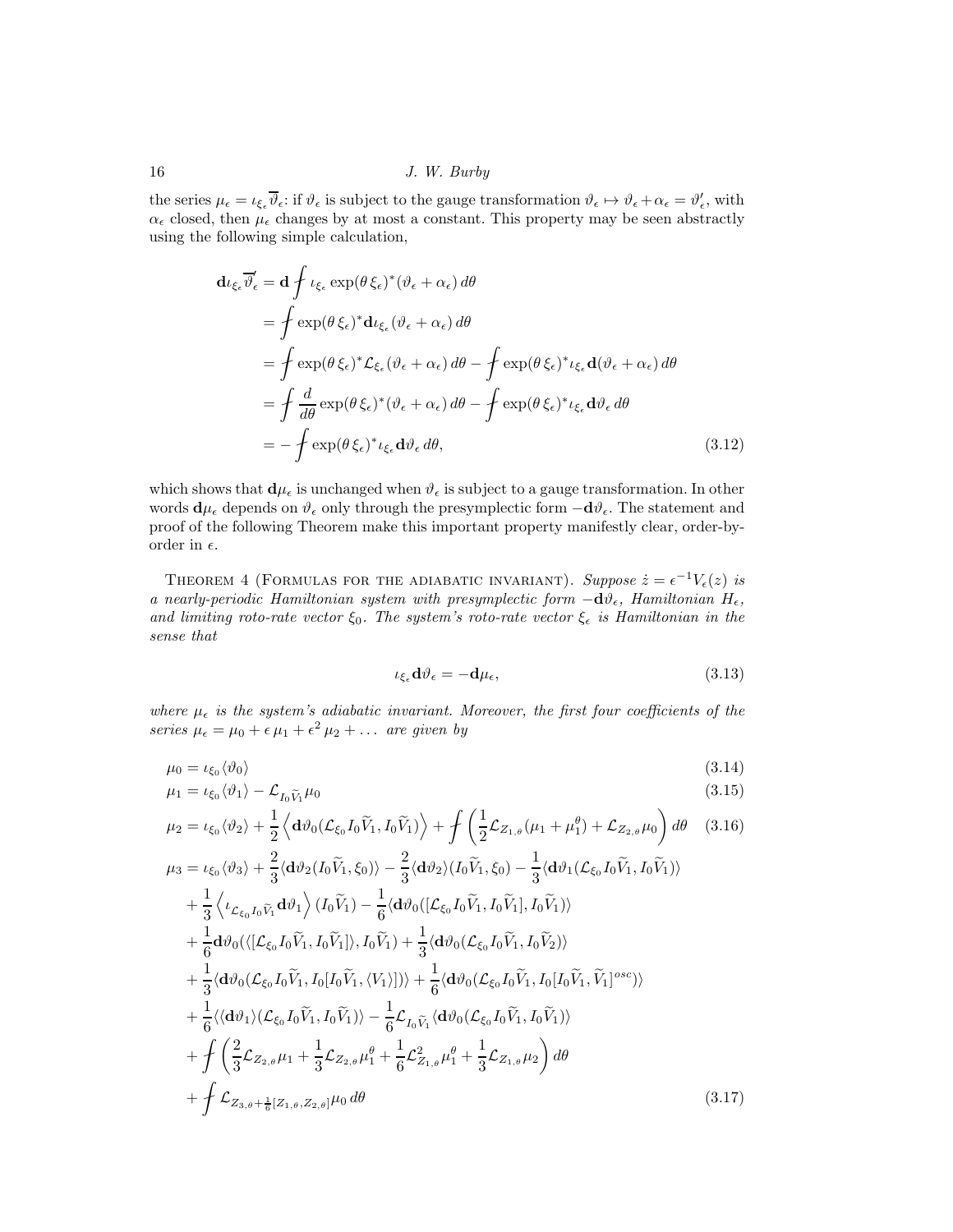the series $\mu_\epsilon = \iota_{\xi_\epsilon}\overline{\vartheta}_\epsilon$: if $\vartheta_\epsilon$ is subject to the gauge transformation $\vartheta_\epsilon \mapsto \vartheta_\epsilon + \alpha_\epsilon = \vartheta_\epsilon'$, with $\alpha_\epsilon$ closed, then $\mu_\epsilon$ changes by at most a constant. This property may be seen abstractly using the following simple calculation,

$$
\begin{aligned}
\mathbf{d}\iota_{\xi_\epsilon}\overline{\vartheta}_\epsilon' &= \mathbf{d}\fint \iota_{\xi_\epsilon}\exp(\theta\,\xi_\epsilon)^*(\vartheta_\epsilon+\alpha_\epsilon)\,d\theta \\
&= \fint \exp(\theta\,\xi_\epsilon)^*\mathbf{d}\iota_{\xi_\epsilon}(\vartheta_\epsilon+\alpha_\epsilon)\,d\theta \\
&= \fint \exp(\theta\,\xi_\epsilon)^*\mathcal{L}_{\xi_\epsilon}(\vartheta_\epsilon+\alpha_\epsilon)\,d\theta - \fint \exp(\theta\,\xi_\epsilon)^*\iota_{\xi_\epsilon}\mathbf{d}(\vartheta_\epsilon+\alpha_\epsilon)\,d\theta \\
&= \fint \frac{d}{d\theta}\exp(\theta\,\xi_\epsilon)^*(\vartheta_\epsilon+\alpha_\epsilon)\,d\theta - \fint \exp(\theta\,\xi_\epsilon)^*\iota_{\xi_\epsilon}\mathbf{d}\vartheta_\epsilon\,d\theta \\
&= -\fint \exp(\theta\,\xi_\epsilon)^*\iota_{\xi_\epsilon}\mathbf{d}\vartheta_\epsilon\,d\theta,
\end{aligned} \tag{3.12}
$$

which shows that $\mathbf{d}\mu_\epsilon$ is unchanged when $\vartheta_\epsilon$ is subject to a gauge transformation. In other words $\mathbf{d}\mu_\epsilon$ depends on $\vartheta_\epsilon$ only through the presymplectic form $-\mathbf{d}\vartheta_\epsilon$. The statement and proof of the following Theorem make this important property manifestly clear, order-by-order in $\epsilon$.

Theorem 4 (Formulas for the adiabatic invariant). *Suppose $\dot{z} = \epsilon^{-1}V_\epsilon(z)$ is a nearly-periodic Hamiltonian system with presymplectic form $-\mathbf{d}\vartheta_\epsilon$, Hamiltonian $H_\epsilon$, and limiting roto-rate vector $\xi_0$. The system's roto-rate vector $\xi_\epsilon$ is Hamiltonian in the sense that*

$$
\iota_{\xi_\epsilon}\mathbf{d}\vartheta_\epsilon = -\mathbf{d}\mu_\epsilon, \tag{3.13}
$$

*where $\mu_\epsilon$ is the system's adiabatic invariant. Moreover, the first four coefficients of the series $\mu_\epsilon = \mu_0 + \epsilon\,\mu_1 + \epsilon^2\,\mu_2 + \dots$ are given by*

$$
\mu_0 = \iota_{\xi_0}\langle\vartheta_0\rangle \tag{3.14}
$$

$$
\mu_1 = \iota_{\xi_0}\langle\vartheta_1\rangle - \mathcal{L}_{I_0\widetilde{V}_1}\mu_0 \tag{3.15}
$$

$$
\mu_2 = \iota_{\xi_0}\langle\vartheta_2\rangle + \frac{1}{2}\left\langle \mathbf{d}\vartheta_0(\mathcal{L}_{\xi_0}I_0\widetilde{V}_1, I_0\widetilde{V}_1)\right\rangle + \fint\left(\frac{1}{2}\mathcal{L}_{Z_{1,\theta}}(\mu_1+\mu_1^\theta) + \mathcal{L}_{Z_{2,\theta}}\mu_0\right)d\theta \tag{3.16}
$$

$$
\begin{aligned}
\mu_3 &= \iota_{\xi_0}\langle\vartheta_3\rangle + \frac{2}{3}\langle\mathbf{d}\vartheta_2(I_0\widetilde{V}_1,\xi_0)\rangle - \frac{2}{3}\langle\mathbf{d}\vartheta_2\rangle(I_0\widetilde{V}_1,\xi_0) - \frac{1}{3}\langle\mathbf{d}\vartheta_1(\mathcal{L}_{\xi_0}I_0\widetilde{V}_1, I_0\widetilde{V}_1)\rangle \\
&+ \frac{1}{3}\left\langle \iota_{\mathcal{L}_{\xi_0}I_0\widetilde{V}_1}\mathbf{d}\vartheta_1\right\rangle(I_0\widetilde{V}_1) - \frac{1}{6}\langle\mathbf{d}\vartheta_0([\mathcal{L}_{\xi_0}I_0\widetilde{V}_1, I_0\widetilde{V}_1], I_0\widetilde{V}_1)\rangle \\
&+ \frac{1}{6}\mathbf{d}\vartheta_0(\langle[\mathcal{L}_{\xi_0}I_0\widetilde{V}_1, I_0\widetilde{V}_1]\rangle, I_0\widetilde{V}_1) + \frac{1}{3}\langle\mathbf{d}\vartheta_0(\mathcal{L}_{\xi_0}I_0\widetilde{V}_1, I_0\widetilde{V}_2)\rangle \\
&+ \frac{1}{3}\langle\mathbf{d}\vartheta_0(\mathcal{L}_{\xi_0}I_0\widetilde{V}_1, I_0[I_0\widetilde{V}_1,\langle V_1\rangle])\rangle + \frac{1}{6}\langle\mathbf{d}\vartheta_0(\mathcal{L}_{\xi_0}I_0\widetilde{V}_1, I_0[I_0\widetilde{V}_1,\widetilde{V}_1]^{osc})\rangle \\
&+ \frac{1}{6}\langle\langle\mathbf{d}\vartheta_1\rangle(\mathcal{L}_{\xi_0}I_0\widetilde{V}_1, I_0\widetilde{V}_1)\rangle - \frac{1}{6}\mathcal{L}_{I_0\widetilde{V}_1}\langle\mathbf{d}\vartheta_0(\mathcal{L}_{\xi_0}I_0\widetilde{V}_1, I_0\widetilde{V}_1)\rangle \\
&+ \fint\left(\frac{2}{3}\mathcal{L}_{Z_{2,\theta}}\mu_1 + \frac{1}{3}\mathcal{L}_{Z_{2,\theta}}\mu_1^\theta + \frac{1}{6}\mathcal{L}^2_{Z_{1,\theta}}\mu_1^\theta + \frac{1}{3}\mathcal{L}_{Z_{1,\theta}}\mu_2\right)d\theta \\
&+ \fint \mathcal{L}_{Z_{3,\theta}+\frac{1}{6}[Z_{1,\theta},Z_{2,\theta}]}\mu_0\,d\theta
\end{aligned} \tag{3.17}
$$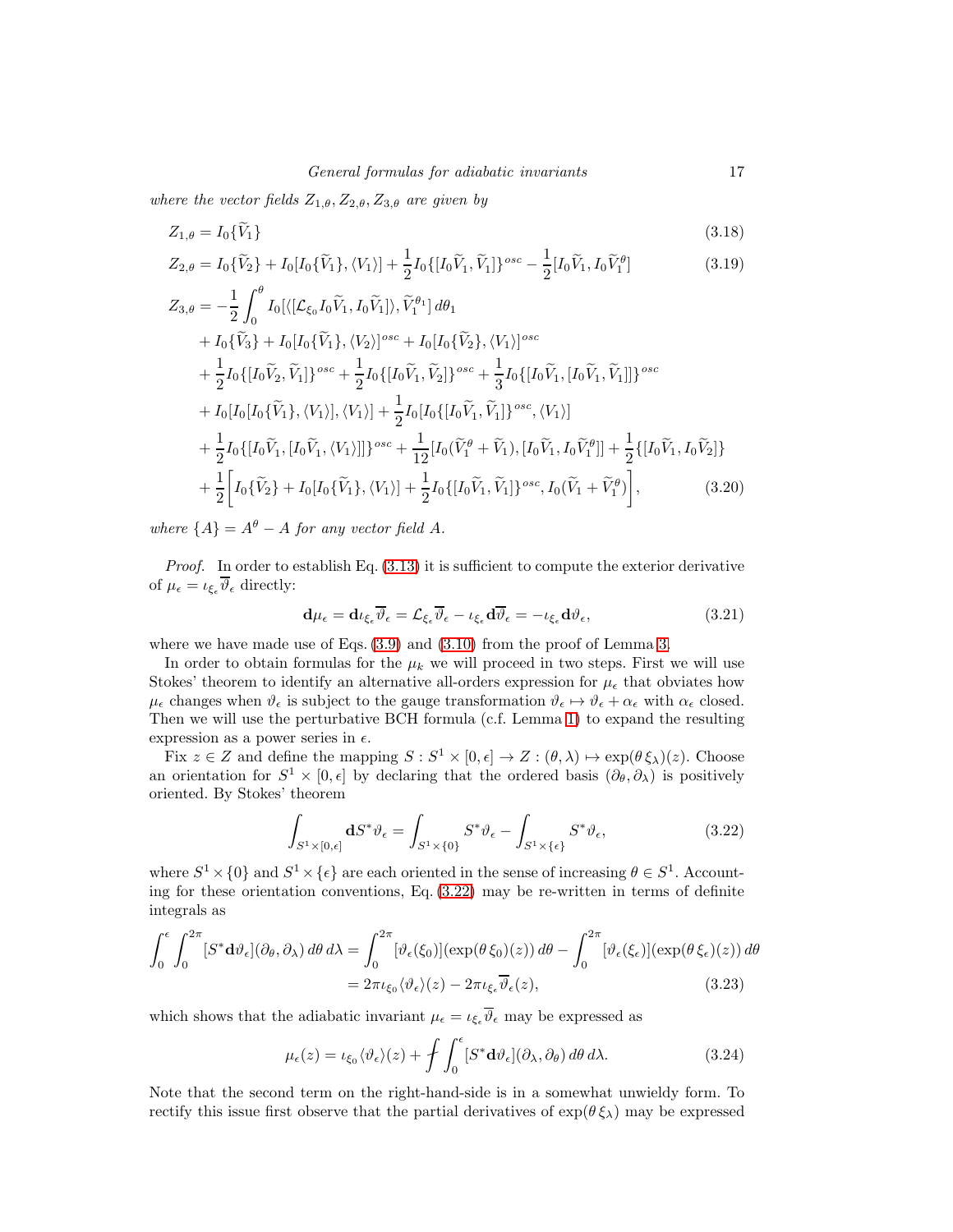*where the vector fields $Z_{1,\theta}, Z_{2,\theta}, Z_{3,\theta}$ are given by*

$$Z_{1,\theta} = I_0\{\widetilde{V}_1\} \tag{3.18}$$

$$Z_{2,\theta} = I_0\{\widetilde{V}_2\} + I_0[I_0\{\widetilde{V}_1\}, \langle V_1\rangle] + \frac{1}{2}I_0\{[I_0\widetilde{V}_1, \widetilde{V}_1]\}^{osc} - \frac{1}{2}[I_0\widetilde{V}_1, I_0\widetilde{V}_1^{\theta}] \tag{3.19}$$

$$\begin{aligned}
Z_{3,\theta} = &-\frac{1}{2}\int_0^{\theta} I_0[\langle[\mathcal{L}_{\xi_0}I_0\widetilde{V}_1, I_0\widetilde{V}_1]\rangle, \widetilde{V}_1^{\theta_1}]\,d\theta_1 \\
&+ I_0\{\widetilde{V}_3\} + I_0[I_0\{\widetilde{V}_1\}, \langle V_2\rangle]^{osc} + I_0[I_0\{\widetilde{V}_2\}, \langle V_1\rangle]^{osc} \\
&+ \frac{1}{2}I_0\{[I_0\widetilde{V}_2, \widetilde{V}_1]\}^{osc} + \frac{1}{2}I_0\{[I_0\widetilde{V}_1, \widetilde{V}_2]\}^{osc} + \frac{1}{3}I_0\{[I_0\widetilde{V}_1, [I_0\widetilde{V}_1, \widetilde{V}_1]]\}^{osc} \\
&+ I_0[I_0[I_0\{\widetilde{V}_1\}, \langle V_1\rangle], \langle V_1\rangle] + \frac{1}{2}I_0[I_0\{[I_0\widetilde{V}_1, \widetilde{V}_1]\}^{osc}, \langle V_1\rangle] \\
&+ \frac{1}{2}I_0\{[I_0\widetilde{V}_1, [I_0\widetilde{V}_1, \langle V_1\rangle]]\}^{osc} + \frac{1}{12}[I_0(\widetilde{V}_1^{\theta} + \widetilde{V}_1), [I_0\widetilde{V}_1, I_0\widetilde{V}_1^{\theta}]] + \frac{1}{2}\{[I_0\widetilde{V}_1, I_0\widetilde{V}_2]\} \\
&+ \frac{1}{2}\bigg[I_0\{\widetilde{V}_2\} + I_0[I_0\{\widetilde{V}_1\}, \langle V_1\rangle] + \frac{1}{2}I_0\{[I_0\widetilde{V}_1, \widetilde{V}_1]\}^{osc}, I_0(\widetilde{V}_1 + \widetilde{V}_1^{\theta})\bigg],
\end{aligned} \tag{3.20}$$

*where $\{A\} = A^{\theta} - A$ for any vector field A.*

*Proof.* In order to establish Eq. (3.13) it is sufficient to compute the exterior derivative of $\mu_\epsilon = \iota_{\xi_\epsilon}\overline{\vartheta}_\epsilon$ directly:

$$\mathbf{d}\mu_\epsilon = \mathbf{d}\iota_{\xi_\epsilon}\overline{\vartheta}_\epsilon = \mathcal{L}_{\xi_\epsilon}\overline{\vartheta}_\epsilon - \iota_{\xi_\epsilon}\mathbf{d}\overline{\vartheta}_\epsilon = -\iota_{\xi_\epsilon}\mathbf{d}\vartheta_\epsilon, \tag{3.21}$$

where we have made use of Eqs. (3.9) and (3.10) from the proof of Lemma 3.

In order to obtain formulas for the $\mu_k$ we will proceed in two steps. First we will use Stokes' theorem to identify an alternative all-orders expression for $\mu_\epsilon$ that obviates how $\mu_\epsilon$ changes when $\vartheta_\epsilon$ is subject to the gauge transformation $\vartheta_\epsilon \mapsto \vartheta_\epsilon + \alpha_\epsilon$ with $\alpha_\epsilon$ closed. Then we will use the perturbative BCH formula (c.f. Lemma 1) to expand the resulting expression as a power series in $\epsilon$.

Fix $z \in Z$ and define the mapping $S : S^1 \times [0, \epsilon] \to Z : (\theta, \lambda) \mapsto \exp(\theta\,\xi_\lambda)(z)$. Choose an orientation for $S^1 \times [0, \epsilon]$ by declaring that the ordered basis $(\partial_\theta, \partial_\lambda)$ is positively oriented. By Stokes' theorem

$$\int_{S^1\times[0,\epsilon]} \mathbf{d}S^*\vartheta_\epsilon = \int_{S^1\times\{0\}} S^*\vartheta_\epsilon - \int_{S^1\times\{\epsilon\}} S^*\vartheta_\epsilon, \tag{3.22}$$

where $S^1 \times \{0\}$ and $S^1 \times \{\epsilon\}$ are each oriented in the sense of increasing $\theta \in S^1$. Accounting for these orientation conventions, Eq. (3.22) may be re-written in terms of definite integrals as

$$\begin{aligned}
\int_0^{\epsilon}\int_0^{2\pi} [S^*\mathbf{d}\vartheta_\epsilon](\partial_\theta, \partial_\lambda)\,d\theta\,d\lambda &= \int_0^{2\pi} [\vartheta_\epsilon(\xi_0)](\exp(\theta\,\xi_0)(z))\,d\theta - \int_0^{2\pi} [\vartheta_\epsilon(\xi_\epsilon)](\exp(\theta\,\xi_\epsilon)(z))\,d\theta \\
&= 2\pi\iota_{\xi_0}\langle\vartheta_\epsilon\rangle(z) - 2\pi\iota_{\xi_\epsilon}\overline{\vartheta}_\epsilon(z),
\end{aligned} \tag{3.23}$$

which shows that the adiabatic invariant $\mu_\epsilon = \iota_{\xi_\epsilon}\overline{\vartheta}_\epsilon$ may be expressed as

$$\mu_\epsilon(z) = \iota_{\xi_0}\langle\vartheta_\epsilon\rangle(z) + \fint\int_0^{\epsilon} [S^*\mathbf{d}\vartheta_\epsilon](\partial_\lambda, \partial_\theta)\,d\theta\,d\lambda. \tag{3.24}$$

Note that the second term on the right-hand-side is in a somewhat unwieldy form. To rectify this issue first observe that the partial derivatives of $\exp(\theta\,\xi_\lambda)$ may be expressed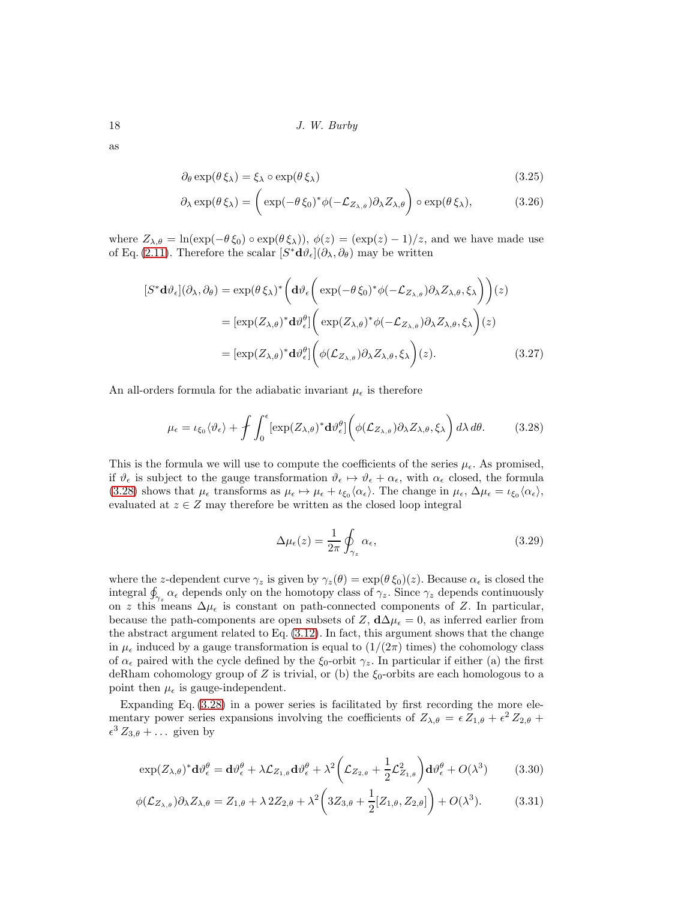as

$$\partial_\theta \exp(\theta\, \xi_\lambda) = \xi_\lambda \circ \exp(\theta\, \xi_\lambda) \tag{3.25}$$

$$\partial_\lambda \exp(\theta\, \xi_\lambda) = \bigg( \exp(-\theta\, \xi_0)^* \phi(-\mathcal{L}_{Z_{\lambda,\theta}}) \partial_\lambda Z_{\lambda,\theta} \bigg) \circ \exp(\theta\, \xi_\lambda), \tag{3.26}$$

where $Z_{\lambda,\theta} = \ln(\exp(-\theta\, \xi_0) \circ \exp(\theta\, \xi_\lambda))$, $\phi(z) = (\exp(z) - 1)/z$, and we have made use of Eq. (2.11). Therefore the scalar $[S^* \mathbf{d}\vartheta_\epsilon](\partial_\lambda, \partial_\theta)$ may be written

$$\begin{aligned}
[S^* \mathbf{d}\vartheta_\epsilon](\partial_\lambda, \partial_\theta) &= \exp(\theta\, \xi_\lambda)^* \bigg( \mathbf{d}\vartheta_\epsilon \bigg( \exp(-\theta\, \xi_0)^* \phi(-\mathcal{L}_{Z_{\lambda,\theta}}) \partial_\lambda Z_{\lambda,\theta}, \xi_\lambda \bigg) \bigg)(z) \\
&= [\exp(Z_{\lambda,\theta})^* \mathbf{d}\vartheta^\theta_\epsilon] \bigg( \exp(Z_{\lambda,\theta})^* \phi(-\mathcal{L}_{Z_{\lambda,\theta}}) \partial_\lambda Z_{\lambda,\theta}, \xi_\lambda \bigg)(z) \\
&= [\exp(Z_{\lambda,\theta})^* \mathbf{d}\vartheta^\theta_\epsilon] \bigg( \phi(\mathcal{L}_{Z_{\lambda,\theta}}) \partial_\lambda Z_{\lambda,\theta}, \xi_\lambda \bigg)(z).
\end{aligned} \tag{3.27}$$

An all-orders formula for the adiabatic invariant $\mu_\epsilon$ is therefore

$$\mu_\epsilon = \iota_{\xi_0} \langle \vartheta_\epsilon \rangle + ⨍ \int_0^\epsilon [\exp(Z_{\lambda,\theta})^* \mathbf{d}\vartheta^\theta_\epsilon] \bigg( \phi(\mathcal{L}_{Z_{\lambda,\theta}}) \partial_\lambda Z_{\lambda,\theta}, \xi_\lambda \bigg)\, d\lambda\, d\theta. \tag{3.28}$$

This is the formula we will use to compute the coefficients of the series $\mu_\epsilon$. As promised, if $\vartheta_\epsilon$ is subject to the gauge transformation $\vartheta_\epsilon \mapsto \vartheta_\epsilon + \alpha_\epsilon$, with $\alpha_\epsilon$ closed, the formula (3.28) shows that $\mu_\epsilon$ transforms as $\mu_\epsilon \mapsto \mu_\epsilon + \iota_{\xi_0} \langle \alpha_\epsilon \rangle$. The change in $\mu_\epsilon$, $\Delta\mu_\epsilon = \iota_{\xi_0} \langle \alpha_\epsilon \rangle$, evaluated at $z \in Z$ may therefore be written as the closed loop integral

$$\Delta\mu_\epsilon(z) = \frac{1}{2\pi} \oint_{\gamma_z} \alpha_\epsilon, \tag{3.29}$$

where the $z$-dependent curve $\gamma_z$ is given by $\gamma_z(\theta) = \exp(\theta\, \xi_0)(z)$. Because $\alpha_\epsilon$ is closed the integral $\oint_{\gamma_z} \alpha_\epsilon$ depends only on the homotopy class of $\gamma_z$. Since $\gamma_z$ depends continuously on $z$ this means $\Delta\mu_\epsilon$ is constant on path-connected components of $Z$. In particular, because the path-components are open subsets of $Z$, $\mathbf{d}\Delta\mu_\epsilon = 0$, as inferred earlier from the abstract argument related to Eq. (3.12). In fact, this argument shows that the change in $\mu_\epsilon$ induced by a gauge transformation is equal to $(1/(2\pi)$ times) the cohomology class of $\alpha_\epsilon$ paired with the cycle defined by the $\xi_0$-orbit $\gamma_z$. In particular if either (a) the first deRham cohomology group of $Z$ is trivial, or (b) the $\xi_0$-orbits are each homologous to a point then $\mu_\epsilon$ is gauge-independent.

Expanding Eq. (3.28) in a power series is facilitated by first recording the more elementary power series expansions involving the coefficients of $Z_{\lambda,\theta} = \epsilon\, Z_{1,\theta} + \epsilon^2\, Z_{2,\theta} + \epsilon^3\, Z_{3,\theta} + \ldots$ given by

$$\exp(Z_{\lambda,\theta})^* \mathbf{d}\vartheta^\theta_\epsilon = \mathbf{d}\vartheta^\theta_\epsilon + \lambda \mathcal{L}_{Z_{1,\theta}} \mathbf{d}\vartheta^\theta_\epsilon + \lambda^2 \bigg( \mathcal{L}_{Z_{2,\theta}} + \frac{1}{2} \mathcal{L}^2_{Z_{1,\theta}} \bigg) \mathbf{d}\vartheta^\theta_\epsilon + O(\lambda^3) \tag{3.30}$$

$$\phi(\mathcal{L}_{Z_{\lambda,\theta}}) \partial_\lambda Z_{\lambda,\theta} = Z_{1,\theta} + \lambda\, 2 Z_{2,\theta} + \lambda^2 \bigg( 3 Z_{3,\theta} + \frac{1}{2} [Z_{1,\theta}, Z_{2,\theta}] \bigg) + O(\lambda^3). \tag{3.31}$$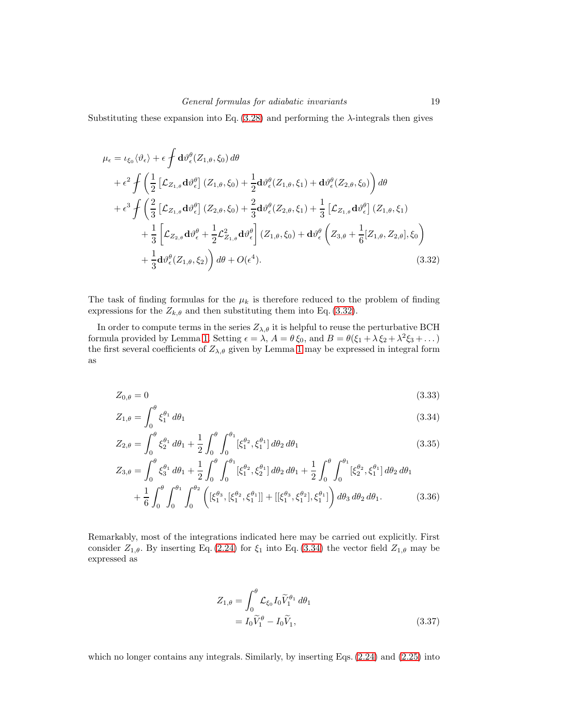Substituting these expansion into Eq. (3.28) and performing the $\lambda$-integrals then gives

$$
\begin{aligned}
\mu_\epsilon = {} & \iota_{\xi_0}\langle\vartheta_\epsilon\rangle + \epsilon \fint \mathbf{d}\vartheta^\theta_\epsilon(Z_{1,\theta},\xi_0)\,d\theta \\
& + \epsilon^2 \fint \left(\frac{1}{2}\left[\mathcal{L}_{Z_{1,\theta}}\mathbf{d}\vartheta^\theta_\epsilon\right](Z_{1,\theta},\xi_0) + \frac{1}{2}\mathbf{d}\vartheta^\theta_\epsilon(Z_{1,\theta},\xi_1) + \mathbf{d}\vartheta^\theta_\epsilon(Z_{2,\theta},\xi_0)\right) d\theta \\
& + \epsilon^3 \fint \Bigg(\frac{2}{3}\left[\mathcal{L}_{Z_{1,\theta}}\mathbf{d}\vartheta^\theta_\epsilon\right](Z_{2,\theta},\xi_0) + \frac{2}{3}\mathbf{d}\vartheta^\theta_\epsilon(Z_{2,\theta},\xi_1) + \frac{1}{3}\left[\mathcal{L}_{Z_{1,\theta}}\mathbf{d}\vartheta^\theta_\epsilon\right](Z_{1,\theta},\xi_1) \\
& \qquad + \frac{1}{3}\left[\mathcal{L}_{Z_{2,\theta}}\mathbf{d}\vartheta^\theta_\epsilon + \frac{1}{2}\mathcal{L}^2_{Z_{1,\theta}}\mathbf{d}\vartheta^\theta_\epsilon\right](Z_{1,\theta},\xi_0) + \mathbf{d}\vartheta^\theta_\epsilon\left(Z_{3,\theta} + \frac{1}{6}[Z_{1,\theta},Z_{2,\theta}],\xi_0\right) \\
& \qquad + \frac{1}{3}\mathbf{d}\vartheta^\theta_\epsilon(Z_{1,\theta},\xi_2)\Bigg) d\theta + O(\epsilon^4).
\end{aligned}
\tag{3.32}
$$

The task of finding formulas for the $\mu_k$ is therefore reduced to the problem of finding expressions for the $Z_{k,\theta}$ and then substituting them into Eq. (3.32).

In order to compute terms in the series $Z_{\lambda,\theta}$ it is helpful to reuse the perturbative BCH formula provided by Lemma 1. Setting $\epsilon = \lambda$, $A = \theta\,\xi_0$, and $B = \theta(\xi_1 + \lambda\,\xi_2 + \lambda^2\xi_3 + \dots)$ the first several coefficients of $Z_{\lambda,\theta}$ given by Lemma 1 may be expressed in integral form as

$$Z_{0,\theta} = 0 \tag{3.33}$$

$$Z_{1,\theta} = \int_0^\theta \xi_1^{\theta_1}\,d\theta_1 \tag{3.34}$$

$$Z_{2,\theta} = \int_0^\theta \xi_2^{\theta_1}\,d\theta_1 + \frac{1}{2}\int_0^\theta\int_0^{\theta_1}[\xi_1^{\theta_2},\xi_1^{\theta_1}]\,d\theta_2\,d\theta_1 \tag{3.35}$$

$$
\begin{aligned}
Z_{3,\theta} = {} & \int_0^\theta \xi_3^{\theta_1}\,d\theta_1 + \frac{1}{2}\int_0^\theta\int_0^{\theta_1}[\xi_1^{\theta_2},\xi_2^{\theta_1}]\,d\theta_2\,d\theta_1 + \frac{1}{2}\int_0^\theta\int_0^{\theta_1}[\xi_2^{\theta_2},\xi_1^{\theta_1}]\,d\theta_2\,d\theta_1 \\
& + \frac{1}{6}\int_0^\theta\int_0^{\theta_1}\int_0^{\theta_2}\left([\xi_1^{\theta_3},[\xi_1^{\theta_2},\xi_1^{\theta_1}]] + [[\xi_1^{\theta_3},\xi_1^{\theta_2}],\xi_1^{\theta_1}]\right)d\theta_3\,d\theta_2\,d\theta_1.
\end{aligned}
\tag{3.36}
$$

Remarkably, most of the integrations indicated here may be carried out explicitly. First consider $Z_{1,\theta}$. By inserting Eq. (2.24) for $\xi_1$ into Eq. (3.34) the vector field $Z_{1,\theta}$ may be expressed as

$$
\begin{aligned}
Z_{1,\theta} &= \int_0^\theta \mathcal{L}_{\xi_0} I_0 \widetilde{V}_1^{\theta_1}\,d\theta_1 \\
&= I_0\widetilde{V}_1^\theta - I_0\widetilde{V}_1,
\end{aligned}
\tag{3.37}
$$

which no longer contains any integrals. Similarly, by inserting Eqs. (2.24) and (2.25) into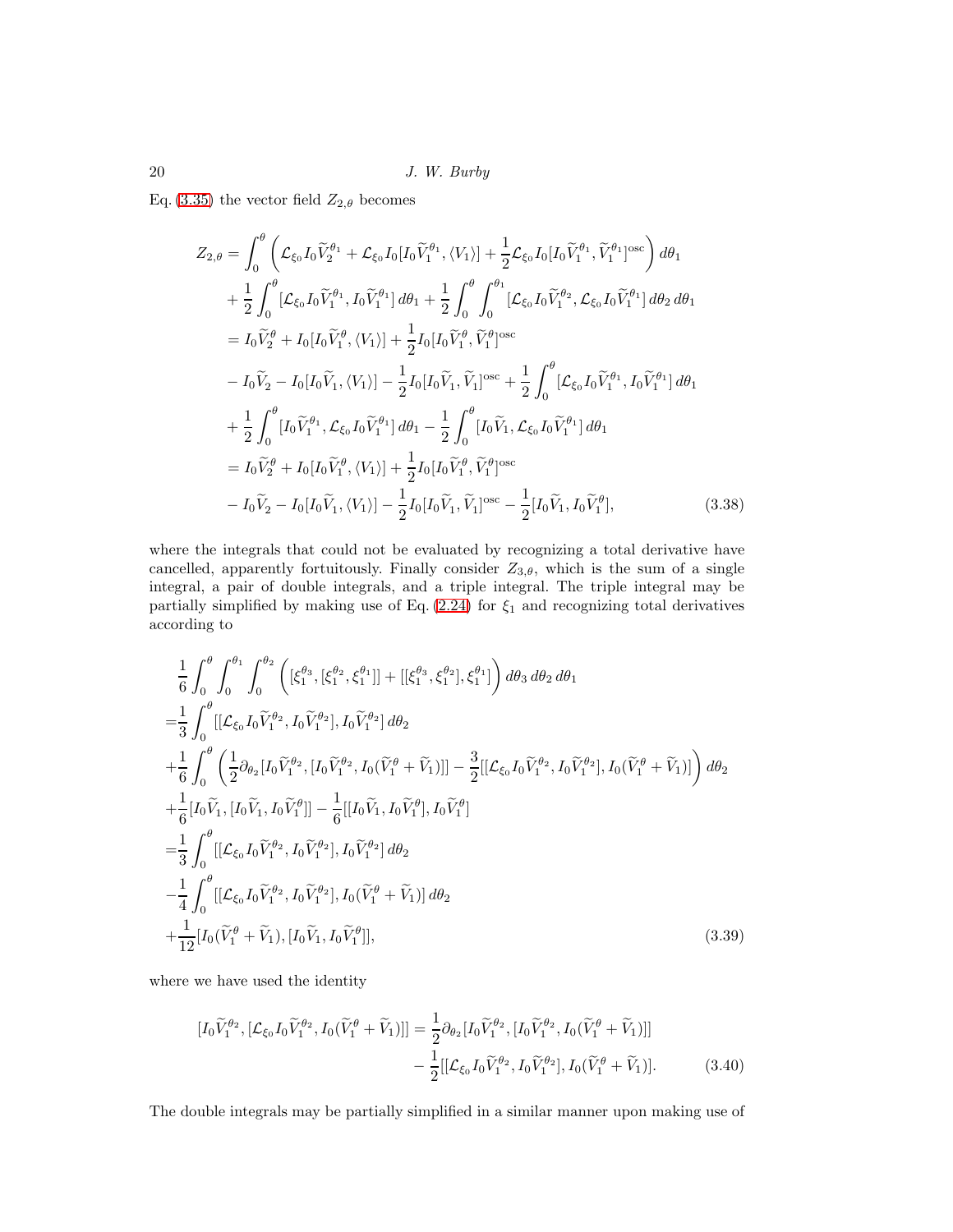Eq. (3.35) the vector field $Z_{2,\theta}$ becomes

$$
\begin{aligned}
Z_{2,\theta} &= \int_0^\theta \left( \mathcal{L}_{\xi_0} I_0 \widetilde{V}_2^{\theta_1} + \mathcal{L}_{\xi_0} I_0 [I_0 \widetilde{V}_1^{\theta_1}, \langle V_1 \rangle] + \frac{1}{2} \mathcal{L}_{\xi_0} I_0 [I_0 \widetilde{V}_1^{\theta_1}, \widetilde{V}_1^{\theta_1}]^{\mathrm{osc}} \right) d\theta_1 \\
&\quad + \frac{1}{2} \int_0^\theta [\mathcal{L}_{\xi_0} I_0 \widetilde{V}_1^{\theta_1}, I_0 \widetilde{V}_1^{\theta_1}] \, d\theta_1 + \frac{1}{2} \int_0^\theta \int_0^{\theta_1} [\mathcal{L}_{\xi_0} I_0 \widetilde{V}_1^{\theta_2}, \mathcal{L}_{\xi_0} I_0 \widetilde{V}_1^{\theta_1}] \, d\theta_2 \, d\theta_1 \\
&= I_0 \widetilde{V}_2^\theta + I_0 [I_0 \widetilde{V}_1^\theta, \langle V_1 \rangle] + \frac{1}{2} I_0 [I_0 \widetilde{V}_1^\theta, \widetilde{V}_1^\theta]^{\mathrm{osc}} \\
&\quad - I_0 \widetilde{V}_2 - I_0 [I_0 \widetilde{V}_1, \langle V_1 \rangle] - \frac{1}{2} I_0 [I_0 \widetilde{V}_1, \widetilde{V}_1]^{\mathrm{osc}} + \frac{1}{2} \int_0^\theta [\mathcal{L}_{\xi_0} I_0 \widetilde{V}_1^{\theta_1}, I_0 \widetilde{V}_1^{\theta_1}] \, d\theta_1 \\
&\quad + \frac{1}{2} \int_0^\theta [I_0 \widetilde{V}_1^{\theta_1}, \mathcal{L}_{\xi_0} I_0 \widetilde{V}_1^{\theta_1}] \, d\theta_1 - \frac{1}{2} \int_0^\theta [I_0 \widetilde{V}_1, \mathcal{L}_{\xi_0} I_0 \widetilde{V}_1^{\theta_1}] \, d\theta_1 \\
&= I_0 \widetilde{V}_2^\theta + I_0 [I_0 \widetilde{V}_1^\theta, \langle V_1 \rangle] + \frac{1}{2} I_0 [I_0 \widetilde{V}_1^\theta, \widetilde{V}_1^\theta]^{\mathrm{osc}} \\
&\quad - I_0 \widetilde{V}_2 - I_0 [I_0 \widetilde{V}_1, \langle V_1 \rangle] - \frac{1}{2} I_0 [I_0 \widetilde{V}_1, \widetilde{V}_1]^{\mathrm{osc}} - \frac{1}{2} [I_0 \widetilde{V}_1, I_0 \widetilde{V}_1^\theta],
\end{aligned}
\tag{3.38}
$$

where the integrals that could not be evaluated by recognizing a total derivative have cancelled, apparently fortuitously. Finally consider $Z_{3,\theta}$, which is the sum of a single integral, a pair of double integrals, and a triple integral. The triple integral may be partially simplified by making use of Eq. (2.24) for $\xi_1$ and recognizing total derivatives according to

$$
\begin{aligned}
&\frac{1}{6} \int_0^\theta \int_0^{\theta_1} \int_0^{\theta_2} \left( [\xi_1^{\theta_3}, [\xi_1^{\theta_2}, \xi_1^{\theta_1}]] + [[\xi_1^{\theta_3}, \xi_1^{\theta_2}], \xi_1^{\theta_1}] \right) d\theta_3 \, d\theta_2 \, d\theta_1 \\
=& \frac{1}{3} \int_0^\theta [[\mathcal{L}_{\xi_0} I_0 \widetilde{V}_1^{\theta_2}, I_0 \widetilde{V}_1^{\theta_2}], I_0 \widetilde{V}_1^{\theta_2}] \, d\theta_2 \\
&+ \frac{1}{6} \int_0^\theta \left( \frac{1}{2} \partial_{\theta_2} [I_0 \widetilde{V}_1^{\theta_2}, [I_0 \widetilde{V}_1^{\theta_2}, I_0 (\widetilde{V}_1^\theta + \widetilde{V}_1)]] - \frac{3}{2} [[\mathcal{L}_{\xi_0} I_0 \widetilde{V}_1^{\theta_2}, I_0 \widetilde{V}_1^{\theta_2}], I_0 (\widetilde{V}_1^\theta + \widetilde{V}_1)] \right) d\theta_2 \\
&+ \frac{1}{6} [I_0 \widetilde{V}_1, [I_0 \widetilde{V}_1, I_0 \widetilde{V}_1^\theta]] - \frac{1}{6} [[I_0 \widetilde{V}_1, I_0 \widetilde{V}_1^\theta], I_0 \widetilde{V}_1^\theta] \\
=& \frac{1}{3} \int_0^\theta [[\mathcal{L}_{\xi_0} I_0 \widetilde{V}_1^{\theta_2}, I_0 \widetilde{V}_1^{\theta_2}], I_0 \widetilde{V}_1^{\theta_2}] \, d\theta_2 \\
&- \frac{1}{4} \int_0^\theta [[\mathcal{L}_{\xi_0} I_0 \widetilde{V}_1^{\theta_2}, I_0 \widetilde{V}_1^{\theta_2}], I_0 (\widetilde{V}_1^\theta + \widetilde{V}_1)] \, d\theta_2 \\
&+ \frac{1}{12} [I_0 (\widetilde{V}_1^\theta + \widetilde{V}_1), [I_0 \widetilde{V}_1, I_0 \widetilde{V}_1^\theta]],
\end{aligned}
\tag{3.39}
$$

where we have used the identity

$$
\begin{aligned}
[I_0 \widetilde{V}_1^{\theta_2}, [\mathcal{L}_{\xi_0} I_0 \widetilde{V}_1^{\theta_2}, I_0 (\widetilde{V}_1^\theta + \widetilde{V}_1)]] &= \frac{1}{2} \partial_{\theta_2} [I_0 \widetilde{V}_1^{\theta_2}, [I_0 \widetilde{V}_1^{\theta_2}, I_0 (\widetilde{V}_1^\theta + \widetilde{V}_1)]] \\
&\quad - \frac{1}{2} [[\mathcal{L}_{\xi_0} I_0 \widetilde{V}_1^{\theta_2}, I_0 \widetilde{V}_1^{\theta_2}], I_0 (\widetilde{V}_1^\theta + \widetilde{V}_1)].
\end{aligned}
\tag{3.40}
$$

The double integrals may be partially simplified in a similar manner upon making use of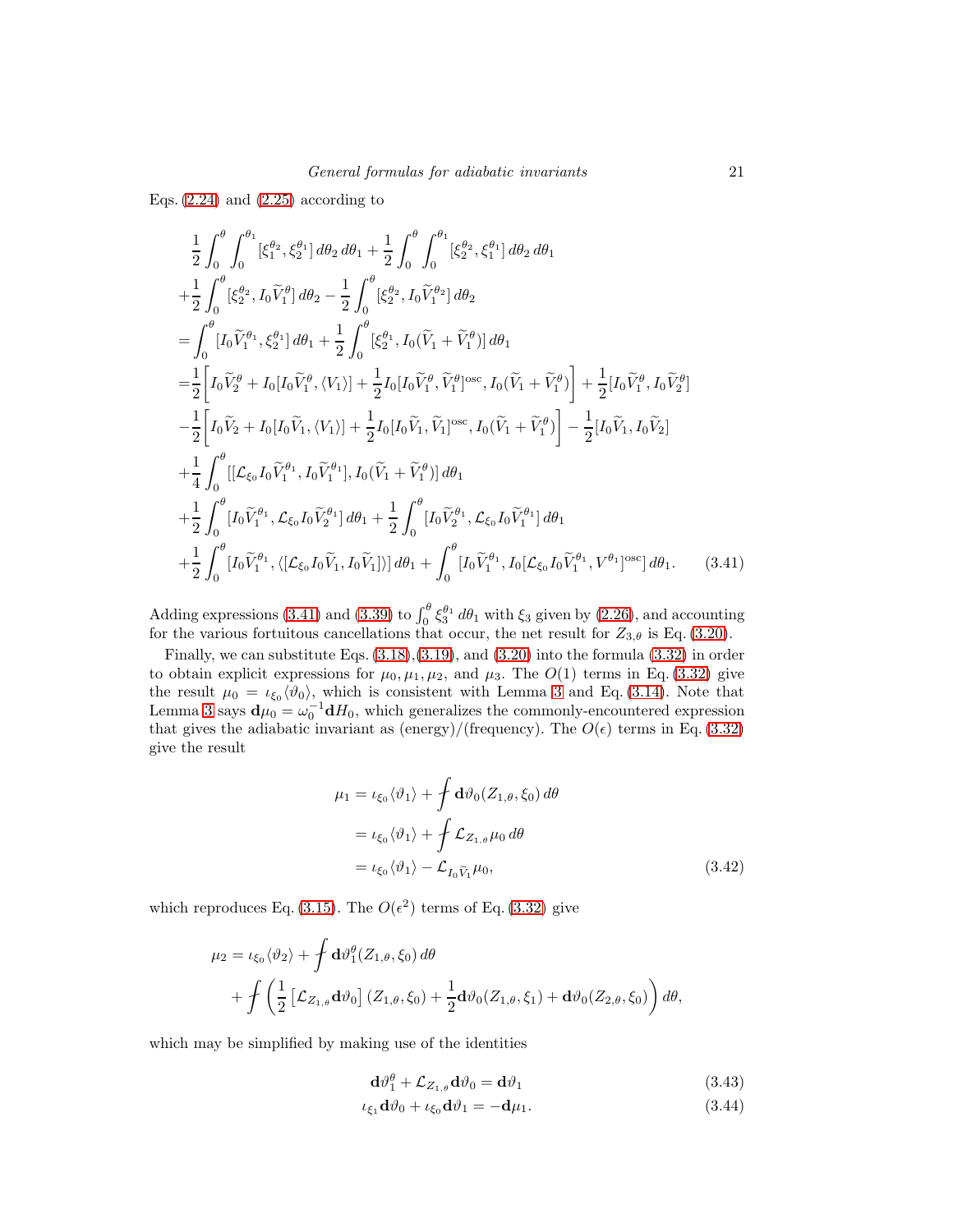Eqs. (2.24) and (2.25) according to

$$
\begin{aligned}
&\frac{1}{2}\int_0^\theta\int_0^{\theta_1}[\xi_1^{\theta_2},\xi_2^{\theta_1}]\,d\theta_2\,d\theta_1+\frac{1}{2}\int_0^\theta\int_0^{\theta_1}[\xi_2^{\theta_2},\xi_1^{\theta_1}]\,d\theta_2\,d\theta_1\\
&+\frac{1}{2}\int_0^\theta[\xi_2^{\theta_2},I_0\widetilde{V}_1^\theta]\,d\theta_2-\frac{1}{2}\int_0^\theta[\xi_2^{\theta_2},I_0\widetilde{V}_1^{\theta_2}]\,d\theta_2\\
&=\int_0^\theta[I_0\widetilde{V}_1^{\theta_1},\xi_2^{\theta_1}]\,d\theta_1+\frac{1}{2}\int_0^\theta[\xi_2^{\theta_1},I_0(\widetilde{V}_1+\widetilde{V}_1^\theta)]\,d\theta_1\\
&=\frac{1}{2}\bigg[I_0\widetilde{V}_2^\theta+I_0[I_0\widetilde{V}_1^\theta,\langle V_1\rangle]+\frac{1}{2}I_0[I_0\widetilde{V}_1^\theta,\widetilde{V}_1^\theta]^{\rm osc},I_0(\widetilde{V}_1+\widetilde{V}_1^\theta)\bigg]+\frac{1}{2}[I_0\widetilde{V}_1^\theta,I_0\widetilde{V}_2^\theta]\\
&-\frac{1}{2}\bigg[I_0\widetilde{V}_2+I_0[I_0\widetilde{V}_1,\langle V_1\rangle]+\frac{1}{2}I_0[I_0\widetilde{V}_1,\widetilde{V}_1]^{\rm osc},I_0(\widetilde{V}_1+\widetilde{V}_1^\theta)\bigg]-\frac{1}{2}[I_0\widetilde{V}_1,I_0\widetilde{V}_2]\\
&+\frac{1}{4}\int_0^\theta[[\mathcal{L}_{\xi_0}I_0\widetilde{V}_1^{\theta_1},I_0\widetilde{V}_1^{\theta_1}],I_0(\widetilde{V}_1+\widetilde{V}_1^\theta)]\,d\theta_1\\
&+\frac{1}{2}\int_0^\theta[I_0\widetilde{V}_1^{\theta_1},\mathcal{L}_{\xi_0}I_0\widetilde{V}_2^{\theta_1}]\,d\theta_1+\frac{1}{2}\int_0^\theta[I_0\widetilde{V}_2^{\theta_1},\mathcal{L}_{\xi_0}I_0\widetilde{V}_1^{\theta_1}]\,d\theta_1\\
&+\frac{1}{2}\int_0^\theta[I_0\widetilde{V}_1^{\theta_1},\langle[\mathcal{L}_{\xi_0}I_0\widetilde{V}_1,I_0\widetilde{V}_1]\rangle]\,d\theta_1+\int_0^\theta[I_0\widetilde{V}_1^{\theta_1},I_0[\mathcal{L}_{\xi_0}I_0\widetilde{V}_1^{\theta_1},V^{\theta_1}]^{\rm osc}]\,d\theta_1.
\end{aligned}
\tag{3.41}
$$

Adding expressions (3.41) and (3.39) to $\int_0^\theta\xi_3^{\theta_1}\,d\theta_1$ with $\xi_3$ given by (2.26), and accounting for the various fortuitous cancellations that occur, the net result for $Z_{3,\theta}$ is Eq. (3.20).

Finally, we can substitute Eqs. (3.18),(3.19), and (3.20) into the formula (3.32) in order to obtain explicit expressions for $\mu_0,\mu_1,\mu_2$, and $\mu_3$. The $O(1)$ terms in Eq. (3.32) give the result $\mu_0=\iota_{\xi_0}\langle\vartheta_0\rangle$, which is consistent with Lemma 3 and Eq. (3.14). Note that Lemma 3 says $\mathbf{d}\mu_0=\omega_0^{-1}\mathbf{d}H_0$, which generalizes the commonly-encountered expression that gives the adiabatic invariant as (energy)/(frequency). The $O(\epsilon)$ terms in Eq. (3.32) give the result

$$
\begin{aligned}
\mu_1&=\iota_{\xi_0}\langle\vartheta_1\rangle+\fint\mathbf{d}\vartheta_0(Z_{1,\theta},\xi_0)\,d\theta\\
&=\iota_{\xi_0}\langle\vartheta_1\rangle+\fint\mathcal{L}_{Z_{1,\theta}}\mu_0\,d\theta\\
&=\iota_{\xi_0}\langle\vartheta_1\rangle-\mathcal{L}_{I_0\widetilde{V}_1}\mu_0,
\end{aligned}
\tag{3.42}
$$

which reproduces Eq. (3.15). The $O(\epsilon^2)$ terms of Eq. (3.32) give

$$
\begin{aligned}
\mu_2=\iota_{\xi_0}\langle\vartheta_2\rangle&+\fint\mathbf{d}\vartheta_1^\theta(Z_{1,\theta},\xi_0)\,d\theta\\
&+\fint\left(\frac{1}{2}\left[\mathcal{L}_{Z_{1,\theta}}\mathbf{d}\vartheta_0\right](Z_{1,\theta},\xi_0)+\frac{1}{2}\mathbf{d}\vartheta_0(Z_{1,\theta},\xi_1)+\mathbf{d}\vartheta_0(Z_{2,\theta},\xi_0)\right)d\theta,
\end{aligned}
$$

which may be simplified by making use of the identities

$$
\mathbf{d}\vartheta_1^\theta+\mathcal{L}_{Z_{1,\theta}}\mathbf{d}\vartheta_0=\mathbf{d}\vartheta_1 \tag{3.43}
$$

$$
\iota_{\xi_1}\mathbf{d}\vartheta_0+\iota_{\xi_0}\mathbf{d}\vartheta_1=-\mathbf{d}\mu_1. \tag{3.44}
$$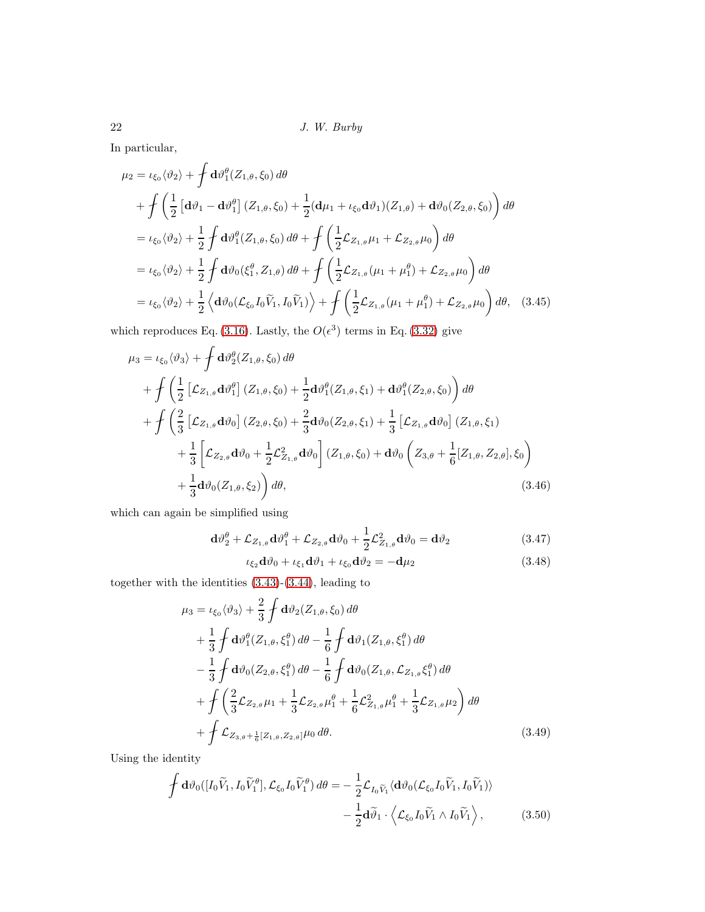In particular,

$$
\begin{aligned}
\mu_2 &= \iota_{\xi_0}\langle\vartheta_2\rangle + \fint \mathbf{d}\vartheta_1^\theta(Z_{1,\theta},\xi_0)\,d\theta \\
&\quad + \fint \left(\frac{1}{2}\left[\mathbf{d}\vartheta_1 - \mathbf{d}\vartheta_1^\theta\right](Z_{1,\theta},\xi_0) + \frac{1}{2}(\mathbf{d}\mu_1 + \iota_{\xi_0}\mathbf{d}\vartheta_1)(Z_{1,\theta}) + \mathbf{d}\vartheta_0(Z_{2,\theta},\xi_0)\right)d\theta \\
&= \iota_{\xi_0}\langle\vartheta_2\rangle + \frac{1}{2}\fint \mathbf{d}\vartheta_1^\theta(Z_{1,\theta},\xi_0)\,d\theta + \fint\left(\frac{1}{2}\mathcal{L}_{Z_{1,\theta}}\mu_1 + \mathcal{L}_{Z_{2,\theta}}\mu_0\right)d\theta \\
&= \iota_{\xi_0}\langle\vartheta_2\rangle + \frac{1}{2}\fint \mathbf{d}\vartheta_0(\xi_1^\theta, Z_{1,\theta})\,d\theta + \fint\left(\frac{1}{2}\mathcal{L}_{Z_{1,\theta}}(\mu_1+\mu_1^\theta) + \mathcal{L}_{Z_{2,\theta}}\mu_0\right)d\theta \\
&= \iota_{\xi_0}\langle\vartheta_2\rangle + \frac{1}{2}\left\langle \mathbf{d}\vartheta_0(\mathcal{L}_{\xi_0}I_0\widetilde{V}_1, I_0\widetilde{V}_1)\right\rangle + \fint\left(\frac{1}{2}\mathcal{L}_{Z_{1,\theta}}(\mu_1+\mu_1^\theta) + \mathcal{L}_{Z_{2,\theta}}\mu_0\right)d\theta, \quad (3.45)
\end{aligned}
$$

which reproduces Eq. (3.16). Lastly, the $O(\epsilon^3)$ terms in Eq. (3.32) give

$$
\begin{aligned}
\mu_3 &= \iota_{\xi_0}\langle\vartheta_3\rangle + \fint \mathbf{d}\vartheta_2^\theta(Z_{1,\theta},\xi_0)\,d\theta \\
&\quad + \fint\left(\frac{1}{2}\left[\mathcal{L}_{Z_{1,\theta}}\mathbf{d}\vartheta_1^\theta\right](Z_{1,\theta},\xi_0) + \frac{1}{2}\mathbf{d}\vartheta_1^\theta(Z_{1,\theta},\xi_1) + \mathbf{d}\vartheta_1^\theta(Z_{2,\theta},\xi_0)\right)d\theta \\
&\quad + \fint\Bigg(\frac{2}{3}\left[\mathcal{L}_{Z_{1,\theta}}\mathbf{d}\vartheta_0\right](Z_{2,\theta},\xi_0) + \frac{2}{3}\mathbf{d}\vartheta_0(Z_{2,\theta},\xi_1) + \frac{1}{3}\left[\mathcal{L}_{Z_{1,\theta}}\mathbf{d}\vartheta_0\right](Z_{1,\theta},\xi_1) \\
&\qquad + \frac{1}{3}\left[\mathcal{L}_{Z_{2,\theta}}\mathbf{d}\vartheta_0 + \frac{1}{2}\mathcal{L}^2_{Z_{1,\theta}}\mathbf{d}\vartheta_0\right](Z_{1,\theta},\xi_0) + \mathbf{d}\vartheta_0\left(Z_{3,\theta} + \frac{1}{6}[Z_{1,\theta},Z_{2,\theta}],\xi_0\right) \\
&\qquad + \frac{1}{3}\mathbf{d}\vartheta_0(Z_{1,\theta},\xi_2)\Bigg)d\theta, \quad (3.46)
\end{aligned}
$$

which can again be simplified using

$$
\mathbf{d}\vartheta_2^\theta + \mathcal{L}_{Z_{1,\theta}}\mathbf{d}\vartheta_1^\theta + \mathcal{L}_{Z_{2,\theta}}\mathbf{d}\vartheta_0 + \frac{1}{2}\mathcal{L}^2_{Z_{1,\theta}}\mathbf{d}\vartheta_0 = \mathbf{d}\vartheta_2 \quad (3.47)
$$

$$
\iota_{\xi_2}\mathbf{d}\vartheta_0 + \iota_{\xi_1}\mathbf{d}\vartheta_1 + \iota_{\xi_0}\mathbf{d}\vartheta_2 = -\mathbf{d}\mu_2 \quad (3.48)
$$

together with the identities (3.43)-(3.44), leading to

$$
\begin{aligned}
\mu_3 &= \iota_{\xi_0}\langle\vartheta_3\rangle + \frac{2}{3}\fint \mathbf{d}\vartheta_2(Z_{1,\theta},\xi_0)\,d\theta \\
&\quad + \frac{1}{3}\fint \mathbf{d}\vartheta_1^\theta(Z_{1,\theta},\xi_1^\theta)\,d\theta - \frac{1}{6}\fint \mathbf{d}\vartheta_1(Z_{1,\theta},\xi_1^\theta)\,d\theta \\
&\quad - \frac{1}{3}\fint \mathbf{d}\vartheta_0(Z_{2,\theta},\xi_1^\theta)\,d\theta - \frac{1}{6}\fint \mathbf{d}\vartheta_0(Z_{1,\theta},\mathcal{L}_{Z_{1,\theta}}\xi_1^\theta)\,d\theta \\
&\quad + \fint\left(\frac{2}{3}\mathcal{L}_{Z_{2,\theta}}\mu_1 + \frac{1}{3}\mathcal{L}_{Z_{2,\theta}}\mu_1^\theta + \frac{1}{6}\mathcal{L}^2_{Z_{1,\theta}}\mu_1^\theta + \frac{1}{3}\mathcal{L}_{Z_{1,\theta}}\mu_2\right)d\theta \\
&\quad + \fint \mathcal{L}_{Z_{3,\theta}+\frac{1}{6}[Z_{1,\theta},Z_{2,\theta}]}\mu_0\,d\theta. \quad (3.49)
\end{aligned}
$$

Using the identity

$$
\begin{aligned}
\fint \mathbf{d}\vartheta_0([I_0\widetilde{V}_1, I_0\widetilde{V}_1^\theta], \mathcal{L}_{\xi_0}I_0\widetilde{V}_1^\theta)\,d\theta = &-\frac{1}{2}\mathcal{L}_{I_0\widetilde{V}_1}\langle\mathbf{d}\vartheta_0(\mathcal{L}_{\xi_0}I_0\widetilde{V}_1, I_0\widetilde{V}_1)\rangle \\
&-\frac{1}{2}\mathbf{d}\widetilde{\vartheta}_1\cdot\left\langle\mathcal{L}_{\xi_0}I_0\widetilde{V}_1\wedge I_0\widetilde{V}_1\right\rangle, \quad (3.50)
\end{aligned}
$$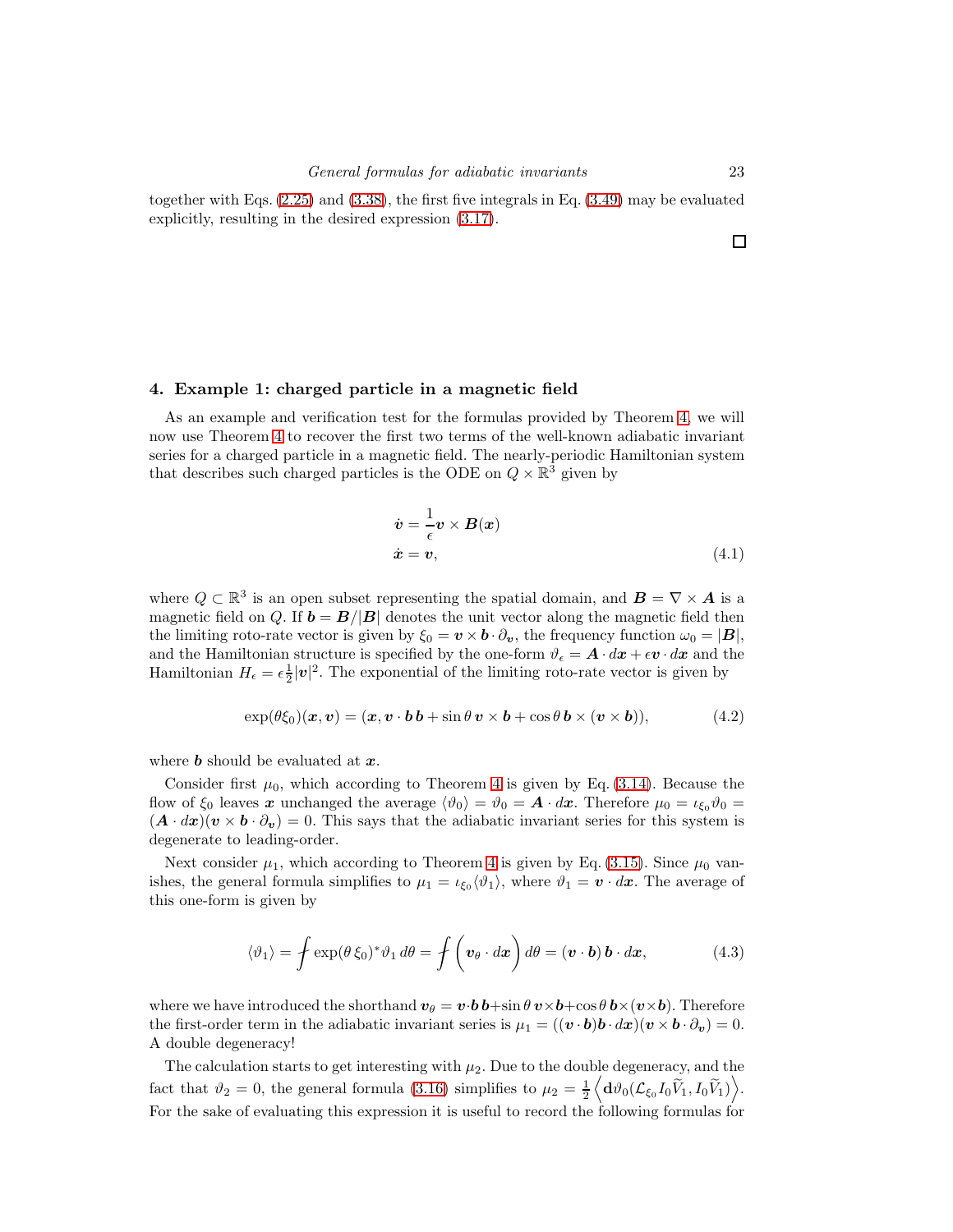together with Eqs. (2.25) and (3.38), the first five integrals in Eq. (3.49) may be evaluated explicitly, resulting in the desired expression (3.17).

□

## 4. Example 1: charged particle in a magnetic field

As an example and verification test for the formulas provided by Theorem 4, we will now use Theorem 4 to recover the first two terms of the well-known adiabatic invariant series for a charged particle in a magnetic field. The nearly-periodic Hamiltonian system that describes such charged particles is the ODE on $Q \times \mathbb{R}^3$ given by

$$
\begin{aligned}
\dot{\boldsymbol{v}} &= \frac{1}{\epsilon}\boldsymbol{v} \times \boldsymbol{B}(\boldsymbol{x}) \\
\dot{\boldsymbol{x}} &= \boldsymbol{v},
\end{aligned}
\tag{4.1}
$$

where $Q \subset \mathbb{R}^3$ is an open subset representing the spatial domain, and $\boldsymbol{B} = \nabla \times \boldsymbol{A}$ is a magnetic field on $Q$. If $\boldsymbol{b} = \boldsymbol{B}/|\boldsymbol{B}|$ denotes the unit vector along the magnetic field then the limiting roto-rate vector is given by $\xi_0 = \boldsymbol{v} \times \boldsymbol{b} \cdot \partial_{\boldsymbol{v}}$, the frequency function $\omega_0 = |\boldsymbol{B}|$, and the Hamiltonian structure is specified by the one-form $\vartheta_\epsilon = \boldsymbol{A} \cdot d\boldsymbol{x} + \epsilon \boldsymbol{v} \cdot d\boldsymbol{x}$ and the Hamiltonian $H_\epsilon = \epsilon \frac{1}{2}|\boldsymbol{v}|^2$. The exponential of the limiting roto-rate vector is given by

$$
\exp(\theta \xi_0)(\boldsymbol{x}, \boldsymbol{v}) = (\boldsymbol{x}, \boldsymbol{v} \cdot \boldsymbol{b}\, \boldsymbol{b} + \sin\theta\, \boldsymbol{v} \times \boldsymbol{b} + \cos\theta\, \boldsymbol{b} \times (\boldsymbol{v} \times \boldsymbol{b})),
\tag{4.2}
$$

where $\boldsymbol{b}$ should be evaluated at $\boldsymbol{x}$.

Consider first $\mu_0$, which according to Theorem 4 is given by Eq. (3.14). Because the flow of $\xi_0$ leaves $\boldsymbol{x}$ unchanged the average $\langle \vartheta_0 \rangle = \vartheta_0 = \boldsymbol{A} \cdot d\boldsymbol{x}$. Therefore $\mu_0 = \iota_{\xi_0}\vartheta_0 = (\boldsymbol{A} \cdot d\boldsymbol{x})(\boldsymbol{v} \times \boldsymbol{b} \cdot \partial_{\boldsymbol{v}}) = 0$. This says that the adiabatic invariant series for this system is degenerate to leading-order.

Next consider $\mu_1$, which according to Theorem 4 is given by Eq. (3.15). Since $\mu_0$ vanishes, the general formula simplifies to $\mu_1 = \iota_{\xi_0}\langle \vartheta_1 \rangle$, where $\vartheta_1 = \boldsymbol{v} \cdot d\boldsymbol{x}$. The average of this one-form is given by

$$
\langle \vartheta_1 \rangle = \fint \exp(\theta\, \xi_0)^* \vartheta_1 \, d\theta = \fint \bigg( \boldsymbol{v}_\theta \cdot d\boldsymbol{x} \bigg) d\theta = (\boldsymbol{v} \cdot \boldsymbol{b})\, \boldsymbol{b} \cdot d\boldsymbol{x},
\tag{4.3}
$$

where we have introduced the shorthand $\boldsymbol{v}_\theta = \boldsymbol{v} \cdot \boldsymbol{b}\, \boldsymbol{b} + \sin\theta\, \boldsymbol{v} \times \boldsymbol{b} + \cos\theta\, \boldsymbol{b} \times (\boldsymbol{v} \times \boldsymbol{b})$. Therefore the first-order term in the adiabatic invariant series is $\mu_1 = ((\boldsymbol{v} \cdot \boldsymbol{b})\boldsymbol{b} \cdot d\boldsymbol{x})(\boldsymbol{v} \times \boldsymbol{b} \cdot \partial_{\boldsymbol{v}}) = 0$. A double degeneracy!

The calculation starts to get interesting with $\mu_2$. Due to the double degeneracy, and the fact that $\vartheta_2 = 0$, the general formula (3.16) simplifies to $\mu_2 = \frac{1}{2}\left\langle \mathbf{d}\vartheta_0(\mathcal{L}_{\xi_0} I_0 \widetilde{V}_1, I_0 \widetilde{V}_1) \right\rangle$. For the sake of evaluating this expression it is useful to record the following formulas for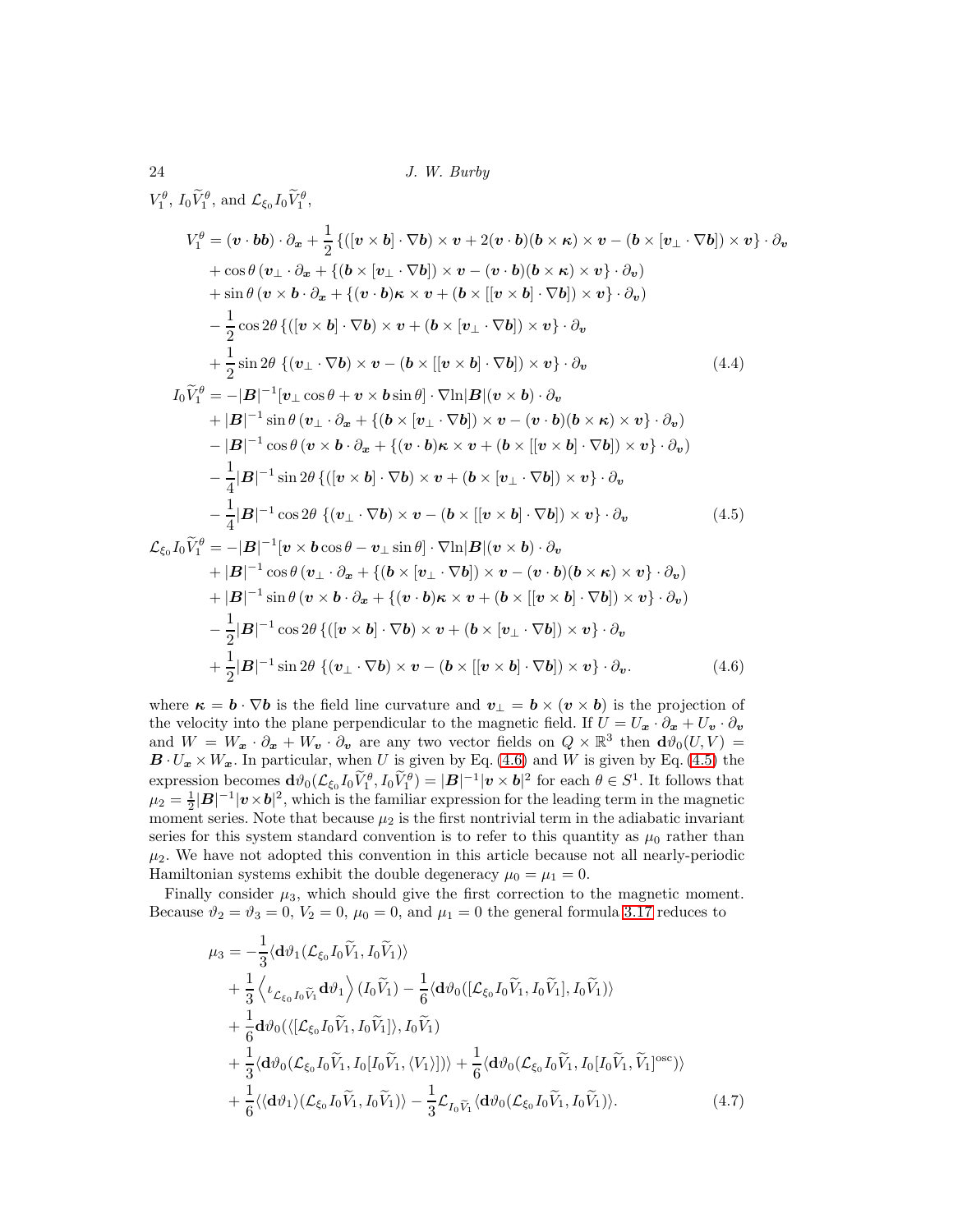$V_1^\theta$, $I_0\widetilde{V}_1^\theta$, and $\mathcal{L}_{\xi_0} I_0\widetilde{V}_1^\theta$,

$$
\begin{aligned}
V_1^\theta = & (\boldsymbol{v}\cdot\boldsymbol{b}\boldsymbol{b})\cdot\partial_{\boldsymbol{x}} + \frac{1}{2}\left\{([\boldsymbol{v}\times\boldsymbol{b}]\cdot\nabla\boldsymbol{b})\times\boldsymbol{v} + 2(\boldsymbol{v}\cdot\boldsymbol{b})(\boldsymbol{b}\times\boldsymbol{\kappa})\times\boldsymbol{v} - (\boldsymbol{b}\times[\boldsymbol{v}_\perp\cdot\nabla\boldsymbol{b}])\times\boldsymbol{v}\right\}\cdot\partial_{\boldsymbol{v}} \\
& + \cos\theta\,(\boldsymbol{v}_\perp\cdot\partial_{\boldsymbol{x}} + \{(\boldsymbol{b}\times[\boldsymbol{v}_\perp\cdot\nabla\boldsymbol{b}])\times\boldsymbol{v} - (\boldsymbol{v}\cdot\boldsymbol{b})(\boldsymbol{b}\times\boldsymbol{\kappa})\times\boldsymbol{v}\}\cdot\partial_{\boldsymbol{v}}) \\
& + \sin\theta\,(\boldsymbol{v}\times\boldsymbol{b}\cdot\partial_{\boldsymbol{x}} + \{(\boldsymbol{v}\cdot\boldsymbol{b})\boldsymbol{\kappa}\times\boldsymbol{v} + (\boldsymbol{b}\times[[\boldsymbol{v}\times\boldsymbol{b}]\cdot\nabla\boldsymbol{b}])\times\boldsymbol{v}\}\cdot\partial_{\boldsymbol{v}}) \\
& - \frac{1}{2}\cos 2\theta\,\{([\boldsymbol{v}\times\boldsymbol{b}]\cdot\nabla\boldsymbol{b})\times\boldsymbol{v} + (\boldsymbol{b}\times[\boldsymbol{v}_\perp\cdot\nabla\boldsymbol{b}])\times\boldsymbol{v}\}\cdot\partial_{\boldsymbol{v}} \\
& + \frac{1}{2}\sin 2\theta\,\{(\boldsymbol{v}_\perp\cdot\nabla\boldsymbol{b})\times\boldsymbol{v} - (\boldsymbol{b}\times[[\boldsymbol{v}\times\boldsymbol{b}]\cdot\nabla\boldsymbol{b}])\times\boldsymbol{v}\}\cdot\partial_{\boldsymbol{v}}
\end{aligned}
\tag{4.4}
$$

$$
\begin{aligned}
I_0\widetilde{V}_1^\theta = & -|\boldsymbol{B}|^{-1}[\boldsymbol{v}_\perp\cos\theta + \boldsymbol{v}\times\boldsymbol{b}\sin\theta]\cdot\nabla\ln|\boldsymbol{B}|(\boldsymbol{v}\times\boldsymbol{b})\cdot\partial_{\boldsymbol{v}} \\
& + |\boldsymbol{B}|^{-1}\sin\theta\,(\boldsymbol{v}_\perp\cdot\partial_{\boldsymbol{x}} + \{(\boldsymbol{b}\times[\boldsymbol{v}_\perp\cdot\nabla\boldsymbol{b}])\times\boldsymbol{v} - (\boldsymbol{v}\cdot\boldsymbol{b})(\boldsymbol{b}\times\boldsymbol{\kappa})\times\boldsymbol{v}\}\cdot\partial_{\boldsymbol{v}}) \\
& - |\boldsymbol{B}|^{-1}\cos\theta\,(\boldsymbol{v}\times\boldsymbol{b}\cdot\partial_{\boldsymbol{x}} + \{(\boldsymbol{v}\cdot\boldsymbol{b})\boldsymbol{\kappa}\times\boldsymbol{v} + (\boldsymbol{b}\times[[\boldsymbol{v}\times\boldsymbol{b}]\cdot\nabla\boldsymbol{b}])\times\boldsymbol{v}\}\cdot\partial_{\boldsymbol{v}}) \\
& - \frac{1}{4}|\boldsymbol{B}|^{-1}\sin 2\theta\,\{([\boldsymbol{v}\times\boldsymbol{b}]\cdot\nabla\boldsymbol{b})\times\boldsymbol{v} + (\boldsymbol{b}\times[\boldsymbol{v}_\perp\cdot\nabla\boldsymbol{b}])\times\boldsymbol{v}\}\cdot\partial_{\boldsymbol{v}} \\
& - \frac{1}{4}|\boldsymbol{B}|^{-1}\cos 2\theta\,\{(\boldsymbol{v}_\perp\cdot\nabla\boldsymbol{b})\times\boldsymbol{v} - (\boldsymbol{b}\times[[\boldsymbol{v}\times\boldsymbol{b}]\cdot\nabla\boldsymbol{b}])\times\boldsymbol{v}\}\cdot\partial_{\boldsymbol{v}}
\end{aligned}
\tag{4.5}
$$

$$
\begin{aligned}
\mathcal{L}_{\xi_0} I_0\widetilde{V}_1^\theta = & -|\boldsymbol{B}|^{-1}[\boldsymbol{v}\times\boldsymbol{b}\cos\theta - \boldsymbol{v}_\perp\sin\theta]\cdot\nabla\ln|\boldsymbol{B}|(\boldsymbol{v}\times\boldsymbol{b})\cdot\partial_{\boldsymbol{v}} \\
& + |\boldsymbol{B}|^{-1}\cos\theta\,(\boldsymbol{v}_\perp\cdot\partial_{\boldsymbol{x}} + \{(\boldsymbol{b}\times[\boldsymbol{v}_\perp\cdot\nabla\boldsymbol{b}])\times\boldsymbol{v} - (\boldsymbol{v}\cdot\boldsymbol{b})(\boldsymbol{b}\times\boldsymbol{\kappa})\times\boldsymbol{v}\}\cdot\partial_{\boldsymbol{v}}) \\
& + |\boldsymbol{B}|^{-1}\sin\theta\,(\boldsymbol{v}\times\boldsymbol{b}\cdot\partial_{\boldsymbol{x}} + \{(\boldsymbol{v}\cdot\boldsymbol{b})\boldsymbol{\kappa}\times\boldsymbol{v} + (\boldsymbol{b}\times[[\boldsymbol{v}\times\boldsymbol{b}]\cdot\nabla\boldsymbol{b}])\times\boldsymbol{v}\}\cdot\partial_{\boldsymbol{v}}) \\
& - \frac{1}{2}|\boldsymbol{B}|^{-1}\cos 2\theta\,\{([\boldsymbol{v}\times\boldsymbol{b}]\cdot\nabla\boldsymbol{b})\times\boldsymbol{v} + (\boldsymbol{b}\times[\boldsymbol{v}_\perp\cdot\nabla\boldsymbol{b}])\times\boldsymbol{v}\}\cdot\partial_{\boldsymbol{v}} \\
& + \frac{1}{2}|\boldsymbol{B}|^{-1}\sin 2\theta\,\{(\boldsymbol{v}_\perp\cdot\nabla\boldsymbol{b})\times\boldsymbol{v} - (\boldsymbol{b}\times[[\boldsymbol{v}\times\boldsymbol{b}]\cdot\nabla\boldsymbol{b}])\times\boldsymbol{v}\}\cdot\partial_{\boldsymbol{v}}.
\end{aligned}
\tag{4.6}
$$

where $\boldsymbol{\kappa} = \boldsymbol{b}\cdot\nabla\boldsymbol{b}$ is the field line curvature and $\boldsymbol{v}_\perp = \boldsymbol{b}\times(\boldsymbol{v}\times\boldsymbol{b})$ is the projection of the velocity into the plane perpendicular to the magnetic field. If $U = U_{\boldsymbol{x}}\cdot\partial_{\boldsymbol{x}} + U_{\boldsymbol{v}}\cdot\partial_{\boldsymbol{v}}$ and $W = W_{\boldsymbol{x}}\cdot\partial_{\boldsymbol{x}} + W_{\boldsymbol{v}}\cdot\partial_{\boldsymbol{v}}$ are any two vector fields on $Q\times\mathbb{R}^3$ then $\mathbf{d}\vartheta_0(U,V) = \boldsymbol{B}\cdot U_{\boldsymbol{x}}\times W_{\boldsymbol{x}}$. In particular, when $U$ is given by Eq. (4.6) and $W$ is given by Eq. (4.5) the expression becomes $\mathbf{d}\vartheta_0(\mathcal{L}_{\xi_0}I_0\widetilde{V}_1^\theta, I_0\widetilde{V}_1^\theta) = |\boldsymbol{B}|^{-1}|\boldsymbol{v}\times\boldsymbol{b}|^2$ for each $\theta\in S^1$. It follows that $\mu_2 = \frac{1}{2}|\boldsymbol{B}|^{-1}|\boldsymbol{v}\times\boldsymbol{b}|^2$, which is the familiar expression for the leading term in the magnetic moment series. Note that because $\mu_2$ is the first nontrivial term in the adiabatic invariant series for this system standard convention is to refer to this quantity as $\mu_0$ rather than $\mu_2$. We have not adopted this convention in this article because not all nearly-periodic Hamiltonian systems exhibit the double degeneracy $\mu_0 = \mu_1 = 0$.

Finally consider $\mu_3$, which should give the first correction to the magnetic moment. Because $\vartheta_2 = \vartheta_3 = 0$, $V_2 = 0$, $\mu_0 = 0$, and $\mu_1 = 0$ the general formula 3.17 reduces to

$$
\begin{aligned}
\mu_3 = & -\frac{1}{3}\langle\mathbf{d}\vartheta_1(\mathcal{L}_{\xi_0}I_0\widetilde{V}_1, I_0\widetilde{V}_1)\rangle \\
& + \frac{1}{3}\left\langle\iota_{\mathcal{L}_{\xi_0}I_0\widetilde{V}_1}\mathbf{d}\vartheta_1\right\rangle(I_0\widetilde{V}_1) - \frac{1}{6}\langle\mathbf{d}\vartheta_0([\mathcal{L}_{\xi_0}I_0\widetilde{V}_1, I_0\widetilde{V}_1], I_0\widetilde{V}_1)\rangle \\
& + \frac{1}{6}\mathbf{d}\vartheta_0(\langle[\mathcal{L}_{\xi_0}I_0\widetilde{V}_1, I_0\widetilde{V}_1]\rangle, I_0\widetilde{V}_1) \\
& + \frac{1}{3}\langle\mathbf{d}\vartheta_0(\mathcal{L}_{\xi_0}I_0\widetilde{V}_1, I_0[I_0\widetilde{V}_1, \langle V_1\rangle])\rangle + \frac{1}{6}\langle\mathbf{d}\vartheta_0(\mathcal{L}_{\xi_0}I_0\widetilde{V}_1, I_0[I_0\widetilde{V}_1, \widetilde{V}_1]^{\text{osc}})\rangle \\
& + \frac{1}{6}\langle\langle\mathbf{d}\vartheta_1\rangle(\mathcal{L}_{\xi_0}I_0\widetilde{V}_1, I_0\widetilde{V}_1)\rangle - \frac{1}{3}\mathcal{L}_{I_0\widetilde{V}_1}\langle\mathbf{d}\vartheta_0(\mathcal{L}_{\xi_0}I_0\widetilde{V}_1, I_0\widetilde{V}_1)\rangle.
\end{aligned}
\tag{4.7}
$$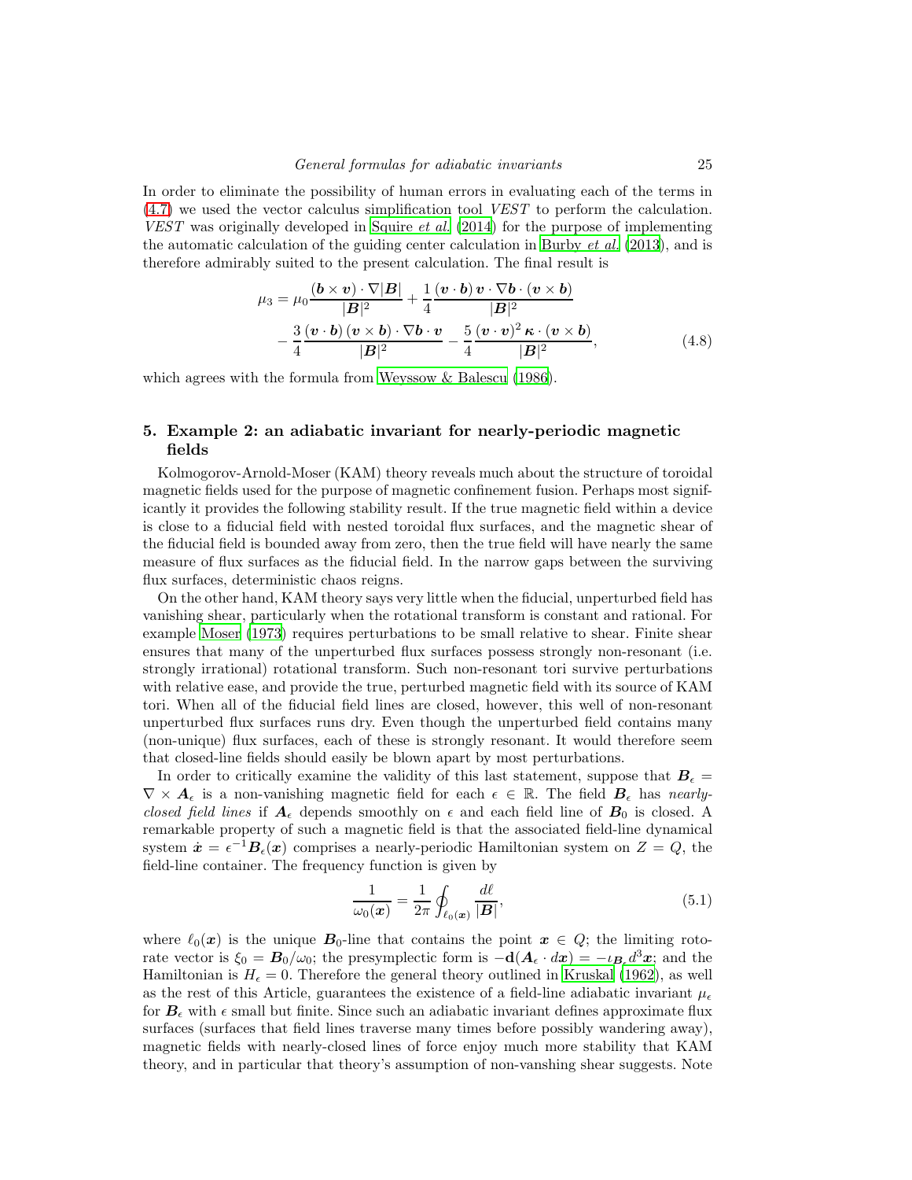In order to eliminate the possibility of human errors in evaluating each of the terms in (4.7) we used the vector calculus simplification tool *VEST* to perform the calculation. *VEST* was originally developed in Squire *et al.* (2014) for the purpose of implementing the automatic calculation of the guiding center calculation in Burby *et al.* (2013), and is therefore admirably suited to the present calculation. The final result is

$$
\begin{aligned}
\mu_3 = \mu_0 \frac{(\boldsymbol{b}\times\boldsymbol{v})\cdot\nabla|\boldsymbol{B}|}{|\boldsymbol{B}|^2} + \frac{1}{4}\frac{(\boldsymbol{v}\cdot\boldsymbol{b})\,\boldsymbol{v}\cdot\nabla\boldsymbol{b}\cdot(\boldsymbol{v}\times\boldsymbol{b})}{|\boldsymbol{B}|^2} \\
- \frac{3}{4}\frac{(\boldsymbol{v}\cdot\boldsymbol{b})\,(\boldsymbol{v}\times\boldsymbol{b})\cdot\nabla\boldsymbol{b}\cdot\boldsymbol{v}}{|\boldsymbol{B}|^2} - \frac{5}{4}\frac{(\boldsymbol{v}\cdot\boldsymbol{v})^2\,\boldsymbol{\kappa}\cdot(\boldsymbol{v}\times\boldsymbol{b})}{|\boldsymbol{B}|^2},
\end{aligned}
\tag{4.8}
$$

which agrees with the formula from Weyssow & Balescu (1986).

## 5. Example 2: an adiabatic invariant for nearly-periodic magnetic fields

Kolmogorov-Arnold-Moser (KAM) theory reveals much about the structure of toroidal magnetic fields used for the purpose of magnetic confinement fusion. Perhaps most significantly it provides the following stability result. If the true magnetic field within a device is close to a fiducial field with nested toroidal flux surfaces, and the magnetic shear of the fiducial field is bounded away from zero, then the true field will have nearly the same measure of flux surfaces as the fiducial field. In the narrow gaps between the surviving flux surfaces, deterministic chaos reigns.

On the other hand, KAM theory says very little when the fiducial, unperturbed field has vanishing shear, particularly when the rotational transform is constant and rational. For example Moser (1973) requires perturbations to be small relative to shear. Finite shear ensures that many of the unperturbed flux surfaces possess strongly non-resonant (i.e. strongly irrational) rotational transform. Such non-resonant tori survive perturbations with relative ease, and provide the true, perturbed magnetic field with its source of KAM tori. When all of the fiducial field lines are closed, however, this well of non-resonant unperturbed flux surfaces runs dry. Even though the unperturbed field contains many (non-unique) flux surfaces, each of these is strongly resonant. It would therefore seem that closed-line fields should easily be blown apart by most perturbations.

In order to critically examine the validity of this last statement, suppose that $\boldsymbol{B}_\epsilon = \nabla\times\boldsymbol{A}_\epsilon$ is a non-vanishing magnetic field for each $\epsilon\in\mathbb{R}$. The field $\boldsymbol{B}_\epsilon$ has *nearly-closed field lines* if $\boldsymbol{A}_\epsilon$ depends smoothly on $\epsilon$ and each field line of $\boldsymbol{B}_0$ is closed. A remarkable property of such a magnetic field is that the associated field-line dynamical system $\dot{\boldsymbol{x}} = \epsilon^{-1}\boldsymbol{B}_\epsilon(\boldsymbol{x})$ comprises a nearly-periodic Hamiltonian system on $Z = Q$, the field-line container. The frequency function is given by

$$
\frac{1}{\omega_0(\boldsymbol{x})} = \frac{1}{2\pi}\oint_{\ell_0(\boldsymbol{x})}\frac{d\ell}{|\boldsymbol{B}|},
\tag{5.1}
$$

where $\ell_0(\boldsymbol{x})$ is the unique $\boldsymbol{B}_0$-line that contains the point $\boldsymbol{x}\in Q$; the limiting roto-rate vector is $\xi_0 = \boldsymbol{B}_0/\omega_0$; the presymplectic form is $-\mathbf{d}(\boldsymbol{A}_\epsilon\cdot d\boldsymbol{x}) = -\iota_{\boldsymbol{B}_\epsilon} d^3\boldsymbol{x}$; and the Hamiltonian is $H_\epsilon = 0$. Therefore the general theory outlined in Kruskal (1962), as well as the rest of this Article, guarantees the existence of a field-line adiabatic invariant $\mu_\epsilon$ for $\boldsymbol{B}_\epsilon$ with $\epsilon$ small but finite. Since such an adiabatic invariant defines approximate flux surfaces (surfaces that field lines traverse many times before possibly wandering away), magnetic fields with nearly-closed lines of force enjoy much more stability that KAM theory, and in particular that theory's assumption of non-vanshing shear suggests. Note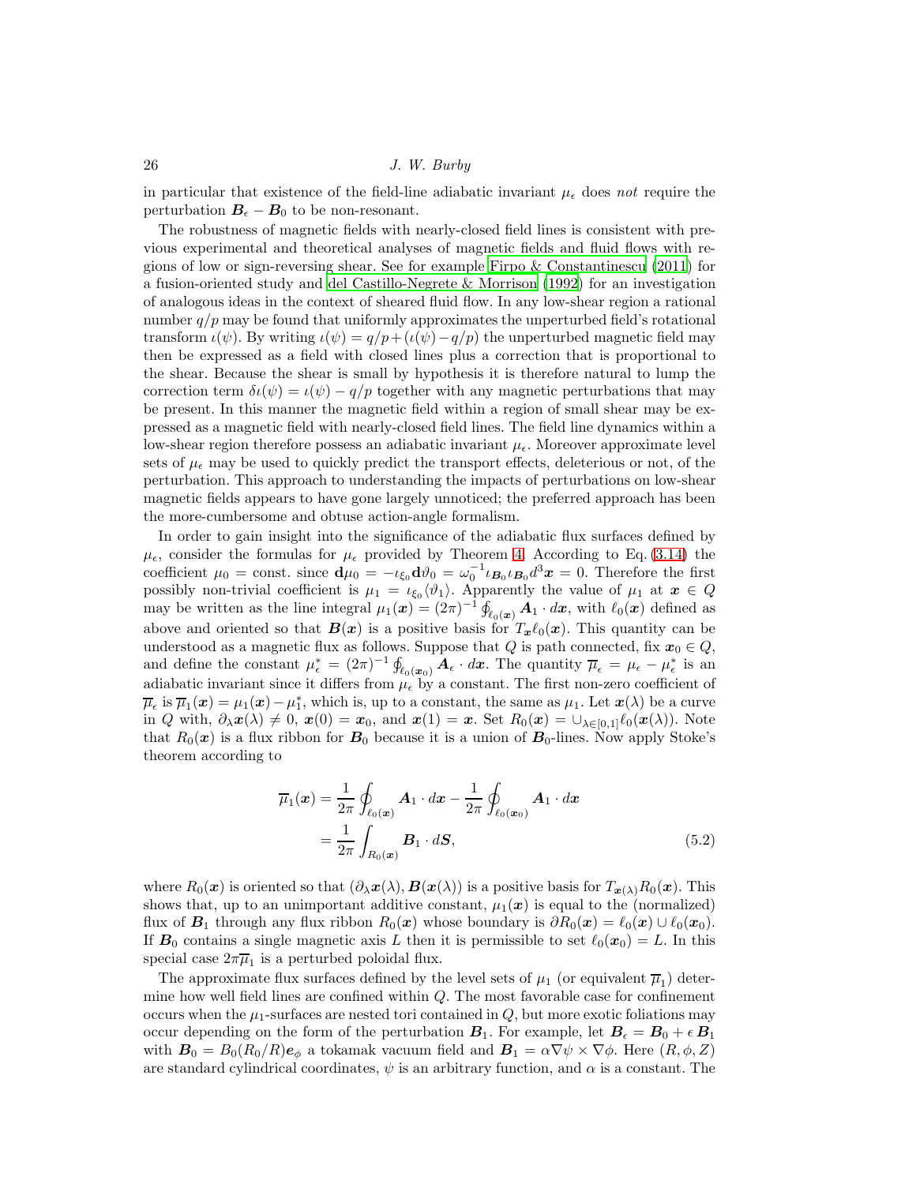in particular that existence of the field-line adiabatic invariant $\mu_\epsilon$ does *not* require the perturbation $\boldsymbol{B}_\epsilon - \boldsymbol{B}_0$ to be non-resonant.

The robustness of magnetic fields with nearly-closed field lines is consistent with previous experimental and theoretical analyses of magnetic fields and fluid flows with regions of low or sign-reversing shear. See for example Firpo & Constantinescu (2011) for a fusion-oriented study and del Castillo-Negrete & Morrison (1992) for an investigation of analogous ideas in the context of sheared fluid flow. In any low-shear region a rational number $q/p$ may be found that uniformly approximates the unperturbed field's rotational transform $\iota(\psi)$. By writing $\iota(\psi) = q/p + (\iota(\psi) - q/p)$ the unperturbed magnetic field may then be expressed as a field with closed lines plus a correction that is proportional to the shear. Because the shear is small by hypothesis it is therefore natural to lump the correction term $\delta\iota(\psi) = \iota(\psi) - q/p$ together with any magnetic perturbations that may be present. In this manner the magnetic field within a region of small shear may be expressed as a magnetic field with nearly-closed field lines. The field line dynamics within a low-shear region therefore possess an adiabatic invariant $\mu_\epsilon$. Moreover approximate level sets of $\mu_\epsilon$ may be used to quickly predict the transport effects, deleterious or not, of the perturbation. This approach to understanding the impacts of perturbations on low-shear magnetic fields appears to have gone largely unnoticed; the preferred approach has been the more-cumbersome and obtuse action-angle formalism.

In order to gain insight into the significance of the adiabatic flux surfaces defined by $\mu_\epsilon$, consider the formulas for $\mu_\epsilon$ provided by Theorem 4. According to Eq. (3.14) the coefficient $\mu_0 = \text{const.}$ since $\mathbf{d}\mu_0 = -\iota_{\xi_0}\mathbf{d}\vartheta_0 = \omega_0^{-1}\iota_{\boldsymbol{B}_0}\iota_{\boldsymbol{B}_0}d^3\boldsymbol{x} = 0$. Therefore the first possibly non-trivial coefficient is $\mu_1 = \iota_{\xi_0}\langle\vartheta_1\rangle$. Apparently the value of $\mu_1$ at $\boldsymbol{x} \in Q$ may be written as the line integral $\mu_1(\boldsymbol{x}) = (2\pi)^{-1}\oint_{\ell_0(\boldsymbol{x})} \boldsymbol{A}_1 \cdot d\boldsymbol{x}$, with $\ell_0(\boldsymbol{x})$ defined as above and oriented so that $\boldsymbol{B}(\boldsymbol{x})$ is a positive basis for $T_{\boldsymbol{x}}\ell_0(\boldsymbol{x})$. This quantity can be understood as a magnetic flux as follows. Suppose that $Q$ is path connected, fix $\boldsymbol{x}_0 \in Q$, and define the constant $\mu_\epsilon^* = (2\pi)^{-1}\oint_{\ell_0(\boldsymbol{x}_0)} \boldsymbol{A}_\epsilon \cdot d\boldsymbol{x}$. The quantity $\overline{\mu}_\epsilon = \mu_\epsilon - \mu_\epsilon^*$ is an adiabatic invariant since it differs from $\mu_\epsilon$ by a constant. The first non-zero coefficient of $\overline{\mu}_\epsilon$ is $\overline{\mu}_1(\boldsymbol{x}) = \mu_1(\boldsymbol{x}) - \mu_1^*$, which is, up to a constant, the same as $\mu_1$. Let $\boldsymbol{x}(\lambda)$ be a curve in $Q$ with, $\partial_\lambda \boldsymbol{x}(\lambda) \neq 0$, $\boldsymbol{x}(0) = \boldsymbol{x}_0$, and $\boldsymbol{x}(1) = \boldsymbol{x}$. Set $R_0(\boldsymbol{x}) = \cup_{\lambda\in[0,1]}\ell_0(\boldsymbol{x}(\lambda))$. Note that $R_0(\boldsymbol{x})$ is a flux ribbon for $\boldsymbol{B}_0$ because it is a union of $\boldsymbol{B}_0$-lines. Now apply Stoke's theorem according to

$$
\begin{aligned}
\overline{\mu}_1(\boldsymbol{x}) &= \frac{1}{2\pi}\oint_{\ell_0(\boldsymbol{x})} \boldsymbol{A}_1 \cdot d\boldsymbol{x} - \frac{1}{2\pi}\oint_{\ell_0(\boldsymbol{x}_0)} \boldsymbol{A}_1 \cdot d\boldsymbol{x} \\
&= \frac{1}{2\pi}\int_{R_0(\boldsymbol{x})} \boldsymbol{B}_1 \cdot d\boldsymbol{S},
\end{aligned}
\tag{5.2}
$$

where $R_0(\boldsymbol{x})$ is oriented so that $(\partial_\lambda \boldsymbol{x}(\lambda), \boldsymbol{B}(\boldsymbol{x}(\lambda))$ is a positive basis for $T_{\boldsymbol{x}(\lambda)}R_0(\boldsymbol{x})$. This shows that, up to an unimportant additive constant, $\mu_1(\boldsymbol{x})$ is equal to the (normalized) flux of $\boldsymbol{B}_1$ through any flux ribbon $R_0(\boldsymbol{x})$ whose boundary is $\partial R_0(\boldsymbol{x}) = \ell_0(\boldsymbol{x}) \cup \ell_0(\boldsymbol{x}_0)$. If $\boldsymbol{B}_0$ contains a single magnetic axis $L$ then it is permissible to set $\ell_0(\boldsymbol{x}_0) = L$. In this special case $2\pi\overline{\mu}_1$ is a perturbed poloidal flux.

The approximate flux surfaces defined by the level sets of $\mu_1$ (or equivalent $\overline{\mu}_1$) determine how well field lines are confined within $Q$. The most favorable case for confinement occurs when the $\mu_1$-surfaces are nested tori contained in $Q$, but more exotic foliations may occur depending on the form of the perturbation $\boldsymbol{B}_1$. For example, let $\boldsymbol{B}_\epsilon = \boldsymbol{B}_0 + \epsilon\,\boldsymbol{B}_1$ with $\boldsymbol{B}_0 = B_0(R_0/R)\boldsymbol{e}_\phi$ a tokamak vacuum field and $\boldsymbol{B}_1 = \alpha\nabla\psi \times \nabla\phi$. Here $(R, \phi, Z)$ are standard cylindrical coordinates, $\psi$ is an arbitrary function, and $\alpha$ is a constant. The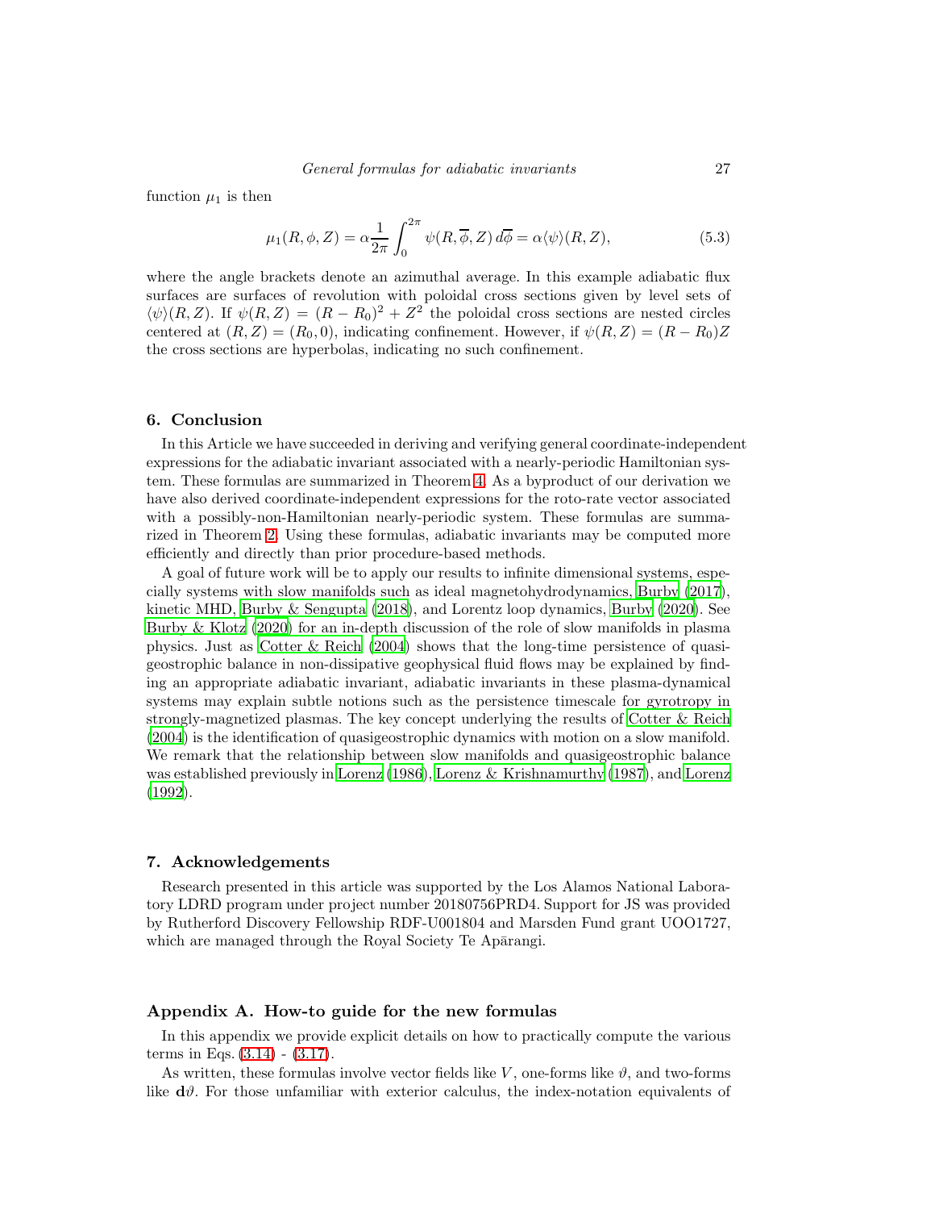function $\mu_1$ is then

$$\mu_1(R,\phi,Z) = \alpha\frac{1}{2\pi}\int_0^{2\pi}\psi(R,\overline{\phi},Z)\,d\overline{\phi} = \alpha\langle\psi\rangle(R,Z), \tag{5.3}$$

where the angle brackets denote an azimuthal average. In this example adiabatic flux surfaces are surfaces of revolution with poloidal cross sections given by level sets of $\langle\psi\rangle(R,Z)$. If $\psi(R,Z) = (R-R_0)^2 + Z^2$ the poloidal cross sections are nested circles centered at $(R,Z) = (R_0,0)$, indicating confinement. However, if $\psi(R,Z) = (R-R_0)Z$ the cross sections are hyperbolas, indicating no such confinement.

## 6. Conclusion

In this Article we have succeeded in deriving and verifying general coordinate-independent expressions for the adiabatic invariant associated with a nearly-periodic Hamiltonian system. These formulas are summarized in Theorem 4. As a byproduct of our derivation we have also derived coordinate-independent expressions for the roto-rate vector associated with a possibly-non-Hamiltonian nearly-periodic system. These formulas are summarized in Theorem 2. Using these formulas, adiabatic invariants may be computed more efficiently and directly than prior procedure-based methods.

A goal of future work will be to apply our results to infinite dimensional systems, especially systems with slow manifolds such as ideal magnetohydrodynamics, Burby (2017), kinetic MHD, Burby & Sengupta (2018), and Lorentz loop dynamics, Burby (2020). See Burby & Klotz (2020) for an in-depth discussion of the role of slow manifolds in plasma physics. Just as Cotter & Reich (2004) shows that the long-time persistence of quasigeostrophic balance in non-dissipative geophysical fluid flows may be explained by finding an appropriate adiabatic invariant, adiabatic invariants in these plasma-dynamical systems may explain subtle notions such as the persistence timescale for gyrotropy in strongly-magnetized plasmas. The key concept underlying the results of Cotter & Reich (2004) is the identification of quasigeostrophic dynamics with motion on a slow manifold. We remark that the relationship between slow manifolds and quasigeostrophic balance was established previously in Lorenz (1986), Lorenz & Krishnamurthy (1987), and Lorenz (1992).

## 7. Acknowledgements

Research presented in this article was supported by the Los Alamos National Laboratory LDRD program under project number 20180756PRD4. Support for JS was provided by Rutherford Discovery Fellowship RDF-U001804 and Marsden Fund grant UOO1727, which are managed through the Royal Society Te Apārangi.

## Appendix A. How-to guide for the new formulas

In this appendix we provide explicit details on how to practically compute the various terms in Eqs. (3.14) - (3.17).

As written, these formulas involve vector fields like $V$, one-forms like $\vartheta$, and two-forms like $\mathbf{d}\vartheta$. For those unfamiliar with exterior calculus, the index-notation equivalents of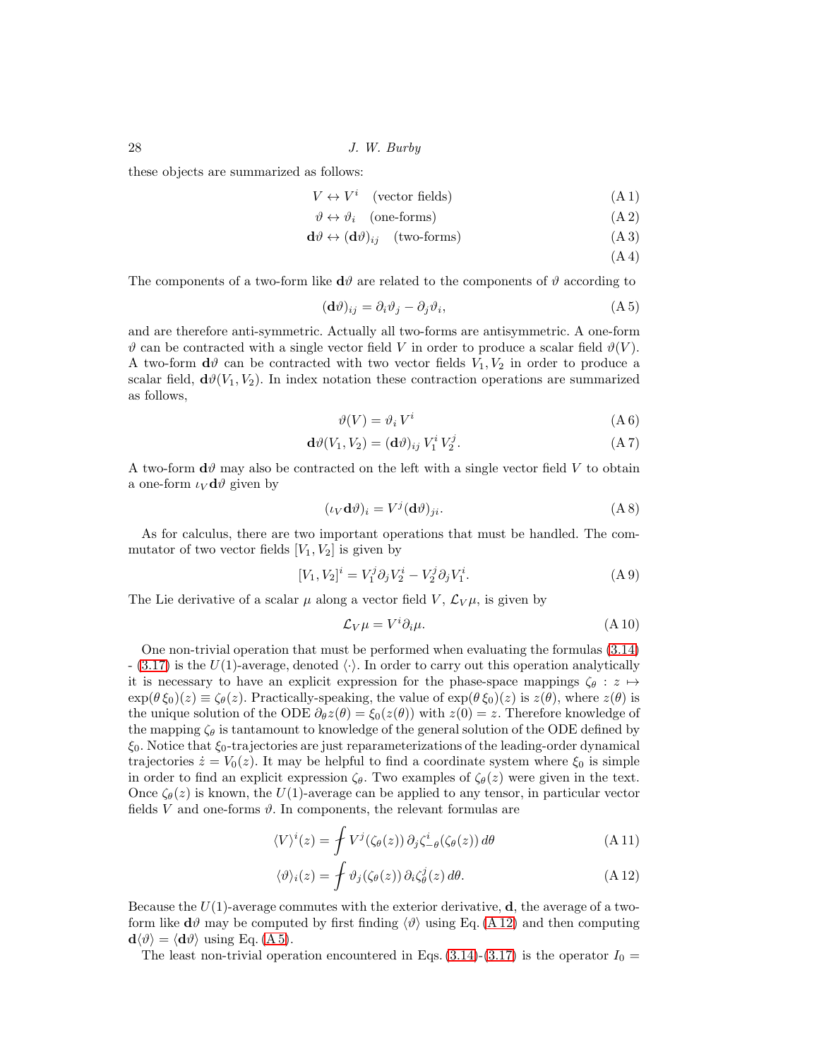these objects are summarized as follows:

$$V \leftrightarrow V^i \quad \text{(vector fields)} \tag{A 1}$$

$$\vartheta \leftrightarrow \vartheta_i \quad \text{(one-forms)} \tag{A 2}$$

$$\mathbf{d}\vartheta \leftrightarrow (\mathbf{d}\vartheta)_{ij} \quad \text{(two-forms)} \tag{A 3}$$

$$\tag{A 4}$$

The components of a two-form like $\mathbf{d}\vartheta$ are related to the components of $\vartheta$ according to

$$(\mathbf{d}\vartheta)_{ij} = \partial_i \vartheta_j - \partial_j \vartheta_i, \tag{A 5}$$

and are therefore anti-symmetric. Actually all two-forms are antisymmetric. A one-form $\vartheta$ can be contracted with a single vector field $V$ in order to produce a scalar field $\vartheta(V)$. A two-form $\mathbf{d}\vartheta$ can be contracted with two vector fields $V_1, V_2$ in order to produce a scalar field, $\mathbf{d}\vartheta(V_1, V_2)$. In index notation these contraction operations are summarized as follows,

$$\vartheta(V) = \vartheta_i \, V^i \tag{A 6}$$

$$\mathbf{d}\vartheta(V_1, V_2) = (\mathbf{d}\vartheta)_{ij} \, V_1^i \, V_2^j. \tag{A 7}$$

A two-form $\mathbf{d}\vartheta$ may also be contracted on the left with a single vector field $V$ to obtain a one-form $\iota_V \mathbf{d}\vartheta$ given by

$$(\iota_V \mathbf{d}\vartheta)_i = V^j (\mathbf{d}\vartheta)_{ji}. \tag{A 8}$$

As for calculus, there are two important operations that must be handled. The commutator of two vector fields $[V_1, V_2]$ is given by

$$[V_1, V_2]^i = V_1^j \partial_j V_2^i - V_2^j \partial_j V_1^i. \tag{A 9}$$

The Lie derivative of a scalar $\mu$ along a vector field $V$, $\mathcal{L}_V \mu$, is given by

$$\mathcal{L}_V \mu = V^i \partial_i \mu. \tag{A 10}$$

One non-trivial operation that must be performed when evaluating the formulas (3.14) - (3.17) is the $U(1)$-average, denoted $\langle \cdot \rangle$. In order to carry out this operation analytically it is necessary to have an explicit expression for the phase-space mappings $\zeta_\theta : z \mapsto \exp(\theta \, \xi_0)(z) \equiv \zeta_\theta(z)$. Practically-speaking, the value of $\exp(\theta \, \xi_0)(z)$ is $z(\theta)$, where $z(\theta)$ is the unique solution of the ODE $\partial_\theta z(\theta) = \xi_0(z(\theta))$ with $z(0) = z$. Therefore knowledge of the mapping $\zeta_\theta$ is tantamount to knowledge of the general solution of the ODE defined by $\xi_0$. Notice that $\xi_0$-trajectories are just reparameterizations of the leading-order dynamical trajectories $\dot{z} = V_0(z)$. It may be helpful to find a coordinate system where $\xi_0$ is simple in order to find an explicit expression $\zeta_\theta$. Two examples of $\zeta_\theta(z)$ were given in the text. Once $\zeta_\theta(z)$ is known, the $U(1)$-average can be applied to any tensor, in particular vector fields $V$ and one-forms $\vartheta$. In components, the relevant formulas are

$$\langle V \rangle^i(z) = \fint V^j(\zeta_\theta(z)) \, \partial_j \zeta^i_{-\theta}(\zeta_\theta(z)) \, d\theta \tag{A 11}$$

$$\langle \vartheta \rangle_i(z) = \fint \vartheta_j(\zeta_\theta(z)) \, \partial_i \zeta^j_\theta(z) \, d\theta. \tag{A 12}$$

Because the $U(1)$-average commutes with the exterior derivative, $\mathbf{d}$, the average of a two-form like $\mathbf{d}\vartheta$ may be computed by first finding $\langle \vartheta \rangle$ using Eq. (A 12) and then computing $\mathbf{d}\langle \vartheta \rangle = \langle \mathbf{d}\vartheta \rangle$ using Eq. (A 5).

The least non-trivial operation encountered in Eqs. (3.14)-(3.17) is the operator $I_0 =$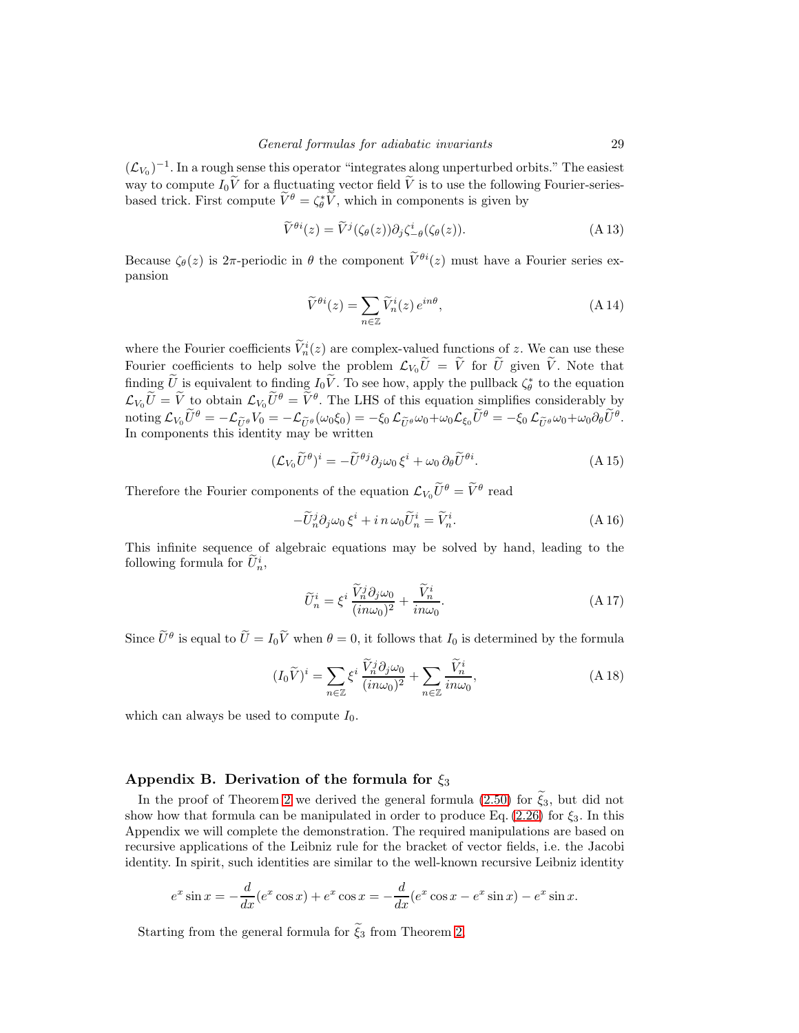$(\mathcal{L}_{V_0})^{-1}$. In a rough sense this operator "integrates along unperturbed orbits." The easiest way to compute $I_0\widetilde{V}$ for a fluctuating vector field $\widetilde{V}$ is to use the following Fourier-series-based trick. First compute $\widetilde{V}^\theta = \zeta_\theta^*\widetilde{V}$, which in components is given by

$$\widetilde{V}^{\theta i}(z) = \widetilde{V}^j(\zeta_\theta(z))\partial_j\zeta_{-\theta}^i(\zeta_\theta(z)). \tag{A 13}$$

Because $\zeta_\theta(z)$ is $2\pi$-periodic in $\theta$ the component $\widetilde{V}^{\theta i}(z)$ must have a Fourier series expansion

$$\widetilde{V}^{\theta i}(z) = \sum_{n\in\mathbb{Z}} \widetilde{V}_n^i(z)\, e^{in\theta}, \tag{A 14}$$

where the Fourier coefficients $\widetilde{V}_n^i(z)$ are complex-valued functions of $z$. We can use these Fourier coefficients to help solve the problem $\mathcal{L}_{V_0}\widetilde{U} = \widetilde{V}$ for $\widetilde{U}$ given $\widetilde{V}$. Note that finding $\widetilde{U}$ is equivalent to finding $I_0\widetilde{V}$. To see how, apply the pullback $\zeta_\theta^*$ to the equation $\mathcal{L}_{V_0}\widetilde{U} = \widetilde{V}$ to obtain $\mathcal{L}_{V_0}\widetilde{U}^\theta = \widetilde{V}^\theta$. The LHS of this equation simplifies considerably by noting $\mathcal{L}_{V_0}\widetilde{U}^\theta = -\mathcal{L}_{\widetilde{U}^\theta}V_0 = -\mathcal{L}_{\widetilde{U}^\theta}(\omega_0\xi_0) = -\xi_0\,\mathcal{L}_{\widetilde{U}^\theta}\omega_0 + \omega_0\mathcal{L}_{\xi_0}\widetilde{U}^\theta = -\xi_0\,\mathcal{L}_{\widetilde{U}^\theta}\omega_0 + \omega_0\partial_\theta\widetilde{U}^\theta$. In components this identity may be written

$$(\mathcal{L}_{V_0}\widetilde{U}^\theta)^i = -\widetilde{U}^{\theta j}\partial_j\omega_0\,\xi^i + \omega_0\,\partial_\theta\widetilde{U}^{\theta i}. \tag{A 15}$$

Therefore the Fourier components of the equation $\mathcal{L}_{V_0}\widetilde{U}^\theta = \widetilde{V}^\theta$ read

$$-\widetilde{U}_n^j\partial_j\omega_0\,\xi^i + i\,n\,\omega_0\widetilde{U}_n^i = \widetilde{V}_n^i. \tag{A 16}$$

This infinite sequence of algebraic equations may be solved by hand, leading to the following formula for $\widetilde{U}_n^i$,

$$\widetilde{U}_n^i = \xi^i\,\frac{\widetilde{V}_n^j\partial_j\omega_0}{(in\omega_0)^2} + \frac{\widetilde{V}_n^i}{in\omega_0}. \tag{A 17}$$

Since $\widetilde{U}^\theta$ is equal to $\widetilde{U} = I_0\widetilde{V}$ when $\theta = 0$, it follows that $I_0$ is determined by the formula

$$(I_0\widetilde{V})^i = \sum_{n\in\mathbb{Z}}\xi^i\,\frac{\widetilde{V}_n^j\partial_j\omega_0}{(in\omega_0)^2} + \sum_{n\in\mathbb{Z}}\frac{\widetilde{V}_n^i}{in\omega_0}, \tag{A 18}$$

which can always be used to compute $I_0$.

## Appendix B. Derivation of the formula for $\xi_3$

In the proof of Theorem 2 we derived the general formula (2.50) for $\widetilde{\xi}_3$, but did not show how that formula can be manipulated in order to produce Eq. (2.26) for $\xi_3$. In this Appendix we will complete the demonstration. The required manipulations are based on recursive applications of the Leibniz rule for the bracket of vector fields, i.e. the Jacobi identity. In spirit, such identities are similar to the well-known recursive Leibniz identity

$$e^x\sin x = -\frac{d}{dx}(e^x\cos x) + e^x\cos x = -\frac{d}{dx}(e^x\cos x - e^x\sin x) - e^x\sin x.$$

Starting from the general formula for $\widetilde{\xi}_3$ from Theorem 2,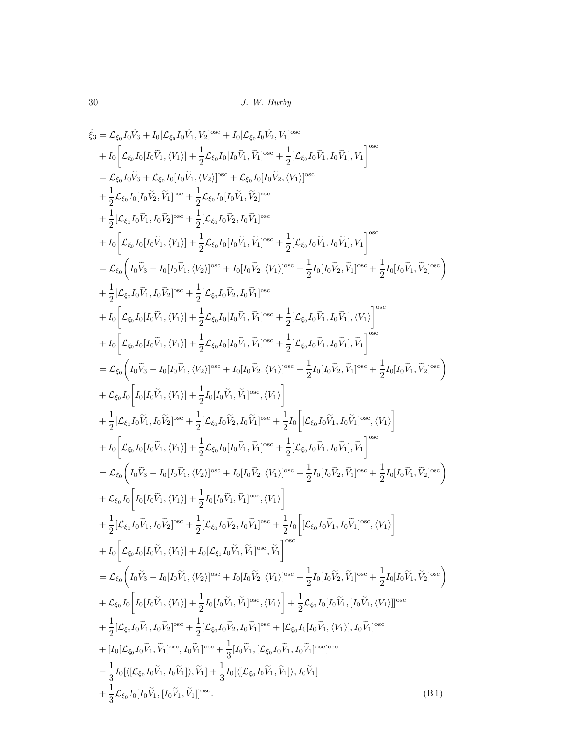$$
\begin{aligned}
\widetilde{\xi}_3 &= \mathcal{L}_{\xi_0} I_0 \widetilde{V}_3 + I_0[\mathcal{L}_{\xi_0} I_0 \widetilde{V}_1, V_2]^{\mathrm{osc}} + I_0[\mathcal{L}_{\xi_0} I_0 \widetilde{V}_2, V_1]^{\mathrm{osc}} \\
&+ I_0\bigg[\mathcal{L}_{\xi_0} I_0[I_0\widetilde{V}_1, \langle V_1\rangle] + \frac{1}{2}\mathcal{L}_{\xi_0} I_0[I_0\widetilde{V}_1, \widetilde{V}_1]^{\mathrm{osc}} + \frac{1}{2}[\mathcal{L}_{\xi_0} I_0\widetilde{V}_1, I_0\widetilde{V}_1], V_1\bigg]^{\mathrm{osc}} \\
&= \mathcal{L}_{\xi_0} I_0 \widetilde{V}_3 + \mathcal{L}_{\xi_0} I_0[I_0\widetilde{V}_1, \langle V_2\rangle]^{\mathrm{osc}} + \mathcal{L}_{\xi_0} I_0[I_0\widetilde{V}_2, \langle V_1\rangle]^{\mathrm{osc}} \\
&+ \frac{1}{2}\mathcal{L}_{\xi_0} I_0[I_0\widetilde{V}_2, \widetilde{V}_1]^{\mathrm{osc}} + \frac{1}{2}\mathcal{L}_{\xi_0} I_0[I_0\widetilde{V}_1, \widetilde{V}_2]^{\mathrm{osc}} \\
&+ \frac{1}{2}[\mathcal{L}_{\xi_0} I_0\widetilde{V}_1, I_0\widetilde{V}_2]^{\mathrm{osc}} + \frac{1}{2}[\mathcal{L}_{\xi_0} I_0\widetilde{V}_2, I_0\widetilde{V}_1]^{\mathrm{osc}} \\
&+ I_0\bigg[\mathcal{L}_{\xi_0} I_0[I_0\widetilde{V}_1, \langle V_1\rangle] + \frac{1}{2}\mathcal{L}_{\xi_0} I_0[I_0\widetilde{V}_1, \widetilde{V}_1]^{\mathrm{osc}} + \frac{1}{2}[\mathcal{L}_{\xi_0} I_0\widetilde{V}_1, I_0\widetilde{V}_1], V_1\bigg]^{\mathrm{osc}} \\
&= \mathcal{L}_{\xi_0}\bigg(I_0\widetilde{V}_3 + I_0[I_0\widetilde{V}_1, \langle V_2\rangle]^{\mathrm{osc}} + I_0[I_0\widetilde{V}_2, \langle V_1\rangle]^{\mathrm{osc}} + \frac{1}{2}I_0[I_0\widetilde{V}_2, \widetilde{V}_1]^{\mathrm{osc}} + \frac{1}{2}I_0[I_0\widetilde{V}_1, \widetilde{V}_2]^{\mathrm{osc}}\bigg) \\
&+ \frac{1}{2}[\mathcal{L}_{\xi_0} I_0\widetilde{V}_1, I_0\widetilde{V}_2]^{\mathrm{osc}} + \frac{1}{2}[\mathcal{L}_{\xi_0} I_0\widetilde{V}_2, I_0\widetilde{V}_1]^{\mathrm{osc}} \\
&+ I_0\bigg[\mathcal{L}_{\xi_0} I_0[I_0\widetilde{V}_1, \langle V_1\rangle] + \frac{1}{2}\mathcal{L}_{\xi_0} I_0[I_0\widetilde{V}_1, \widetilde{V}_1]^{\mathrm{osc}} + \frac{1}{2}[\mathcal{L}_{\xi_0} I_0\widetilde{V}_1, I_0\widetilde{V}_1], \langle V_1\rangle\bigg]^{\mathrm{osc}} \\
&+ I_0\bigg[\mathcal{L}_{\xi_0} I_0[I_0\widetilde{V}_1, \langle V_1\rangle] + \frac{1}{2}\mathcal{L}_{\xi_0} I_0[I_0\widetilde{V}_1, \widetilde{V}_1]^{\mathrm{osc}} + \frac{1}{2}[\mathcal{L}_{\xi_0} I_0\widetilde{V}_1, I_0\widetilde{V}_1], \widetilde{V}_1\bigg]^{\mathrm{osc}} \\
&= \mathcal{L}_{\xi_0}\bigg(I_0\widetilde{V}_3 + I_0[I_0\widetilde{V}_1, \langle V_2\rangle]^{\mathrm{osc}} + I_0[I_0\widetilde{V}_2, \langle V_1\rangle]^{\mathrm{osc}} + \frac{1}{2}I_0[I_0\widetilde{V}_2, \widetilde{V}_1]^{\mathrm{osc}} + \frac{1}{2}I_0[I_0\widetilde{V}_1, \widetilde{V}_2]^{\mathrm{osc}}\bigg) \\
&+ \mathcal{L}_{\xi_0} I_0\bigg[I_0[I_0\widetilde{V}_1, \langle V_1\rangle] + \frac{1}{2}I_0[I_0\widetilde{V}_1, \widetilde{V}_1]^{\mathrm{osc}}, \langle V_1\rangle\bigg] \\
&+ \frac{1}{2}[\mathcal{L}_{\xi_0} I_0\widetilde{V}_1, I_0\widetilde{V}_2]^{\mathrm{osc}} + \frac{1}{2}[\mathcal{L}_{\xi_0} I_0\widetilde{V}_2, I_0\widetilde{V}_1]^{\mathrm{osc}} + \frac{1}{2}I_0\bigg[[\mathcal{L}_{\xi_0} I_0\widetilde{V}_1, I_0\widetilde{V}_1]^{\mathrm{osc}}, \langle V_1\rangle\bigg] \\
&+ I_0\bigg[\mathcal{L}_{\xi_0} I_0[I_0\widetilde{V}_1, \langle V_1\rangle] + \frac{1}{2}\mathcal{L}_{\xi_0} I_0[I_0\widetilde{V}_1, \widetilde{V}_1]^{\mathrm{osc}} + \frac{1}{2}[\mathcal{L}_{\xi_0} I_0\widetilde{V}_1, I_0\widetilde{V}_1], \widetilde{V}_1\bigg]^{\mathrm{osc}} \\
&= \mathcal{L}_{\xi_0}\bigg(I_0\widetilde{V}_3 + I_0[I_0\widetilde{V}_1, \langle V_2\rangle]^{\mathrm{osc}} + I_0[I_0\widetilde{V}_2, \langle V_1\rangle]^{\mathrm{osc}} + \frac{1}{2}I_0[I_0\widetilde{V}_2, \widetilde{V}_1]^{\mathrm{osc}} + \frac{1}{2}I_0[I_0\widetilde{V}_1, \widetilde{V}_2]^{\mathrm{osc}}\bigg) \\
&+ \mathcal{L}_{\xi_0} I_0\bigg[I_0[I_0\widetilde{V}_1, \langle V_1\rangle] + \frac{1}{2}I_0[I_0\widetilde{V}_1, \widetilde{V}_1]^{\mathrm{osc}}, \langle V_1\rangle\bigg] \\
&+ \frac{1}{2}[\mathcal{L}_{\xi_0} I_0\widetilde{V}_1, I_0\widetilde{V}_2]^{\mathrm{osc}} + \frac{1}{2}[\mathcal{L}_{\xi_0} I_0\widetilde{V}_2, I_0\widetilde{V}_1]^{\mathrm{osc}} + \frac{1}{2}I_0\bigg[[\mathcal{L}_{\xi_0} I_0\widetilde{V}_1, I_0\widetilde{V}_1]^{\mathrm{osc}}, \langle V_1\rangle\bigg] \\
&+ I_0\bigg[\mathcal{L}_{\xi_0} I_0[I_0\widetilde{V}_1, \langle V_1\rangle] + I_0[\mathcal{L}_{\xi_0} I_0\widetilde{V}_1, \widetilde{V}_1]^{\mathrm{osc}}, \widetilde{V}_1\bigg]^{\mathrm{osc}} \\
&= \mathcal{L}_{\xi_0}\bigg(I_0\widetilde{V}_3 + I_0[I_0\widetilde{V}_1, \langle V_2\rangle]^{\mathrm{osc}} + I_0[I_0\widetilde{V}_2, \langle V_1\rangle]^{\mathrm{osc}} + \frac{1}{2}I_0[I_0\widetilde{V}_2, \widetilde{V}_1]^{\mathrm{osc}} + \frac{1}{2}I_0[I_0\widetilde{V}_1, \widetilde{V}_2]^{\mathrm{osc}}\bigg) \\
&+ \mathcal{L}_{\xi_0} I_0\bigg[I_0[I_0\widetilde{V}_1, \langle V_1\rangle] + \frac{1}{2}I_0[I_0\widetilde{V}_1, \widetilde{V}_1]^{\mathrm{osc}}, \langle V_1\rangle\bigg] + \frac{1}{2}\mathcal{L}_{\xi_0} I_0[I_0\widetilde{V}_1, [I_0\widetilde{V}_1, \langle V_1\rangle]]^{\mathrm{osc}} \\
&+ \frac{1}{2}[\mathcal{L}_{\xi_0} I_0\widetilde{V}_1, I_0\widetilde{V}_2]^{\mathrm{osc}} + \frac{1}{2}[\mathcal{L}_{\xi_0} I_0\widetilde{V}_2, I_0\widetilde{V}_1]^{\mathrm{osc}} + [\mathcal{L}_{\xi_0} I_0[I_0\widetilde{V}_1, \langle V_1\rangle], I_0\widetilde{V}_1]^{\mathrm{osc}} \\
&+ [I_0[\mathcal{L}_{\xi_0} I_0\widetilde{V}_1, \widetilde{V}_1]^{\mathrm{osc}}, I_0\widetilde{V}_1]^{\mathrm{osc}} + \frac{1}{3}[I_0\widetilde{V}_1, [\mathcal{L}_{\xi_0} I_0\widetilde{V}_1, I_0\widetilde{V}_1]^{\mathrm{osc}}]^{\mathrm{osc}} \\
&- \frac{1}{3}I_0[\langle[\mathcal{L}_{\xi_0} I_0\widetilde{V}_1, I_0\widetilde{V}_1]\rangle, \widetilde{V}_1] + \frac{1}{3}I_0[\langle[\mathcal{L}_{\xi_0} I_0\widetilde{V}_1, \widetilde{V}_1]\rangle, I_0\widetilde{V}_1] \\
&+ \frac{1}{3}\mathcal{L}_{\xi_0} I_0[I_0\widetilde{V}_1, [I_0\widetilde{V}_1, \widetilde{V}_1]]^{\mathrm{osc}}.
\end{aligned}
\tag{B 1}
$$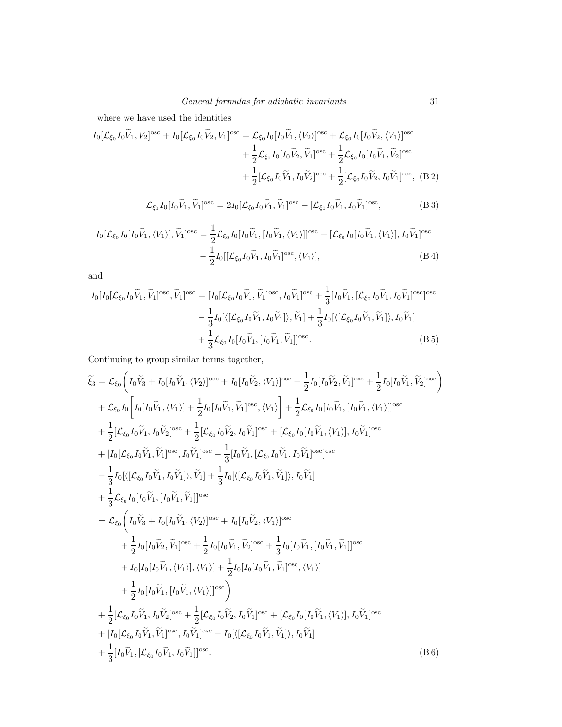where we have used the identities

$$
\begin{aligned}
I_0[\mathcal{L}_{\xi_0} I_0\widetilde{V}_1, V_2]^{\rm osc} + I_0[\mathcal{L}_{\xi_0} I_0\widetilde{V}_2, V_1]^{\rm osc} &= \mathcal{L}_{\xi_0} I_0[I_0\widetilde{V}_1, \langle V_2\rangle]^{\rm osc} + \mathcal{L}_{\xi_0} I_0[I_0\widetilde{V}_2, \langle V_1\rangle]^{\rm osc} \\
&+ \frac{1}{2}\mathcal{L}_{\xi_0} I_0[I_0\widetilde{V}_2, \widetilde{V}_1]^{\rm osc} + \frac{1}{2}\mathcal{L}_{\xi_0} I_0[I_0\widetilde{V}_1, \widetilde{V}_2]^{\rm osc} \\
&+ \frac{1}{2}[\mathcal{L}_{\xi_0} I_0\widetilde{V}_1, I_0\widetilde{V}_2]^{\rm osc} + \frac{1}{2}[\mathcal{L}_{\xi_0} I_0\widetilde{V}_2, I_0\widetilde{V}_1]^{\rm osc}, \quad \text{(B 2)}
\end{aligned}
$$

$$
\mathcal{L}_{\xi_0} I_0[I_0\widetilde{V}_1, \widetilde{V}_1]^{\rm osc} = 2I_0[\mathcal{L}_{\xi_0} I_0\widetilde{V}_1, \widetilde{V}_1]^{\rm osc} - [\mathcal{L}_{\xi_0} I_0\widetilde{V}_1, I_0\widetilde{V}_1]^{\rm osc}, \qquad \text{(B 3)}
$$

$$
\begin{aligned}
I_0[\mathcal{L}_{\xi_0} I_0[I_0\widetilde{V}_1, \langle V_1\rangle], \widetilde{V}_1]^{\rm osc} &= \frac{1}{2}\mathcal{L}_{\xi_0} I_0[I_0\widetilde{V}_1, [I_0\widetilde{V}_1, \langle V_1\rangle]]^{\rm osc} + [\mathcal{L}_{\xi_0} I_0[I_0\widetilde{V}_1, \langle V_1\rangle], I_0\widetilde{V}_1]^{\rm osc} \\
&- \frac{1}{2} I_0[[\mathcal{L}_{\xi_0} I_0\widetilde{V}_1, I_0\widetilde{V}_1]^{\rm osc}, \langle V_1\rangle], \qquad \text{(B 4)}
\end{aligned}
$$

and

$$
\begin{aligned}
I_0[I_0[\mathcal{L}_{\xi_0} I_0\widetilde{V}_1, \widetilde{V}_1]^{\rm osc}, \widetilde{V}_1]^{\rm osc} &= [I_0[\mathcal{L}_{\xi_0} I_0\widetilde{V}_1, \widetilde{V}_1]^{\rm osc}, I_0\widetilde{V}_1]^{\rm osc} + \frac{1}{3}[I_0\widetilde{V}_1, [\mathcal{L}_{\xi_0} I_0\widetilde{V}_1, I_0\widetilde{V}_1]^{\rm osc}]^{\rm osc} \\
&- \frac{1}{3} I_0[\langle[\mathcal{L}_{\xi_0} I_0\widetilde{V}_1, I_0\widetilde{V}_1]\rangle, \widetilde{V}_1] + \frac{1}{3} I_0[\langle[\mathcal{L}_{\xi_0} I_0\widetilde{V}_1, \widetilde{V}_1]\rangle, I_0\widetilde{V}_1] \\
&+ \frac{1}{3}\mathcal{L}_{\xi_0} I_0[I_0\widetilde{V}_1, [I_0\widetilde{V}_1, \widetilde{V}_1]]^{\rm osc}. \qquad \text{(B 5)}
\end{aligned}
$$

Continuing to group similar terms together,

$$
\begin{aligned}
\widetilde{\xi}_3 &= \mathcal{L}_{\xi_0}\bigg( I_0\widetilde{V}_3 + I_0[I_0\widetilde{V}_1, \langle V_2\rangle]^{\rm osc} + I_0[I_0\widetilde{V}_2, \langle V_1\rangle]^{\rm osc} + \frac{1}{2} I_0[I_0\widetilde{V}_2, \widetilde{V}_1]^{\rm osc} + \frac{1}{2} I_0[I_0\widetilde{V}_1, \widetilde{V}_2]^{\rm osc}\bigg) \\
&+ \mathcal{L}_{\xi_0} I_0\bigg[ I_0[I_0\widetilde{V}_1, \langle V_1\rangle] + \frac{1}{2} I_0[I_0\widetilde{V}_1, \widetilde{V}_1]^{\rm osc}, \langle V_1\rangle\bigg] + \frac{1}{2}\mathcal{L}_{\xi_0} I_0[I_0\widetilde{V}_1, [I_0\widetilde{V}_1, \langle V_1\rangle]]^{\rm osc} \\
&+ \frac{1}{2}[\mathcal{L}_{\xi_0} I_0\widetilde{V}_1, I_0\widetilde{V}_2]^{\rm osc} + \frac{1}{2}[\mathcal{L}_{\xi_0} I_0\widetilde{V}_2, I_0\widetilde{V}_1]^{\rm osc} + [\mathcal{L}_{\xi_0} I_0[I_0\widetilde{V}_1, \langle V_1\rangle], I_0\widetilde{V}_1]^{\rm osc} \\
&+ [I_0[\mathcal{L}_{\xi_0} I_0\widetilde{V}_1, \widetilde{V}_1]^{\rm osc}, I_0\widetilde{V}_1]^{\rm osc} + \frac{1}{3}[I_0\widetilde{V}_1, [\mathcal{L}_{\xi_0} I_0\widetilde{V}_1, I_0\widetilde{V}_1]^{\rm osc}]^{\rm osc} \\
&- \frac{1}{3} I_0[\langle[\mathcal{L}_{\xi_0} I_0\widetilde{V}_1, I_0\widetilde{V}_1]\rangle, \widetilde{V}_1] + \frac{1}{3} I_0[\langle[\mathcal{L}_{\xi_0} I_0\widetilde{V}_1, \widetilde{V}_1]\rangle, I_0\widetilde{V}_1] \\
&+ \frac{1}{3}\mathcal{L}_{\xi_0} I_0[I_0\widetilde{V}_1, [I_0\widetilde{V}_1, \widetilde{V}_1]]^{\rm osc} \\
&= \mathcal{L}_{\xi_0}\bigg( I_0\widetilde{V}_3 + I_0[I_0\widetilde{V}_1, \langle V_2\rangle]^{\rm osc} + I_0[I_0\widetilde{V}_2, \langle V_1\rangle]^{\rm osc} \\
&\qquad + \frac{1}{2} I_0[I_0\widetilde{V}_2, \widetilde{V}_1]^{\rm osc} + \frac{1}{2} I_0[I_0\widetilde{V}_1, \widetilde{V}_2]^{\rm osc} + \frac{1}{3} I_0[I_0\widetilde{V}_1, [I_0\widetilde{V}_1, \widetilde{V}_1]]^{\rm osc} \\
&\qquad + I_0[I_0[I_0\widetilde{V}_1, \langle V_1\rangle], \langle V_1\rangle] + \frac{1}{2} I_0[I_0[I_0\widetilde{V}_1, \widetilde{V}_1]^{\rm osc}, \langle V_1\rangle] \\
&\qquad + \frac{1}{2} I_0[I_0\widetilde{V}_1, [I_0\widetilde{V}_1, \langle V_1\rangle]]^{\rm osc}\bigg) \\
&+ \frac{1}{2}[\mathcal{L}_{\xi_0} I_0\widetilde{V}_1, I_0\widetilde{V}_2]^{\rm osc} + \frac{1}{2}[\mathcal{L}_{\xi_0} I_0\widetilde{V}_2, I_0\widetilde{V}_1]^{\rm osc} + [\mathcal{L}_{\xi_0} I_0[I_0\widetilde{V}_1, \langle V_1\rangle], I_0\widetilde{V}_1]^{\rm osc} \\
&+ [I_0[\mathcal{L}_{\xi_0} I_0\widetilde{V}_1, \widetilde{V}_1]^{\rm osc}, I_0\widetilde{V}_1]^{\rm osc} + I_0[\langle[\mathcal{L}_{\xi_0} I_0\widetilde{V}_1, \widetilde{V}_1]\rangle, I_0\widetilde{V}_1] \\
&+ \frac{1}{3}[I_0\widetilde{V}_1, [\mathcal{L}_{\xi_0} I_0\widetilde{V}_1, I_0\widetilde{V}_1]]^{\rm osc}. \qquad \text{(B 6)}
\end{aligned}
$$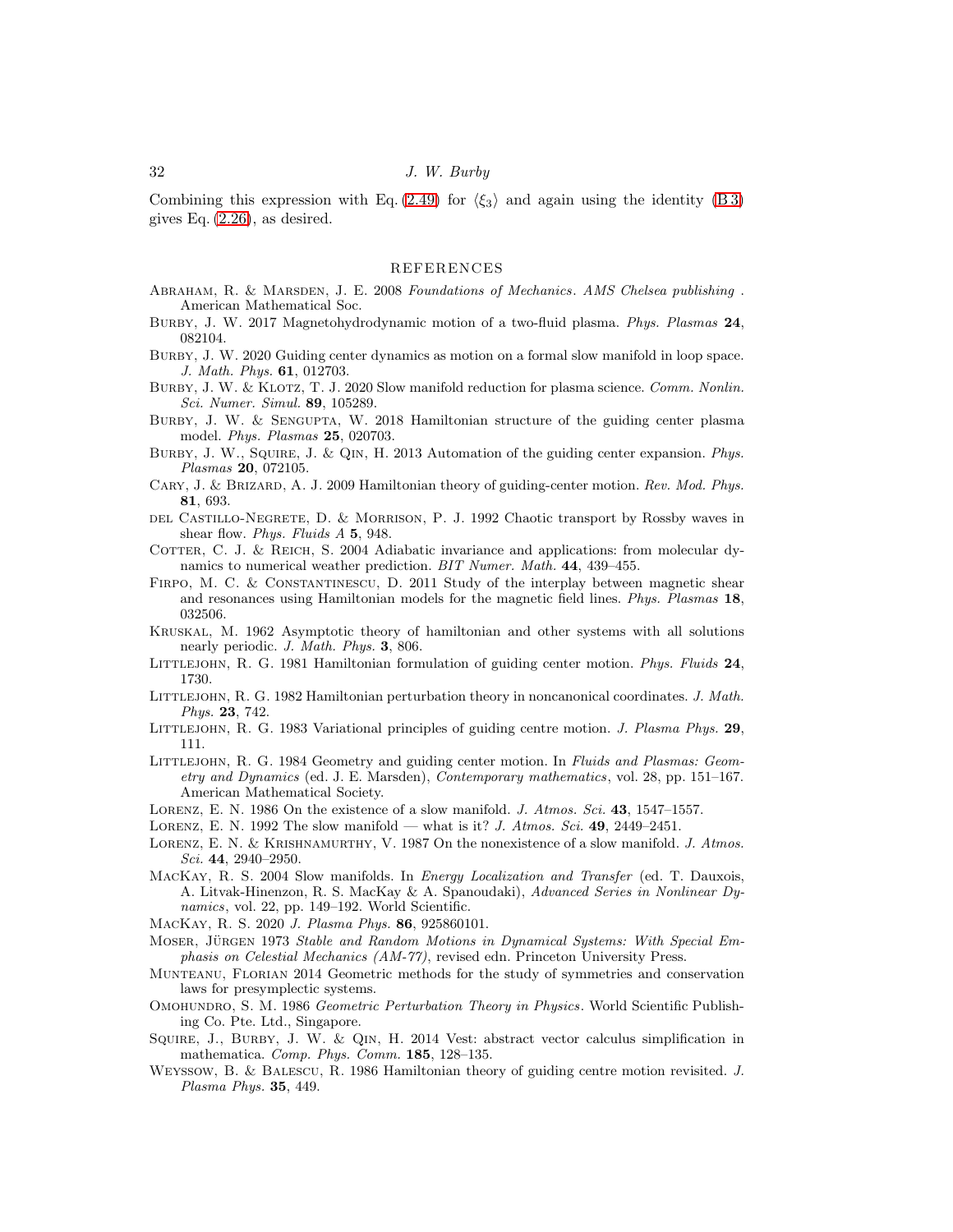Combining this expression with Eq. (2.49) for $\langle \xi_3 \rangle$ and again using the identity (B 3) gives Eq. (2.26), as desired.

## REFERENCES

Abraham, R. & Marsden, J. E. 2008 *Foundations of Mechanics*. *AMS Chelsea publishing* . American Mathematical Soc.

Burby, J. W. 2017 Magnetohydrodynamic motion of a two-fluid plasma. *Phys. Plasmas* **24**, 082104.

Burby, J. W. 2020 Guiding center dynamics as motion on a formal slow manifold in loop space. *J. Math. Phys.* **61**, 012703.

Burby, J. W. & Klotz, T. J. 2020 Slow manifold reduction for plasma science. *Comm. Nonlin. Sci. Numer. Simul.* **89**, 105289.

Burby, J. W. & Sengupta, W. 2018 Hamiltonian structure of the guiding center plasma model. *Phys. Plasmas* **25**, 020703.

Burby, J. W., Squire, J. & Qin, H. 2013 Automation of the guiding center expansion. *Phys. Plasmas* **20**, 072105.

Cary, J. & Brizard, A. J. 2009 Hamiltonian theory of guiding-center motion. *Rev. Mod. Phys.* **81**, 693.

del Castillo-Negrete, D. & Morrison, P. J. 1992 Chaotic transport by Rossby waves in shear flow. *Phys. Fluids A* **5**, 948.

Cotter, C. J. & Reich, S. 2004 Adiabatic invariance and applications: from molecular dynamics to numerical weather prediction. *BIT Numer. Math.* **44**, 439–455.

Firpo, M. C. & Constantinescu, D. 2011 Study of the interplay between magnetic shear and resonances using Hamiltonian models for the magnetic field lines. *Phys. Plasmas* **18**, 032506.

Kruskal, M. 1962 Asymptotic theory of hamiltonian and other systems with all solutions nearly periodic. *J. Math. Phys.* **3**, 806.

Littlejohn, R. G. 1981 Hamiltonian formulation of guiding center motion. *Phys. Fluids* **24**, 1730.

Littlejohn, R. G. 1982 Hamiltonian perturbation theory in noncanonical coordinates. *J. Math. Phys.* **23**, 742.

Littlejohn, R. G. 1983 Variational principles of guiding centre motion. *J. Plasma Phys.* **29**, 111.

Littlejohn, R. G. 1984 Geometry and guiding center motion. In *Fluids and Plasmas: Geometry and Dynamics* (ed. J. E. Marsden), *Contemporary mathematics*, vol. 28, pp. 151–167. American Mathematical Society.

Lorenz, E. N. 1986 On the existence of a slow manifold. *J. Atmos. Sci.* **43**, 1547–1557.

Lorenz, E. N. 1992 The slow manifold — what is it? *J. Atmos. Sci.* **49**, 2449–2451.

Lorenz, E. N. & Krishnamurthy, V. 1987 On the nonexistence of a slow manifold. *J. Atmos. Sci.* **44**, 2940–2950.

MacKay, R. S. 2004 Slow manifolds. In *Energy Localization and Transfer* (ed. T. Dauxois, A. Litvak-Hinenzon, R. S. MacKay & A. Spanoudaki), *Advanced Series in Nonlinear Dynamics*, vol. 22, pp. 149–192. World Scientific.

MacKay, R. S. 2020 *J. Plasma Phys.* **86**, 925860101.

Moser, Jürgen 1973 *Stable and Random Motions in Dynamical Systems: With Special Emphasis on Celestial Mechanics (AM-77)*, revised edn. Princeton University Press.

Munteanu, Florian 2014 Geometric methods for the study of symmetries and conservation laws for presymplectic systems.

Omohundro, S. M. 1986 *Geometric Perturbation Theory in Physics*. World Scientific Publishing Co. Pte. Ltd., Singapore.

Squire, J., Burby, J. W. & Qin, H. 2014 Vest: abstract vector calculus simplification in mathematica. *Comp. Phys. Comm.* **185**, 128–135.

Weyssow, B. & Balescu, R. 1986 Hamiltonian theory of guiding centre motion revisited. *J. Plasma Phys.* **35**, 449.